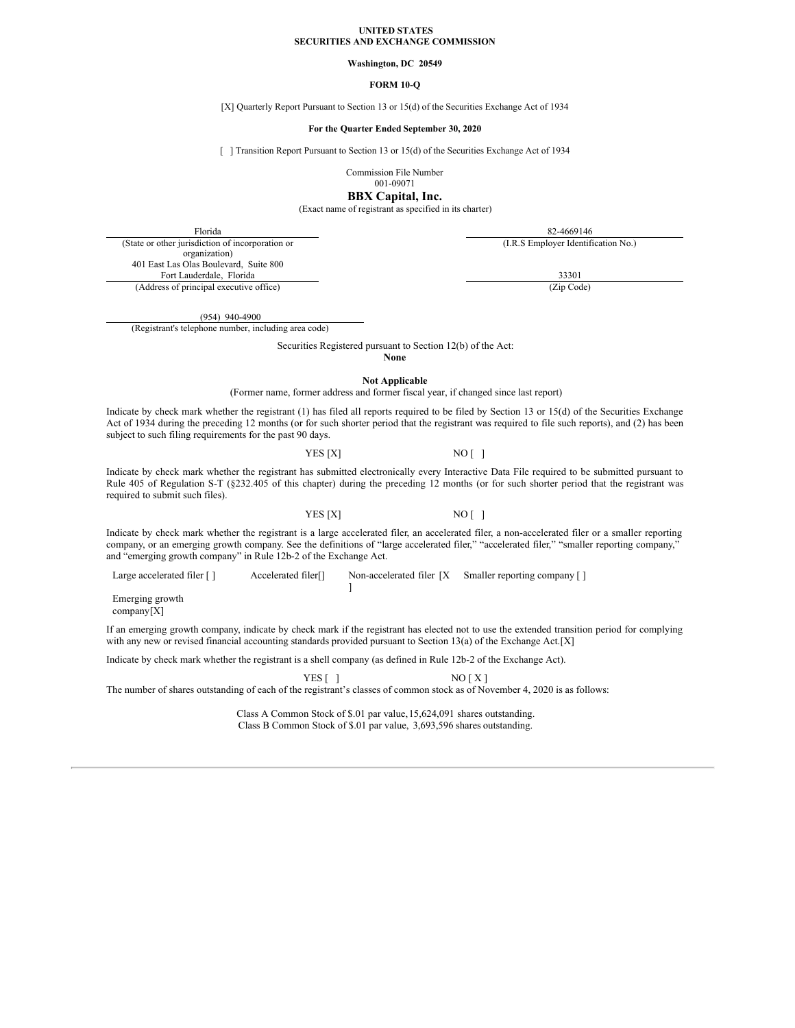**UNITED STATES**
**SECURITIES AND EXCHANGE COMMISSION**

**Washington, DC 20549**

**FORM 10-Q**

[X] Quarterly Report Pursuant to Section 13 or 15(d) of the Securities Exchange Act of 1934

**For the Quarter Ended September 30, 2020**

[ ] Transition Report Pursuant to Section 13 or 15(d) of the Securities Exchange Act of 1934

Commission File Number
001-09071

# BBX Capital, Inc.

(Exact name of registrant as specified in its charter)

| Florida | 82-4669146 |
|---|---|
| (State or other jurisdiction of incorporation or organization) | (I.R.S Employer Identification No.) |
| 401 East Las Olas Boulevard, Suite 800 Fort Lauderdale, Florida | 33301 |
| (Address of principal executive office) | (Zip Code) |

(954) 940-4900
(Registrant's telephone number, including area code)

Securities Registered pursuant to Section 12(b) of the Act:
**None**

**Not Applicable**
(Former name, former address and former fiscal year, if changed since last report)

Indicate by check mark whether the registrant (1) has filed all reports required to be filed by Section 13 or 15(d) of the Securities Exchange Act of 1934 during the preceding 12 months (or for such shorter period that the registrant was required to file such reports), and (2) has been subject to such filing requirements for the past 90 days.

YES [X] NO [ ]

Indicate by check mark whether the registrant has submitted electronically every Interactive Data File required to be submitted pursuant to Rule 405 of Regulation S-T (§232.405 of this chapter) during the preceding 12 months (or for such shorter period that the registrant was required to submit such files).

YES [X] NO [ ]

Indicate by check mark whether the registrant is a large accelerated filer, an accelerated filer, a non-accelerated filer or a smaller reporting company, or an emerging growth company. See the definitions of "large accelerated filer," "accelerated filer," "smaller reporting company," and "emerging growth company" in Rule 12b-2 of the Exchange Act.

| Large accelerated filer [ ] | Accelerated filer[] | Non-accelerated filer [X] | Smaller reporting company [ ] |
|---|---|---|---|
| Emerging growth company[X] | | | |

If an emerging growth company, indicate by check mark if the registrant has elected not to use the extended transition period for complying with any new or revised financial accounting standards provided pursuant to Section 13(a) of the Exchange Act.[X]

Indicate by check mark whether the registrant is a shell company (as defined in Rule 12b-2 of the Exchange Act).

YES [ ] NO [ X ]

The number of shares outstanding of each of the registrant's classes of common stock as of November 4, 2020 is as follows:

Class A Common Stock of $.01 par value, 15,624,091 shares outstanding.
Class B Common Stock of $.01 par value, 3,693,596 shares outstanding.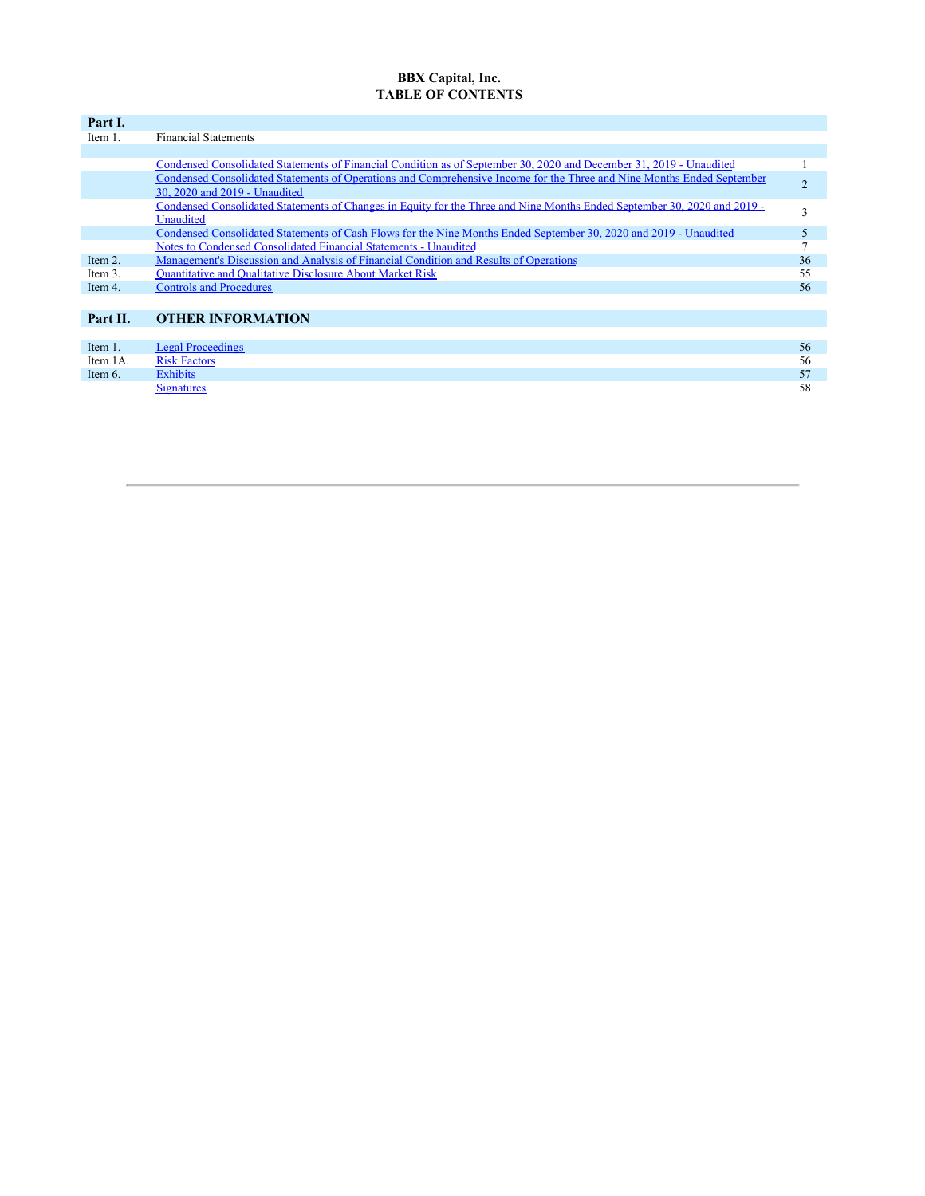# BBX Capital, Inc.
## TABLE OF CONTENTS

| | | |
|---|---|---|
| **Part I.** | | |
| Item 1. | Financial Statements | |
| | | |
| | Condensed Consolidated Statements of Financial Condition as of September 30, 2020 and December 31, 2019 - Unaudited | 1 |
| | Condensed Consolidated Statements of Operations and Comprehensive Income for the Three and Nine Months Ended September 30, 2020 and 2019 - Unaudited | 2 |
| | Condensed Consolidated Statements of Changes in Equity for the Three and Nine Months Ended September 30, 2020 and 2019 - Unaudited | 3 |
| | Condensed Consolidated Statements of Cash Flows for the Nine Months Ended September 30, 2020 and 2019 - Unaudited | 5 |
| | Notes to Condensed Consolidated Financial Statements - Unaudited | 7 |
| Item 2. | Management's Discussion and Analysis of Financial Condition and Results of Operations | 36 |
| Item 3. | Quantitative and Qualitative Disclosure About Market Risk | 55 |
| Item 4. | Controls and Procedures | 56 |
| | | |
| **Part II.** | **OTHER INFORMATION** | |
| | | |
| Item 1. | Legal Proceedings | 56 |
| Item 1A. | Risk Factors | 56 |
| Item 6. | Exhibits | 57 |
| | Signatures | 58 |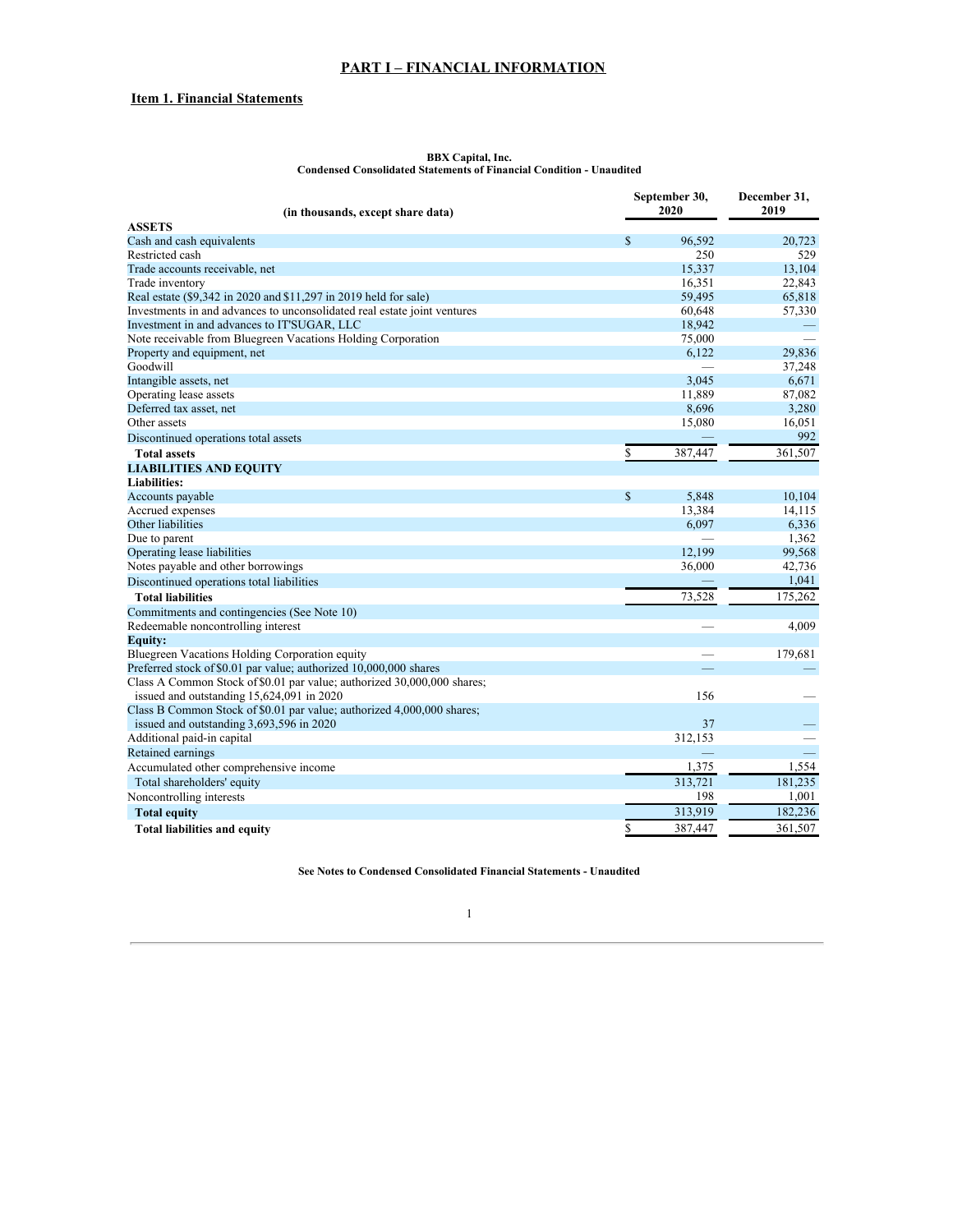# PART I – FINANCIAL INFORMATION

## Item 1. Financial Statements

**BBX Capital, Inc.**
**Condensed Consolidated Statements of Financial Condition - Unaudited**

| (in thousands, except share data) | September 30, 2020 | December 31, 2019 |
|---|---|---|
| **ASSETS** | | |
| Cash and cash equivalents | $ 96,592 | 20,723 |
| Restricted cash | 250 | 529 |
| Trade accounts receivable, net | 15,337 | 13,104 |
| Trade inventory | 16,351 | 22,843 |
| Real estate ($9,342 in 2020 and $11,297 in 2019 held for sale) | 59,495 | 65,818 |
| Investments in and advances to unconsolidated real estate joint ventures | 60,648 | 57,330 |
| Investment in and advances to IT'SUGAR, LLC | 18,942 | — |
| Note receivable from Bluegreen Vacations Holding Corporation | 75,000 | — |
| Property and equipment, net | 6,122 | 29,836 |
| Goodwill | — | 37,248 |
| Intangible assets, net | 3,045 | 6,671 |
| Operating lease assets | 11,889 | 87,082 |
| Deferred tax asset, net | 8,696 | 3,280 |
| Other assets | 15,080 | 16,051 |
| Discontinued operations total assets | — | 992 |
| **Total assets** | $ 387,447 | 361,507 |
| **LIABILITIES AND EQUITY** | | |
| **Liabilities:** | | |
| Accounts payable | $ 5,848 | 10,104 |
| Accrued expenses | 13,384 | 14,115 |
| Other liabilities | 6,097 | 6,336 |
| Due to parent | — | 1,362 |
| Operating lease liabilities | 12,199 | 99,568 |
| Notes payable and other borrowings | 36,000 | 42,736 |
| Discontinued operations total liabilities | — | 1,041 |
| **Total liabilities** | 73,528 | 175,262 |
| Commitments and contingencies (See Note 10) | | |
| Redeemable noncontrolling interest | — | 4,009 |
| **Equity:** | | |
| Bluegreen Vacations Holding Corporation equity | — | 179,681 |
| Preferred stock of $0.01 par value; authorized 10,000,000 shares | — | — |
| Class A Common Stock of $0.01 par value; authorized 30,000,000 shares; issued and outstanding 15,624,091 in 2020 | 156 | — |
| Class B Common Stock of $0.01 par value; authorized 4,000,000 shares; issued and outstanding 3,693,596 in 2020 | 37 | — |
| Additional paid-in capital | 312,153 | — |
| Retained earnings | — | — |
| Accumulated other comprehensive income | 1,375 | 1,554 |
| Total shareholders' equity | 313,721 | 181,235 |
| Noncontrolling interests | 198 | 1,001 |
| **Total equity** | 313,919 | 182,236 |
| **Total liabilities and equity** | $ 387,447 | 361,507 |

**See Notes to Condensed Consolidated Financial Statements - Unaudited**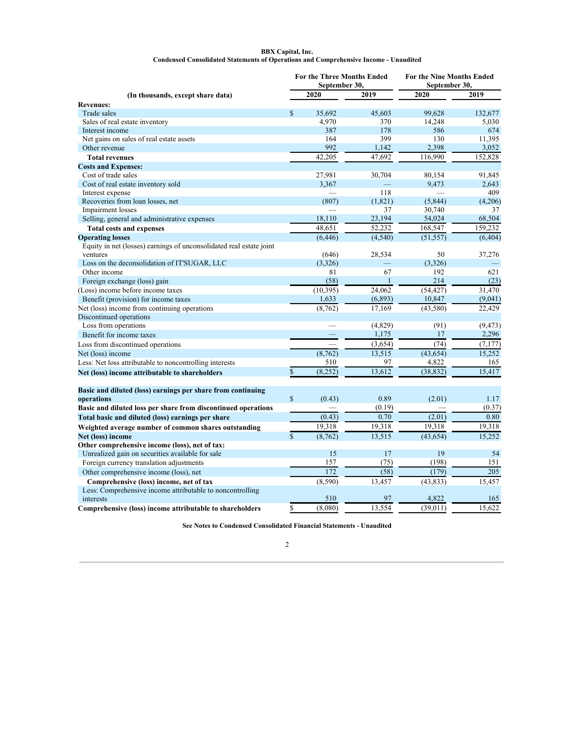**BBX Capital, Inc.**
**Condensed Consolidated Statements of Operations and Comprehensive Income - Unaudited**

| (In thousands, except share data) | For the Three Months Ended September 30, 2020 | For the Three Months Ended September 30, 2019 | For the Nine Months Ended September 30, 2020 | For the Nine Months Ended September 30, 2019 |
|---|---|---|---|---|
| **Revenues:** | | | | |
| Trade sales | $ 35,692 | 45,603 | 99,628 | 132,677 |
| Sales of real estate inventory | 4,970 | 370 | 14,248 | 5,030 |
| Interest income | 387 | 178 | 586 | 674 |
| Net gains on sales of real estate assets | 164 | 399 | 130 | 11,395 |
| Other revenue | 992 | 1,142 | 2,398 | 3,052 |
| **Total revenues** | 42,205 | 47,692 | 116,990 | 152,828 |
| **Costs and Expenses:** | | | | |
| Cost of trade sales | 27,981 | 30,704 | 80,154 | 91,845 |
| Cost of real estate inventory sold | 3,367 | — | 9,473 | 2,643 |
| Interest expense | — | 118 | — | 409 |
| Recoveries from loan losses, net | (807) | (1,821) | (5,844) | (4,206) |
| Impairment losses | — | 37 | 30,740 | 37 |
| Selling, general and administrative expenses | 18,110 | 23,194 | 54,024 | 68,504 |
| **Total costs and expenses** | 48,651 | 52,232 | 168,547 | 159,232 |
| **Operating losses** | (6,446) | (4,540) | (51,557) | (6,404) |
| Equity in net (losses) earnings of unconsolidated real estate joint ventures | (646) | 28,534 | 50 | 37,276 |
| Loss on the deconsolidation of IT'SUGAR, LLC | (3,326) | — | (3,326) | — |
| Other income | 81 | 67 | 192 | 621 |
| Foreign exchange (loss) gain | (58) | 1 | 214 | (23) |
| (Loss) income before income taxes | (10,395) | 24,062 | (54,427) | 31,470 |
| Benefit (provision) for income taxes | 1,633 | (6,893) | 10,847 | (9,041) |
| Net (loss) income from continuing operations | (8,762) | 17,169 | (43,580) | 22,429 |
| Discontinued operations | | | | |
| Loss from operations | — | (4,829) | (91) | (9,473) |
| Benefit for income taxes | — | 1,175 | 17 | 2,296 |
| Loss from discontinued operations | — | (3,654) | (74) | (7,177) |
| Net (loss) income | (8,762) | 13,515 | (43,654) | 15,252 |
| Less: Net loss attributable to noncontrolling interests | 510 | 97 | 4,822 | 165 |
| **Net (loss) income attributable to shareholders** | $ (8,252) | 13,612 | (38,832) | 15,417 |
| | | | | |
| **Basic and diluted (loss) earnings per share from continuing operations** | $ (0.43) | 0.89 | (2.01) | 1.17 |
| **Basic and diluted loss per share from discontinued operations** | — | (0.19) | — | (0.37) |
| **Total basic and diluted (loss) earnings per share** | (0.43) | 0.70 | (2.01) | 0.80 |
| **Weighted average number of common shares outstanding** | 19,318 | 19,318 | 19,318 | 19,318 |
| **Net (loss) income** | $ (8,762) | 13,515 | (43,654) | 15,252 |
| **Other comprehensive income (loss), net of tax:** | | | | |
| Unrealized gain on securities available for sale | 15 | 17 | 19 | 54 |
| Foreign currency translation adjustments | 157 | (75) | (198) | 151 |
| Other comprehensive income (loss), net | 172 | (58) | (179) | 205 |
| **Comprehensive (loss) income, net of tax** | (8,590) | 13,457 | (43,833) | 15,457 |
| Less: Comprehensive income attributable to noncontrolling interests | 510 | 97 | 4,822 | 165 |
| **Comprehensive (loss) income attributable to shareholders** | $ (8,080) | 13,554 | (39,011) | 15,622 |

**See Notes to Condensed Consolidated Financial Statements - Unaudited**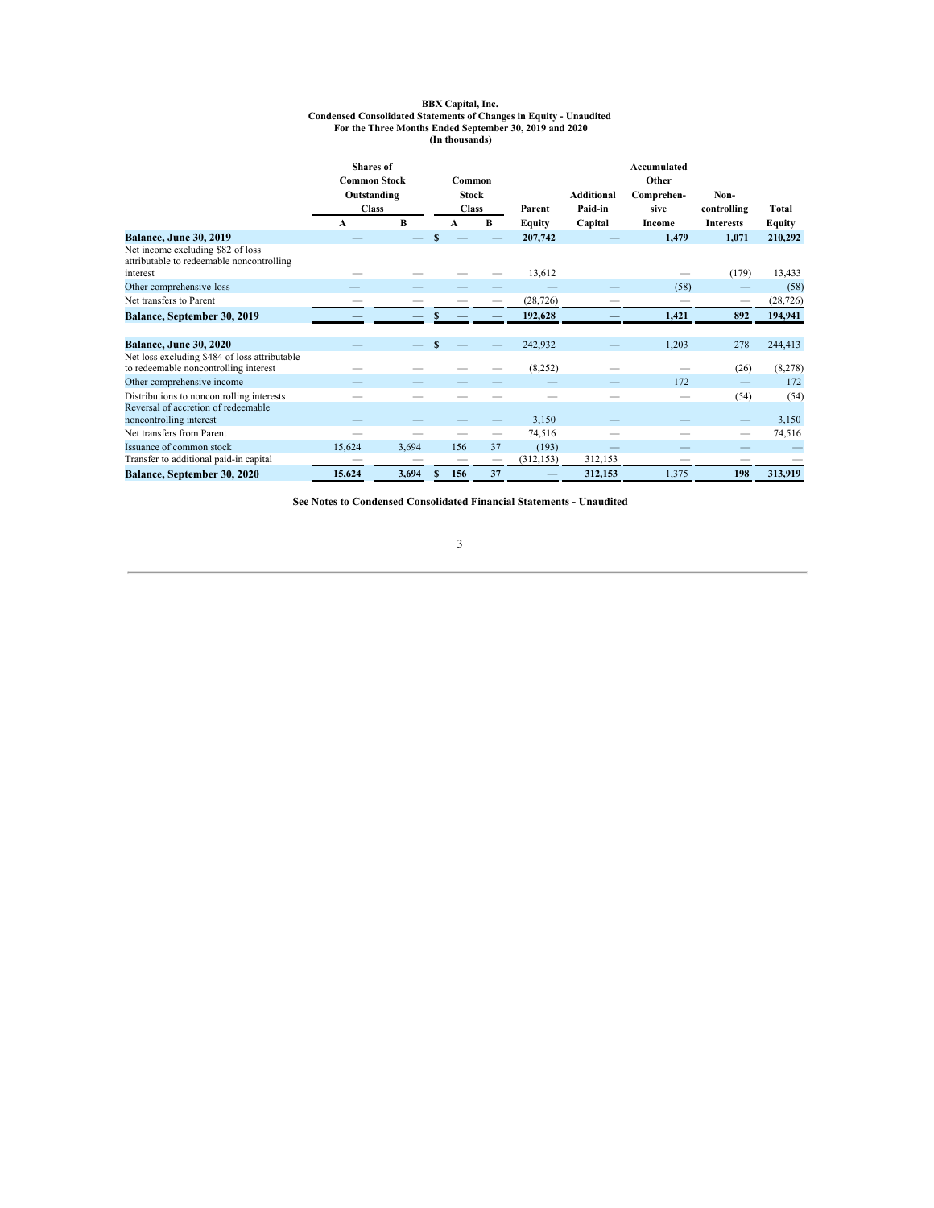**BBX Capital, Inc.**
**Condensed Consolidated Statements of Changes in Equity - Unaudited**
**For the Three Months Ended September 30, 2019 and 2020**
**(In thousands)**

| | Shares of Common Stock Outstanding Class | | Common Stock Class | | | | | | |
|---|---|---|---|---|---|---|---|---|---|
| | A | B | A | B | Parent Equity | Additional Paid-in Capital | Accumulated Other Comprehensive Income | Non-controlling Interests | Total Equity |
| **Balance, June 30, 2019** | — | — | $ — | — | 207,742 | — | 1,479 | 1,071 | 210,292 |
| Net income excluding $82 of loss attributable to redeemable noncontrolling interest | — | — | — | — | 13,612 | | — | (179) | 13,433 |
| Other comprehensive loss | — | — | — | — | — | — | (58) | — | (58) |
| Net transfers to Parent | — | — | — | — | (28,726) | — | — | — | (28,726) |
| **Balance, September 30, 2019** | — | — | $ — | — | 192,628 | — | 1,421 | 892 | 194,941 |
| | | | | | | | | | |
| **Balance, June 30, 2020** | — | — | $ — | — | 242,932 | — | 1,203 | 278 | 244,413 |
| Net loss excluding $484 of loss attributable to redeemable noncontrolling interest | — | — | — | — | (8,252) | — | — | (26) | (8,278) |
| Other comprehensive income | — | — | — | — | — | — | 172 | — | 172 |
| Distributions to noncontrolling interests | — | — | — | — | — | — | — | (54) | (54) |
| Reversal of accretion of redeemable noncontrolling interest | — | — | — | — | 3,150 | — | — | — | 3,150 |
| Net transfers from Parent | — | — | — | — | 74,516 | — | — | — | 74,516 |
| Issuance of common stock | 15,624 | 3,694 | 156 | 37 | (193) | — | — | — | — |
| Transfer to additional paid-in capital | — | — | — | — | (312,153) | 312,153 | — | — | — |
| **Balance, September 30, 2020** | 15,624 | 3,694 | $ 156 | 37 | — | 312,153 | 1,375 | 198 | 313,919 |

**See Notes to Condensed Consolidated Financial Statements - Unaudited**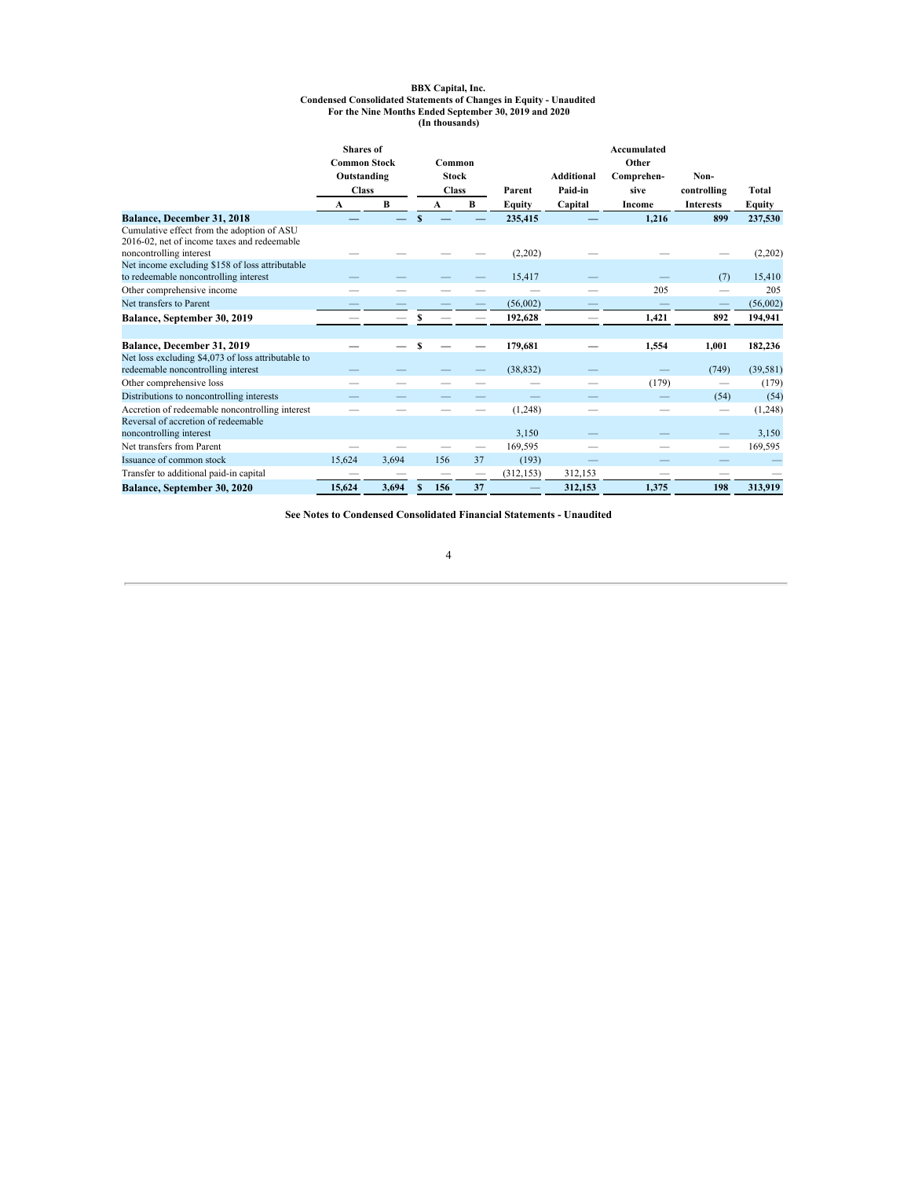**BBX Capital, Inc.**
**Condensed Consolidated Statements of Changes in Equity - Unaudited**
**For the Nine Months Ended September 30, 2019 and 2020**
**(In thousands)**

| | Shares of Common Stock Outstanding Class | | Common Stock Class | | Parent | Additional Paid-in | Accumulated Other Comprehen- sive | Non- controlling | Total |
|---|---|---|---|---|---|---|---|---|---|
| | A | B | A | B | Equity | Capital | Income | Interests | Equity |
| **Balance, December 31, 2018** | — | — | $ — | — | 235,415 | — | 1,216 | 899 | 237,530 |
| Cumulative effect from the adoption of ASU 2016-02, net of income taxes and redeemable noncontrolling interest | — | — | — | — | (2,202) | — | — | — | (2,202) |
| Net income excluding $158 of loss attributable to redeemable noncontrolling interest | — | — | — | — | 15,417 | — | — | (7) | 15,410 |
| Other comprehensive income | — | — | — | — | — | — | 205 | — | 205 |
| Net transfers to Parent | — | — | — | — | (56,002) | — | — | — | (56,002) |
| **Balance, September 30, 2019** | — | — | $ — | — | 192,628 | — | 1,421 | 892 | 194,941 |
| | | | | | | | | | |
| **Balance, December 31, 2019** | — | — | $ — | — | 179,681 | — | 1,554 | 1,001 | 182,236 |
| Net loss excluding $4,073 of loss attributable to redeemable noncontrolling interest | — | — | — | — | (38,832) | — | — | (749) | (39,581) |
| Other comprehensive loss | — | — | — | — | — | — | (179) | — | (179) |
| Distributions to noncontrolling interests | — | — | — | — | — | — | — | (54) | (54) |
| Accretion of redeemable noncontrolling interest | — | — | — | — | (1,248) | — | — | — | (1,248) |
| Reversal of accretion of redeemable noncontrolling interest | | | | | 3,150 | — | — | — | 3,150 |
| Net transfers from Parent | — | — | — | — | 169,595 | — | — | — | 169,595 |
| Issuance of common stock | 15,624 | 3,694 | 156 | 37 | (193) | — | — | — | — |
| Transfer to additional paid-in capital | — | — | — | — | (312,153) | 312,153 | — | — | — |
| **Balance, September 30, 2020** | 15,624 | 3,694 | $ 156 | 37 | — | 312,153 | 1,375 | 198 | 313,919 |

**See Notes to Condensed Consolidated Financial Statements - Unaudited**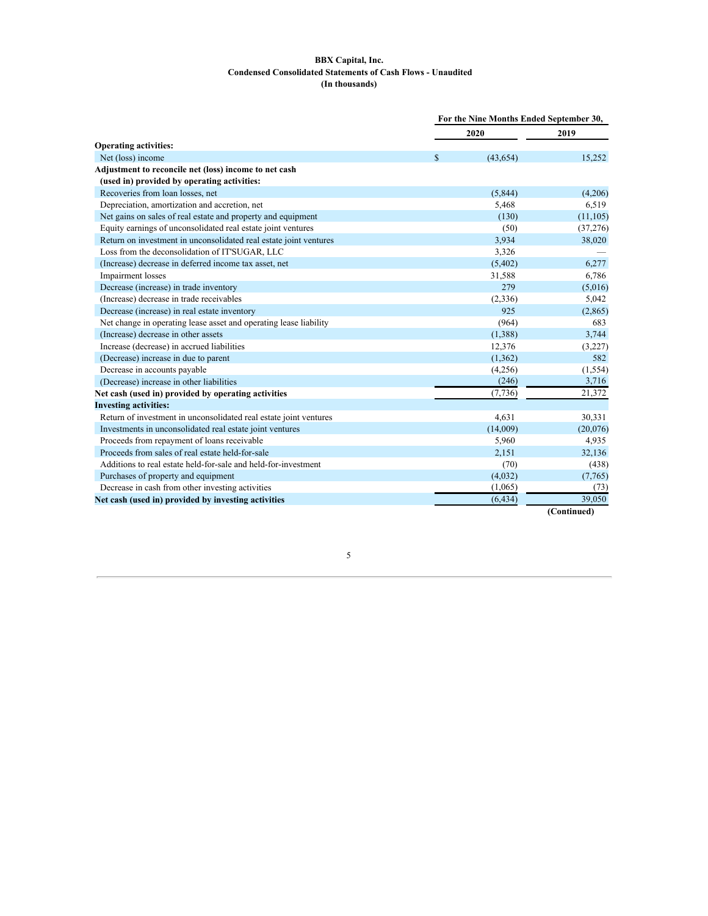**BBX Capital, Inc.**
**Condensed Consolidated Statements of Cash Flows - Unaudited**
**(In thousands)**

| | For the Nine Months Ended September 30, | |
|---|---|---|
| | 2020 | 2019 |
| **Operating activities:** | | |
| Net (loss) income | $ (43,654) | 15,252 |
| **Adjustment to reconcile net (loss) income to net cash (used in) provided by operating activities:** | | |
| Recoveries from loan losses, net | (5,844) | (4,206) |
| Depreciation, amortization and accretion, net | 5,468 | 6,519 |
| Net gains on sales of real estate and property and equipment | (130) | (11,105) |
| Equity earnings of unconsolidated real estate joint ventures | (50) | (37,276) |
| Return on investment in unconsolidated real estate joint ventures | 3,934 | 38,020 |
| Loss from the deconsolidation of IT'SUGAR, LLC | 3,326 | — |
| (Increase) decrease in deferred income tax asset, net | (5,402) | 6,277 |
| Impairment losses | 31,588 | 6,786 |
| Decrease (increase) in trade inventory | 279 | (5,016) |
| (Increase) decrease in trade receivables | (2,336) | 5,042 |
| Decrease (increase) in real estate inventory | 925 | (2,865) |
| Net change in operating lease asset and operating lease liability | (964) | 683 |
| (Increase) decrease in other assets | (1,388) | 3,744 |
| Increase (decrease) in accrued liabilities | 12,376 | (3,227) |
| (Decrease) increase in due to parent | (1,362) | 582 |
| Decrease in accounts payable | (4,256) | (1,554) |
| (Decrease) increase in other liabilities | (246) | 3,716 |
| **Net cash (used in) provided by operating activities** | (7,736) | 21,372 |
| **Investing activities:** | | |
| Return of investment in unconsolidated real estate joint ventures | 4,631 | 30,331 |
| Investments in unconsolidated real estate joint ventures | (14,009) | (20,076) |
| Proceeds from repayment of loans receivable | 5,960 | 4,935 |
| Proceeds from sales of real estate held-for-sale | 2,151 | 32,136 |
| Additions to real estate held-for-sale and held-for-investment | (70) | (438) |
| Purchases of property and equipment | (4,032) | (7,765) |
| Decrease in cash from other investing activities | (1,065) | (73) |
| **Net cash (used in) provided by investing activities** | (6,434) | 39,050 |

**(Continued)**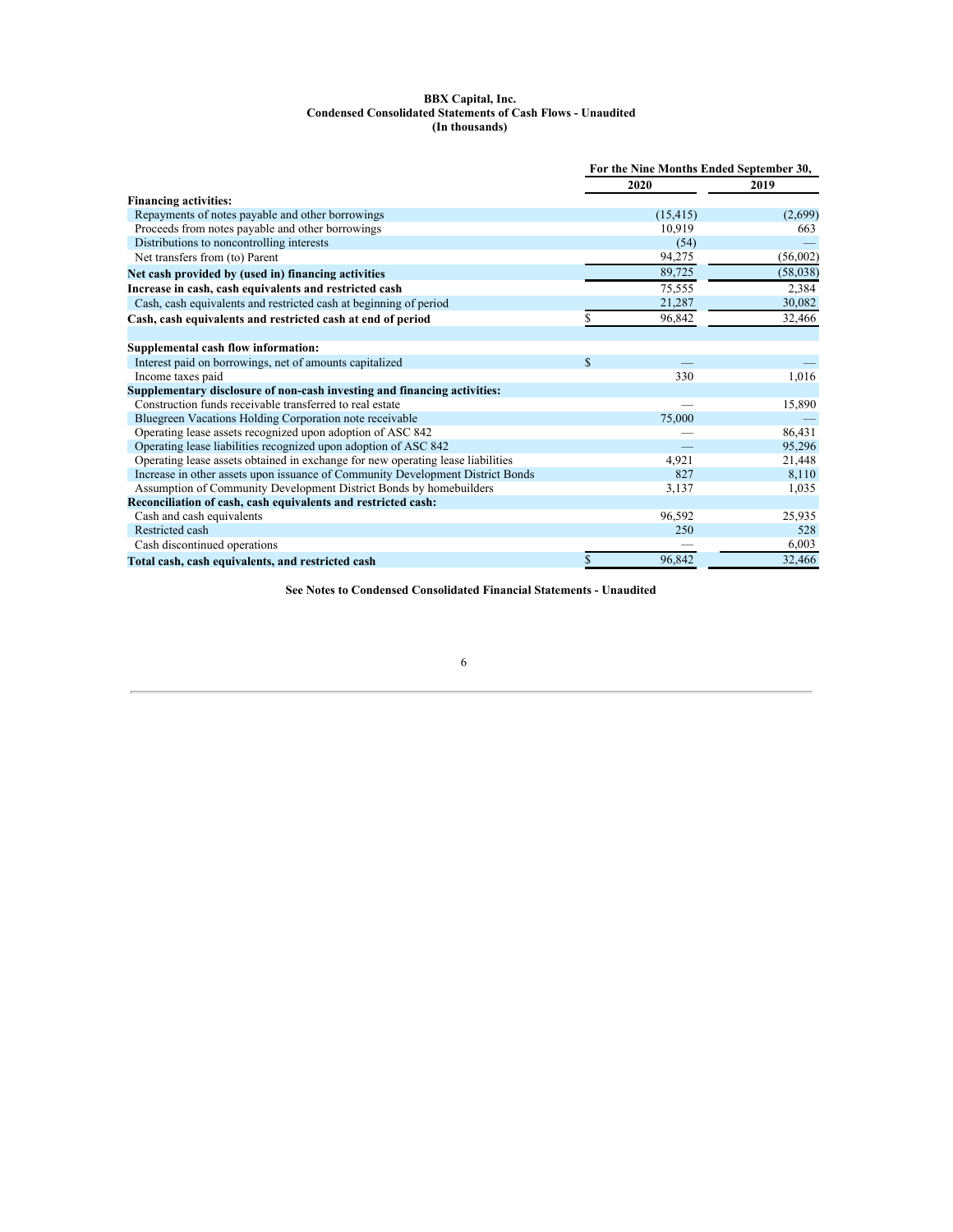**BBX Capital, Inc.**
**Condensed Consolidated Statements of Cash Flows - Unaudited**
**(In thousands)**

| | For the Nine Months Ended September 30, | |
|---|---|---|
| | 2020 | 2019 |
| **Financing activities:** | | |
| Repayments of notes payable and other borrowings | (15,415) | (2,699) |
| Proceeds from notes payable and other borrowings | 10,919 | 663 |
| Distributions to noncontrolling interests | (54) | — |
| Net transfers from (to) Parent | 94,275 | (56,002) |
| **Net cash provided by (used in) financing activities** | 89,725 | (58,038) |
| **Increase in cash, cash equivalents and restricted cash** | 75,555 | 2,384 |
| Cash, cash equivalents and restricted cash at beginning of period | 21,287 | 30,082 |
| **Cash, cash equivalents and restricted cash at end of period** | $ 96,842 | 32,466 |
| | | |
| **Supplemental cash flow information:** | | |
| Interest paid on borrowings, net of amounts capitalized | $ — | — |
| Income taxes paid | 330 | 1,016 |
| **Supplementary disclosure of non-cash investing and financing activities:** | | |
| Construction funds receivable transferred to real estate | — | 15,890 |
| Bluegreen Vacations Holding Corporation note receivable | 75,000 | — |
| Operating lease assets recognized upon adoption of ASC 842 | — | 86,431 |
| Operating lease liabilities recognized upon adoption of ASC 842 | — | 95,296 |
| Operating lease assets obtained in exchange for new operating lease liabilities | 4,921 | 21,448 |
| Increase in other assets upon issuance of Community Development District Bonds | 827 | 8,110 |
| Assumption of Community Development District Bonds by homebuilders | 3,137 | 1,035 |
| **Reconciliation of cash, cash equivalents and restricted cash:** | | |
| Cash and cash equivalents | 96,592 | 25,935 |
| Restricted cash | 250 | 528 |
| Cash discontinued operations | — | 6,003 |
| **Total cash, cash equivalents, and restricted cash** | $ 96,842 | 32,466 |

**See Notes to Condensed Consolidated Financial Statements - Unaudited**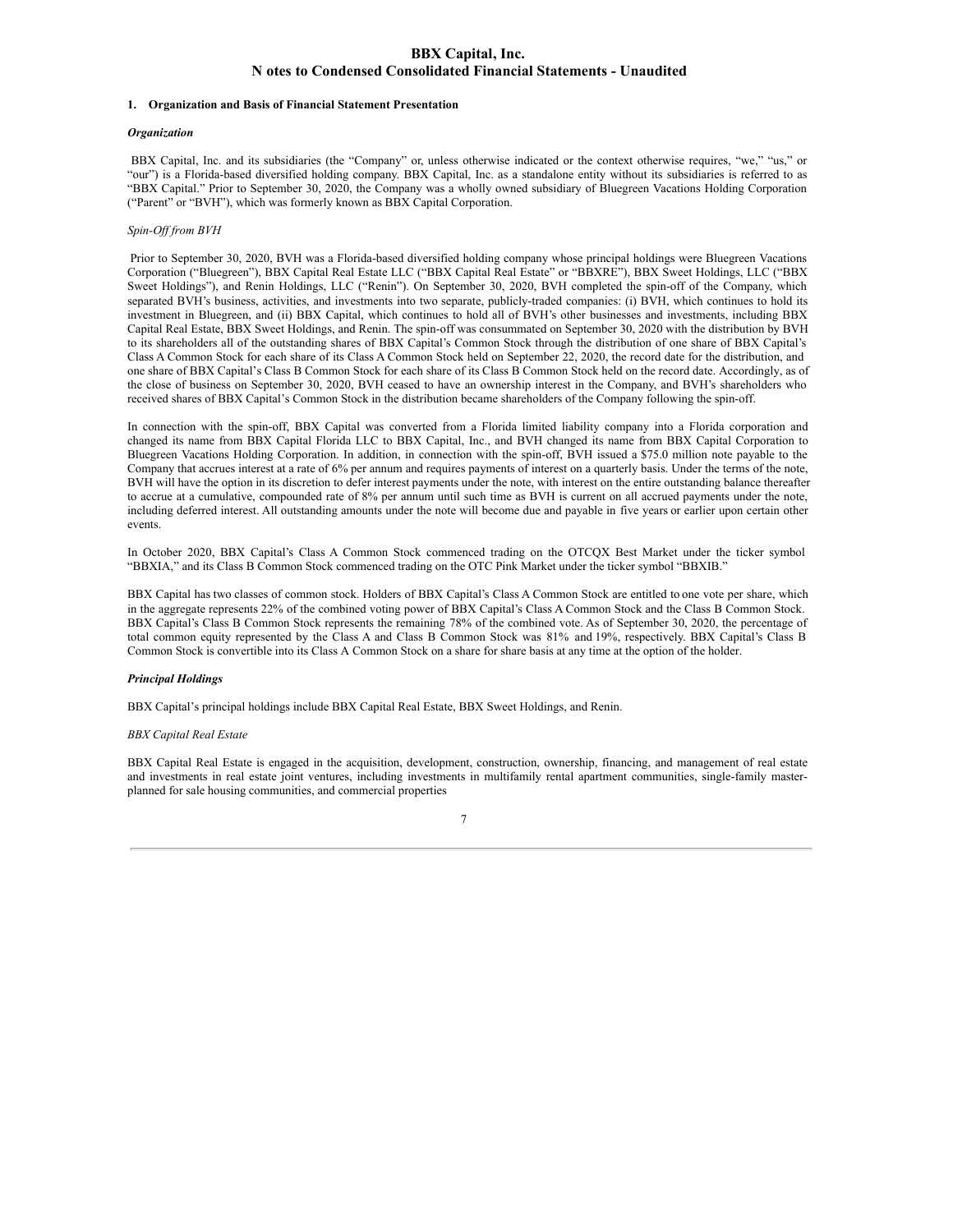# BBX Capital, Inc.

# Notes to Condensed Consolidated Financial Statements - Unaudited

## 1. Organization and Basis of Financial Statement Presentation

### *Organization*

BBX Capital, Inc. and its subsidiaries (the "Company" or, unless otherwise indicated or the context otherwise requires, "we," "us," or "our") is a Florida-based diversified holding company. BBX Capital, Inc. as a standalone entity without its subsidiaries is referred to as "BBX Capital." Prior to September 30, 2020, the Company was a wholly owned subsidiary of Bluegreen Vacations Holding Corporation ("Parent" or "BVH"), which was formerly known as BBX Capital Corporation.

*Spin-Off from BVH*

Prior to September 30, 2020, BVH was a Florida-based diversified holding company whose principal holdings were Bluegreen Vacations Corporation ("Bluegreen"), BBX Capital Real Estate LLC ("BBX Capital Real Estate" or "BBXRE"), BBX Sweet Holdings, LLC ("BBX Sweet Holdings"), and Renin Holdings, LLC ("Renin"). On September 30, 2020, BVH completed the spin-off of the Company, which separated BVH's business, activities, and investments into two separate, publicly-traded companies: (i) BVH, which continues to hold its investment in Bluegreen, and (ii) BBX Capital, which continues to hold all of BVH's other businesses and investments, including BBX Capital Real Estate, BBX Sweet Holdings, and Renin. The spin-off was consummated on September 30, 2020 with the distribution by BVH to its shareholders all of the outstanding shares of BBX Capital's Common Stock through the distribution of one share of BBX Capital's Class A Common Stock for each share of its Class A Common Stock held on September 22, 2020, the record date for the distribution, and one share of BBX Capital's Class B Common Stock for each share of its Class B Common Stock held on the record date. Accordingly, as of the close of business on September 30, 2020, BVH ceased to have an ownership interest in the Company, and BVH's shareholders who received shares of BBX Capital's Common Stock in the distribution became shareholders of the Company following the spin-off.

In connection with the spin-off, BBX Capital was converted from a Florida limited liability company into a Florida corporation and changed its name from BBX Capital Florida LLC to BBX Capital, Inc., and BVH changed its name from BBX Capital Corporation to Bluegreen Vacations Holding Corporation. In addition, in connection with the spin-off, BVH issued a $75.0 million note payable to the Company that accrues interest at a rate of 6% per annum and requires payments of interest on a quarterly basis. Under the terms of the note, BVH will have the option in its discretion to defer interest payments under the note, with interest on the entire outstanding balance thereafter to accrue at a cumulative, compounded rate of 8% per annum until such time as BVH is current on all accrued payments under the note, including deferred interest. All outstanding amounts under the note will become due and payable in five years or earlier upon certain other events.

In October 2020, BBX Capital's Class A Common Stock commenced trading on the OTCQX Best Market under the ticker symbol "BBXIA," and its Class B Common Stock commenced trading on the OTC Pink Market under the ticker symbol "BBXIB."

BBX Capital has two classes of common stock. Holders of BBX Capital's Class A Common Stock are entitled to one vote per share, which in the aggregate represents 22% of the combined voting power of BBX Capital's Class A Common Stock and the Class B Common Stock. BBX Capital's Class B Common Stock represents the remaining 78% of the combined vote. As of September 30, 2020, the percentage of total common equity represented by the Class A and Class B Common Stock was 81% and 19%, respectively. BBX Capital's Class B Common Stock is convertible into its Class A Common Stock on a share for share basis at any time at the option of the holder.

### *Principal Holdings*

BBX Capital's principal holdings include BBX Capital Real Estate, BBX Sweet Holdings, and Renin.

*BBX Capital Real Estate*

BBX Capital Real Estate is engaged in the acquisition, development, construction, ownership, financing, and management of real estate and investments in real estate joint ventures, including investments in multifamily rental apartment communities, single-family master-planned for sale housing communities, and commercial properties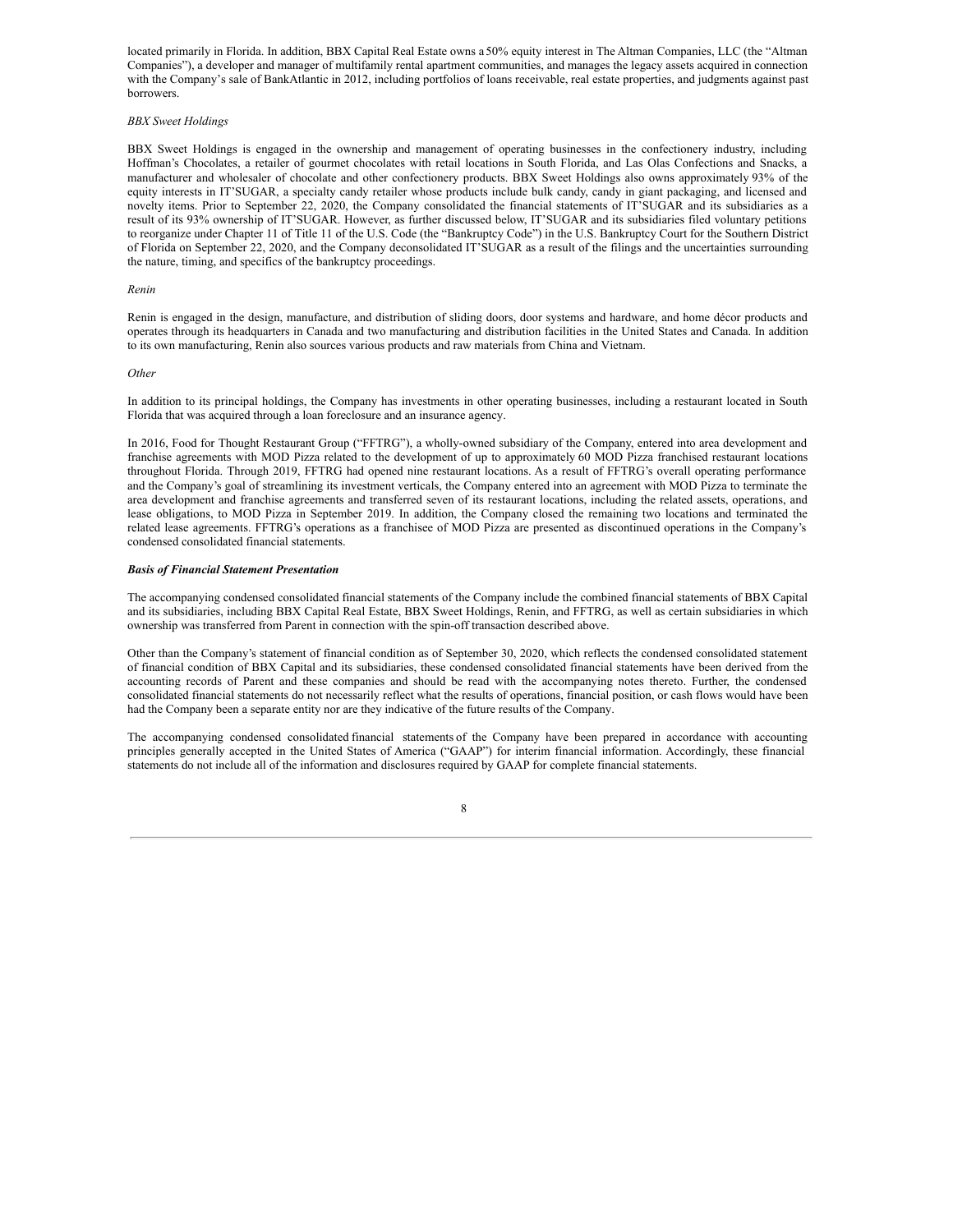located primarily in Florida. In addition, BBX Capital Real Estate owns a 50% equity interest in The Altman Companies, LLC (the "Altman Companies"), a developer and manager of multifamily rental apartment communities, and manages the legacy assets acquired in connection with the Company's sale of BankAtlantic in 2012, including portfolios of loans receivable, real estate properties, and judgments against past borrowers.

*BBX Sweet Holdings*

BBX Sweet Holdings is engaged in the ownership and management of operating businesses in the confectionery industry, including Hoffman's Chocolates, a retailer of gourmet chocolates with retail locations in South Florida, and Las Olas Confections and Snacks, a manufacturer and wholesaler of chocolate and other confectionery products. BBX Sweet Holdings also owns approximately 93% of the equity interests in IT'SUGAR, a specialty candy retailer whose products include bulk candy, candy in giant packaging, and licensed and novelty items. Prior to September 22, 2020, the Company consolidated the financial statements of IT'SUGAR and its subsidiaries as a result of its 93% ownership of IT'SUGAR. However, as further discussed below, IT'SUGAR and its subsidiaries filed voluntary petitions to reorganize under Chapter 11 of Title 11 of the U.S. Code (the "Bankruptcy Code") in the U.S. Bankruptcy Court for the Southern District of Florida on September 22, 2020, and the Company deconsolidated IT'SUGAR as a result of the filings and the uncertainties surrounding the nature, timing, and specifics of the bankruptcy proceedings.

*Renin*

Renin is engaged in the design, manufacture, and distribution of sliding doors, door systems and hardware, and home décor products and operates through its headquarters in Canada and two manufacturing and distribution facilities in the United States and Canada. In addition to its own manufacturing, Renin also sources various products and raw materials from China and Vietnam.

*Other*

In addition to its principal holdings, the Company has investments in other operating businesses, including a restaurant located in South Florida that was acquired through a loan foreclosure and an insurance agency.

In 2016, Food for Thought Restaurant Group ("FFTRG"), a wholly-owned subsidiary of the Company, entered into area development and franchise agreements with MOD Pizza related to the development of up to approximately 60 MOD Pizza franchised restaurant locations throughout Florida. Through 2019, FFTRG had opened nine restaurant locations. As a result of FFTRG's overall operating performance and the Company's goal of streamlining its investment verticals, the Company entered into an agreement with MOD Pizza to terminate the area development and franchise agreements and transferred seven of its restaurant locations, including the related assets, operations, and lease obligations, to MOD Pizza in September 2019. In addition, the Company closed the remaining two locations and terminated the related lease agreements. FFTRG's operations as a franchisee of MOD Pizza are presented as discontinued operations in the Company's condensed consolidated financial statements.

***Basis of Financial Statement Presentation***

The accompanying condensed consolidated financial statements of the Company include the combined financial statements of BBX Capital and its subsidiaries, including BBX Capital Real Estate, BBX Sweet Holdings, Renin, and FFTRG, as well as certain subsidiaries in which ownership was transferred from Parent in connection with the spin-off transaction described above.

Other than the Company's statement of financial condition as of September 30, 2020, which reflects the condensed consolidated statement of financial condition of BBX Capital and its subsidiaries, these condensed consolidated financial statements have been derived from the accounting records of Parent and these companies and should be read with the accompanying notes thereto. Further, the condensed consolidated financial statements do not necessarily reflect what the results of operations, financial position, or cash flows would have been had the Company been a separate entity nor are they indicative of the future results of the Company.

The accompanying condensed consolidated financial statements of the Company have been prepared in accordance with accounting principles generally accepted in the United States of America ("GAAP") for interim financial information. Accordingly, these financial statements do not include all of the information and disclosures required by GAAP for complete financial statements.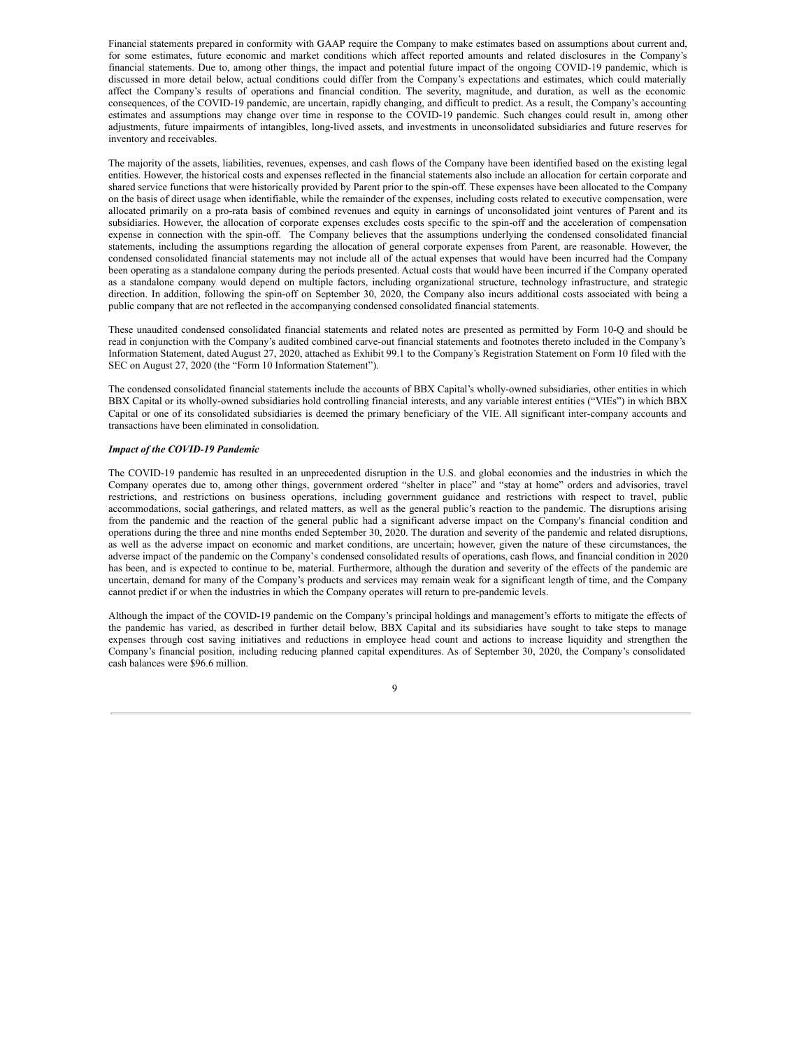Financial statements prepared in conformity with GAAP require the Company to make estimates based on assumptions about current and, for some estimates, future economic and market conditions which affect reported amounts and related disclosures in the Company's financial statements. Due to, among other things, the impact and potential future impact of the ongoing COVID-19 pandemic, which is discussed in more detail below, actual conditions could differ from the Company's expectations and estimates, which could materially affect the Company's results of operations and financial condition. The severity, magnitude, and duration, as well as the economic consequences, of the COVID-19 pandemic, are uncertain, rapidly changing, and difficult to predict. As a result, the Company's accounting estimates and assumptions may change over time in response to the COVID-19 pandemic. Such changes could result in, among other adjustments, future impairments of intangibles, long-lived assets, and investments in unconsolidated subsidiaries and future reserves for inventory and receivables.

The majority of the assets, liabilities, revenues, expenses, and cash flows of the Company have been identified based on the existing legal entities. However, the historical costs and expenses reflected in the financial statements also include an allocation for certain corporate and shared service functions that were historically provided by Parent prior to the spin-off. These expenses have been allocated to the Company on the basis of direct usage when identifiable, while the remainder of the expenses, including costs related to executive compensation, were allocated primarily on a pro-rata basis of combined revenues and equity in earnings of unconsolidated joint ventures of Parent and its subsidiaries. However, the allocation of corporate expenses excludes costs specific to the spin-off and the acceleration of compensation expense in connection with the spin-off. The Company believes that the assumptions underlying the condensed consolidated financial statements, including the assumptions regarding the allocation of general corporate expenses from Parent, are reasonable. However, the condensed consolidated financial statements may not include all of the actual expenses that would have been incurred had the Company been operating as a standalone company during the periods presented. Actual costs that would have been incurred if the Company operated as a standalone company would depend on multiple factors, including organizational structure, technology infrastructure, and strategic direction. In addition, following the spin-off on September 30, 2020, the Company also incurs additional costs associated with being a public company that are not reflected in the accompanying condensed consolidated financial statements.

These unaudited condensed consolidated financial statements and related notes are presented as permitted by Form 10-Q and should be read in conjunction with the Company's audited combined carve-out financial statements and footnotes thereto included in the Company's Information Statement, dated August 27, 2020, attached as Exhibit 99.1 to the Company's Registration Statement on Form 10 filed with the SEC on August 27, 2020 (the "Form 10 Information Statement").

The condensed consolidated financial statements include the accounts of BBX Capital's wholly-owned subsidiaries, other entities in which BBX Capital or its wholly-owned subsidiaries hold controlling financial interests, and any variable interest entities ("VIEs") in which BBX Capital or one of its consolidated subsidiaries is deemed the primary beneficiary of the VIE. All significant inter-company accounts and transactions have been eliminated in consolidation.

***Impact of the COVID-19 Pandemic***

The COVID-19 pandemic has resulted in an unprecedented disruption in the U.S. and global economies and the industries in which the Company operates due to, among other things, government ordered "shelter in place" and "stay at home" orders and advisories, travel restrictions, and restrictions on business operations, including government guidance and restrictions with respect to travel, public accommodations, social gatherings, and related matters, as well as the general public's reaction to the pandemic. The disruptions arising from the pandemic and the reaction of the general public had a significant adverse impact on the Company's financial condition and operations during the three and nine months ended September 30, 2020. The duration and severity of the pandemic and related disruptions, as well as the adverse impact on economic and market conditions, are uncertain; however, given the nature of these circumstances, the adverse impact of the pandemic on the Company's condensed consolidated results of operations, cash flows, and financial condition in 2020 has been, and is expected to continue to be, material. Furthermore, although the duration and severity of the effects of the pandemic are uncertain, demand for many of the Company's products and services may remain weak for a significant length of time, and the Company cannot predict if or when the industries in which the Company operates will return to pre-pandemic levels.

Although the impact of the COVID-19 pandemic on the Company's principal holdings and management's efforts to mitigate the effects of the pandemic has varied, as described in further detail below, BBX Capital and its subsidiaries have sought to take steps to manage expenses through cost saving initiatives and reductions in employee head count and actions to increase liquidity and strengthen the Company's financial position, including reducing planned capital expenditures. As of September 30, 2020, the Company's consolidated cash balances were $96.6 million.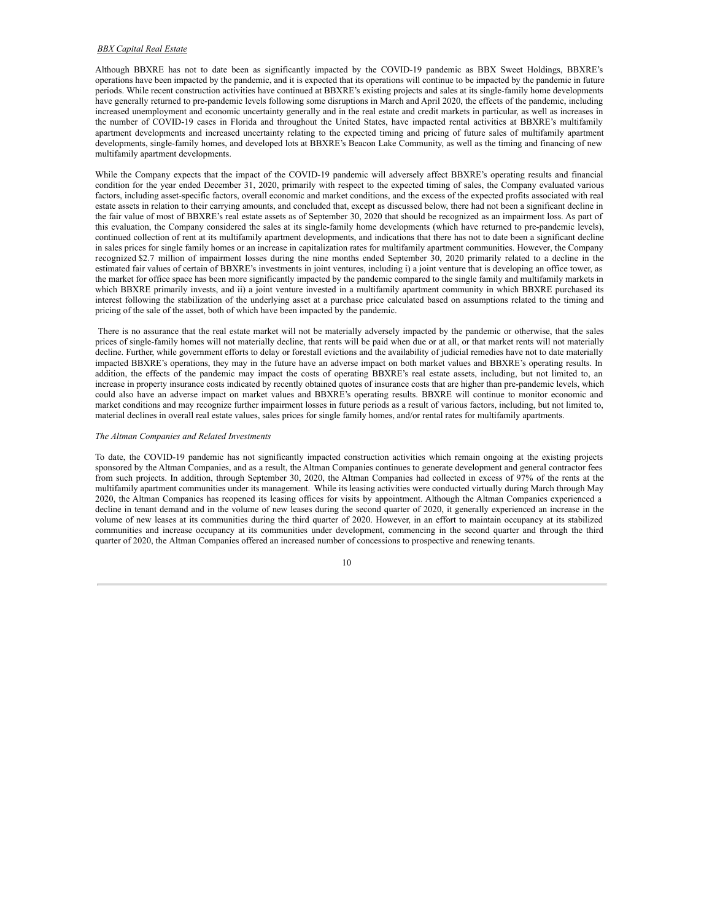*BBX Capital Real Estate*

Although BBXRE has not to date been as significantly impacted by the COVID-19 pandemic as BBX Sweet Holdings, BBXRE's operations have been impacted by the pandemic, and it is expected that its operations will continue to be impacted by the pandemic in future periods. While recent construction activities have continued at BBXRE's existing projects and sales at its single-family home developments have generally returned to pre-pandemic levels following some disruptions in March and April 2020, the effects of the pandemic, including increased unemployment and economic uncertainty generally and in the real estate and credit markets in particular, as well as increases in the number of COVID-19 cases in Florida and throughout the United States, have impacted rental activities at BBXRE's multifamily apartment developments and increased uncertainty relating to the expected timing and pricing of future sales of multifamily apartment developments, single-family homes, and developed lots at BBXRE's Beacon Lake Community, as well as the timing and financing of new multifamily apartment developments.

While the Company expects that the impact of the COVID-19 pandemic will adversely affect BBXRE's operating results and financial condition for the year ended December 31, 2020, primarily with respect to the expected timing of sales, the Company evaluated various factors, including asset-specific factors, overall economic and market conditions, and the excess of the expected profits associated with real estate assets in relation to their carrying amounts, and concluded that, except as discussed below, there had not been a significant decline in the fair value of most of BBXRE's real estate assets as of September 30, 2020 that should be recognized as an impairment loss. As part of this evaluation, the Company considered the sales at its single-family home developments (which have returned to pre-pandemic levels), continued collection of rent at its multifamily apartment developments, and indications that there has not to date been a significant decline in sales prices for single family homes or an increase in capitalization rates for multifamily apartment communities. However, the Company recognized $2.7 million of impairment losses during the nine months ended September 30, 2020 primarily related to a decline in the estimated fair values of certain of BBXRE's investments in joint ventures, including i) a joint venture that is developing an office tower, as the market for office space has been more significantly impacted by the pandemic compared to the single family and multifamily markets in which BBXRE primarily invests, and ii) a joint venture invested in a multifamily apartment community in which BBXRE purchased its interest following the stabilization of the underlying asset at a purchase price calculated based on assumptions related to the timing and pricing of the sale of the asset, both of which have been impacted by the pandemic.

There is no assurance that the real estate market will not be materially adversely impacted by the pandemic or otherwise, that the sales prices of single-family homes will not materially decline, that rents will be paid when due or at all, or that market rents will not materially decline. Further, while government efforts to delay or forestall evictions and the availability of judicial remedies have not to date materially impacted BBXRE's operations, they may in the future have an adverse impact on both market values and BBXRE's operating results. In addition, the effects of the pandemic may impact the costs of operating BBXRE's real estate assets, including, but not limited to, an increase in property insurance costs indicated by recently obtained quotes of insurance costs that are higher than pre-pandemic levels, which could also have an adverse impact on market values and BBXRE's operating results. BBXRE will continue to monitor economic and market conditions and may recognize further impairment losses in future periods as a result of various factors, including, but not limited to, material declines in overall real estate values, sales prices for single family homes, and/or rental rates for multifamily apartments.

*The Altman Companies and Related Investments*

To date, the COVID-19 pandemic has not significantly impacted construction activities which remain ongoing at the existing projects sponsored by the Altman Companies, and as a result, the Altman Companies continues to generate development and general contractor fees from such projects. In addition, through September 30, 2020, the Altman Companies had collected in excess of 97% of the rents at the multifamily apartment communities under its management. While its leasing activities were conducted virtually during March through May 2020, the Altman Companies has reopened its leasing offices for visits by appointment. Although the Altman Companies experienced a decline in tenant demand and in the volume of new leases during the second quarter of 2020, it generally experienced an increase in the volume of new leases at its communities during the third quarter of 2020. However, in an effort to maintain occupancy at its stabilized communities and increase occupancy at its communities under development, commencing in the second quarter and through the third quarter of 2020, the Altman Companies offered an increased number of concessions to prospective and renewing tenants.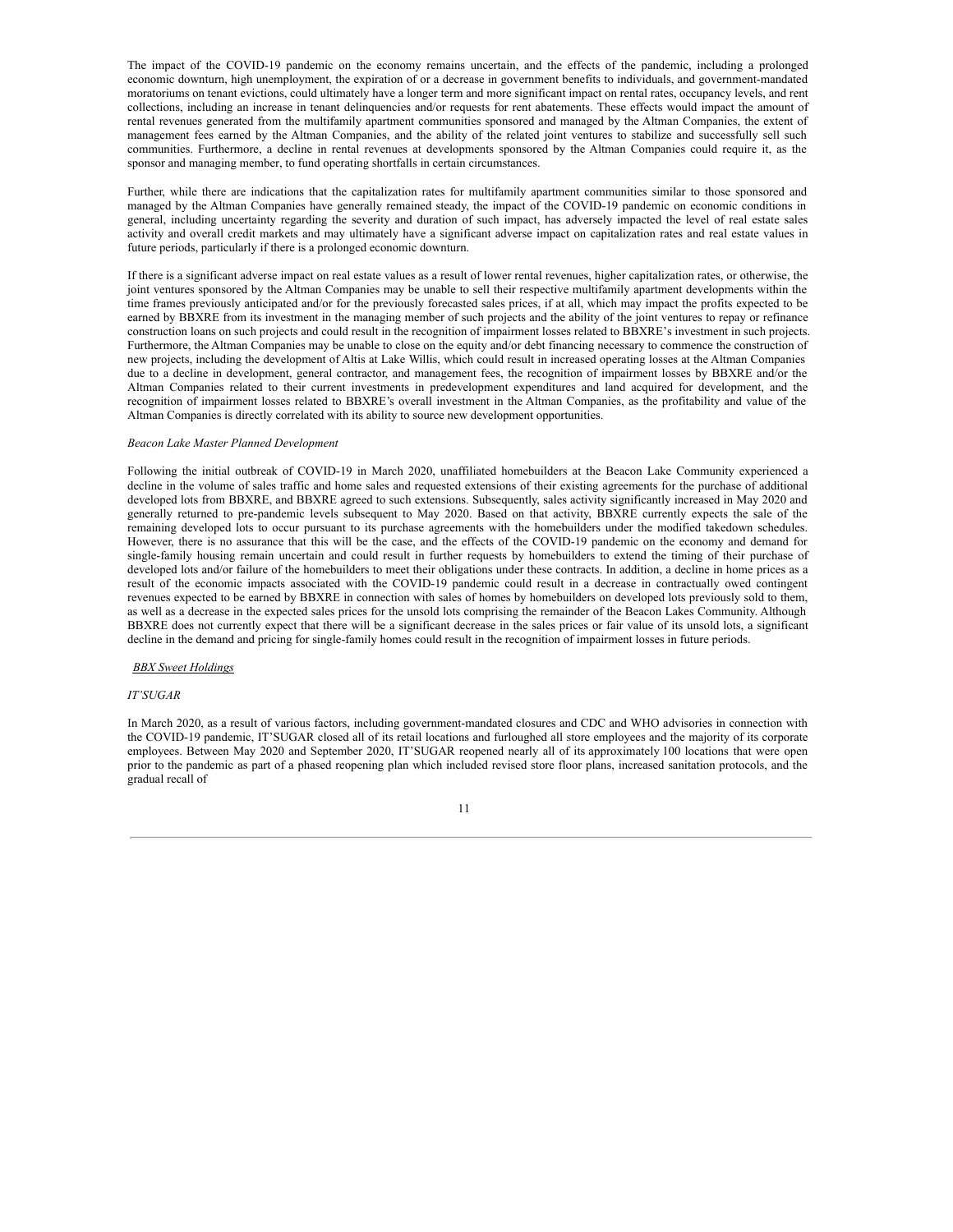The impact of the COVID-19 pandemic on the economy remains uncertain, and the effects of the pandemic, including a prolonged economic downturn, high unemployment, the expiration of or a decrease in government benefits to individuals, and government-mandated moratoriums on tenant evictions, could ultimately have a longer term and more significant impact on rental rates, occupancy levels, and rent collections, including an increase in tenant delinquencies and/or requests for rent abatements. These effects would impact the amount of rental revenues generated from the multifamily apartment communities sponsored and managed by the Altman Companies, the extent of management fees earned by the Altman Companies, and the ability of the related joint ventures to stabilize and successfully sell such communities. Furthermore, a decline in rental revenues at developments sponsored by the Altman Companies could require it, as the sponsor and managing member, to fund operating shortfalls in certain circumstances.

Further, while there are indications that the capitalization rates for multifamily apartment communities similar to those sponsored and managed by the Altman Companies have generally remained steady, the impact of the COVID-19 pandemic on economic conditions in general, including uncertainty regarding the severity and duration of such impact, has adversely impacted the level of real estate sales activity and overall credit markets and may ultimately have a significant adverse impact on capitalization rates and real estate values in future periods, particularly if there is a prolonged economic downturn.

If there is a significant adverse impact on real estate values as a result of lower rental revenues, higher capitalization rates, or otherwise, the joint ventures sponsored by the Altman Companies may be unable to sell their respective multifamily apartment developments within the time frames previously anticipated and/or for the previously forecasted sales prices, if at all, which may impact the profits expected to be earned by BBXRE from its investment in the managing member of such projects and the ability of the joint ventures to repay or refinance construction loans on such projects and could result in the recognition of impairment losses related to BBXRE's investment in such projects. Furthermore, the Altman Companies may be unable to close on the equity and/or debt financing necessary to commence the construction of new projects, including the development of Altis at Lake Willis, which could result in increased operating losses at the Altman Companies due to a decline in development, general contractor, and management fees, the recognition of impairment losses by BBXRE and/or the Altman Companies related to their current investments in predevelopment expenditures and land acquired for development, and the recognition of impairment losses related to BBXRE's overall investment in the Altman Companies, as the profitability and value of the Altman Companies is directly correlated with its ability to source new development opportunities.

*Beacon Lake Master Planned Development*

Following the initial outbreak of COVID-19 in March 2020, unaffiliated homebuilders at the Beacon Lake Community experienced a decline in the volume of sales traffic and home sales and requested extensions of their existing agreements for the purchase of additional developed lots from BBXRE, and BBXRE agreed to such extensions. Subsequently, sales activity significantly increased in May 2020 and generally returned to pre-pandemic levels subsequent to May 2020. Based on that activity, BBXRE currently expects the sale of the remaining developed lots to occur pursuant to its purchase agreements with the homebuilders under the modified takedown schedules. However, there is no assurance that this will be the case, and the effects of the COVID-19 pandemic on the economy and demand for single-family housing remain uncertain and could result in further requests by homebuilders to extend the timing of their purchase of developed lots and/or failure of the homebuilders to meet their obligations under these contracts. In addition, a decline in home prices as a result of the economic impacts associated with the COVID-19 pandemic could result in a decrease in contractually owed contingent revenues expected to be earned by BBXRE in connection with sales of homes by homebuilders on developed lots previously sold to them, as well as a decrease in the expected sales prices for the unsold lots comprising the remainder of the Beacon Lakes Community. Although BBXRE does not currently expect that there will be a significant decrease in the sales prices or fair value of its unsold lots, a significant decline in the demand and pricing for single-family homes could result in the recognition of impairment losses in future periods.

BBX Sweet Holdings

*IT'SUGAR*

In March 2020, as a result of various factors, including government-mandated closures and CDC and WHO advisories in connection with the COVID-19 pandemic, IT'SUGAR closed all of its retail locations and furloughed all store employees and the majority of its corporate employees. Between May 2020 and September 2020, IT'SUGAR reopened nearly all of its approximately 100 locations that were open prior to the pandemic as part of a phased reopening plan which included revised store floor plans, increased sanitation protocols, and the gradual recall of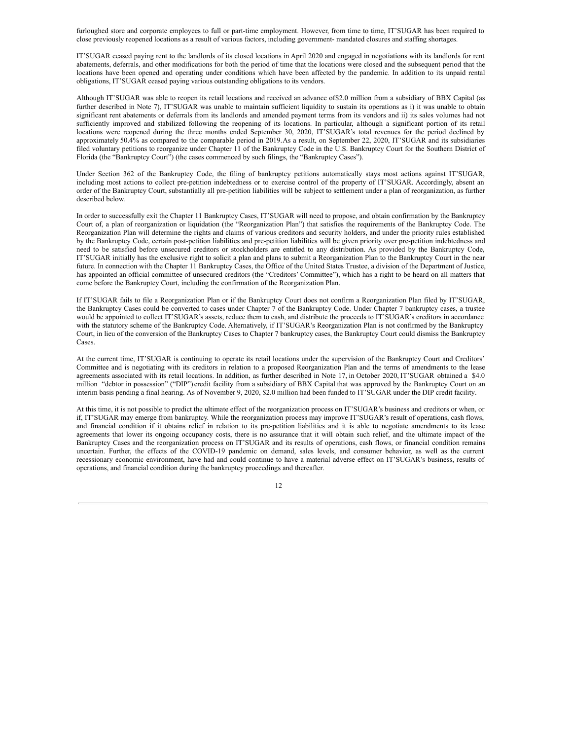furloughed store and corporate employees to full or part-time employment. However, from time to time, IT'SUGAR has been required to close previously reopened locations as a result of various factors, including government- mandated closures and staffing shortages.

IT'SUGAR ceased paying rent to the landlords of its closed locations in April 2020 and engaged in negotiations with its landlords for rent abatements, deferrals, and other modifications for both the period of time that the locations were closed and the subsequent period that the locations have been opened and operating under conditions which have been affected by the pandemic. In addition to its unpaid rental obligations, IT'SUGAR ceased paying various outstanding obligations to its vendors.

Although IT'SUGAR was able to reopen its retail locations and received an advance of$2.0 million from a subsidiary of BBX Capital (as further described in Note 7), IT'SUGAR was unable to maintain sufficient liquidity to sustain its operations as i) it was unable to obtain significant rent abatements or deferrals from its landlords and amended payment terms from its vendors and ii) its sales volumes had not sufficiently improved and stabilized following the reopening of its locations. In particular, although a significant portion of its retail locations were reopened during the three months ended September 30, 2020, IT'SUGAR's total revenues for the period declined by approximately 50.4% as compared to the comparable period in 2019.As a result, on September 22, 2020, IT'SUGAR and its subsidiaries filed voluntary petitions to reorganize under Chapter 11 of the Bankruptcy Code in the U.S. Bankruptcy Court for the Southern District of Florida (the "Bankruptcy Court") (the cases commenced by such filings, the "Bankruptcy Cases").

Under Section 362 of the Bankruptcy Code, the filing of bankruptcy petitions automatically stays most actions against IT'SUGAR, including most actions to collect pre-petition indebtedness or to exercise control of the property of IT'SUGAR. Accordingly, absent an order of the Bankruptcy Court, substantially all pre-petition liabilities will be subject to settlement under a plan of reorganization, as further described below.

In order to successfully exit the Chapter 11 Bankruptcy Cases, IT'SUGAR will need to propose, and obtain confirmation by the Bankruptcy Court of, a plan of reorganization or liquidation (the "Reorganization Plan") that satisfies the requirements of the Bankruptcy Code. The Reorganization Plan will determine the rights and claims of various creditors and security holders, and under the priority rules established by the Bankruptcy Code, certain post-petition liabilities and pre-petition liabilities will be given priority over pre-petition indebtedness and need to be satisfied before unsecured creditors or stockholders are entitled to any distribution. As provided by the Bankruptcy Code, IT'SUGAR initially has the exclusive right to solicit a plan and plans to submit a Reorganization Plan to the Bankruptcy Court in the near future. In connection with the Chapter 11 Bankruptcy Cases, the Office of the United States Trustee, a division of the Department of Justice, has appointed an official committee of unsecured creditors (the "Creditors' Committee"), which has a right to be heard on all matters that come before the Bankruptcy Court, including the confirmation of the Reorganization Plan.

If IT'SUGAR fails to file a Reorganization Plan or if the Bankruptcy Court does not confirm a Reorganization Plan filed by IT'SUGAR, the Bankruptcy Cases could be converted to cases under Chapter 7 of the Bankruptcy Code. Under Chapter 7 bankruptcy cases, a trustee would be appointed to collect IT'SUGAR's assets, reduce them to cash, and distribute the proceeds to IT'SUGAR's creditors in accordance with the statutory scheme of the Bankruptcy Code. Alternatively, if IT'SUGAR's Reorganization Plan is not confirmed by the Bankruptcy Court, in lieu of the conversion of the Bankruptcy Cases to Chapter 7 bankruptcy cases, the Bankruptcy Court could dismiss the Bankruptcy Cases.

At the current time, IT'SUGAR is continuing to operate its retail locations under the supervision of the Bankruptcy Court and Creditors' Committee and is negotiating with its creditors in relation to a proposed Reorganization Plan and the terms of amendments to the lease agreements associated with its retail locations. In addition, as further described in Note 17, in October 2020, IT'SUGAR obtained a $4.0 million "debtor in possession" ("DIP") credit facility from a subsidiary of BBX Capital that was approved by the Bankruptcy Court on an interim basis pending a final hearing. As of November 9, 2020, $2.0 million had been funded to IT'SUGAR under the DIP credit facility.

At this time, it is not possible to predict the ultimate effect of the reorganization process on IT'SUGAR's business and creditors or when, or if, IT'SUGAR may emerge from bankruptcy. While the reorganization process may improve IT'SUGAR's result of operations, cash flows, and financial condition if it obtains relief in relation to its pre-petition liabilities and it is able to negotiate amendments to its lease agreements that lower its ongoing occupancy costs, there is no assurance that it will obtain such relief, and the ultimate impact of the Bankruptcy Cases and the reorganization process on IT'SUGAR and its results of operations, cash flows, or financial condition remains uncertain. Further, the effects of the COVID-19 pandemic on demand, sales levels, and consumer behavior, as well as the current recessionary economic environment, have had and could continue to have a material adverse effect on IT'SUGAR's business, results of operations, and financial condition during the bankruptcy proceedings and thereafter.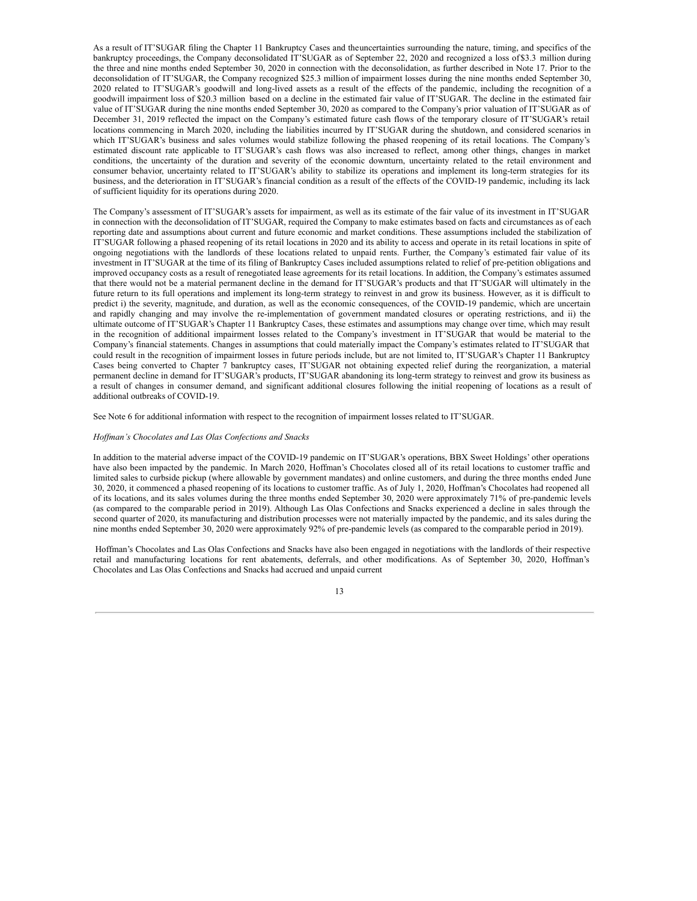As a result of IT'SUGAR filing the Chapter 11 Bankruptcy Cases and the uncertainties surrounding the nature, timing, and specifics of the bankruptcy proceedings, the Company deconsolidated IT'SUGAR as of September 22, 2020 and recognized a loss of $3.3 million during the three and nine months ended September 30, 2020 in connection with the deconsolidation, as further described in Note 17. Prior to the deconsolidation of IT'SUGAR, the Company recognized $25.3 million of impairment losses during the nine months ended September 30, 2020 related to IT'SUGAR's goodwill and long-lived assets as a result of the effects of the pandemic, including the recognition of a goodwill impairment loss of $20.3 million based on a decline in the estimated fair value of IT'SUGAR. The decline in the estimated fair value of IT'SUGAR during the nine months ended September 30, 2020 as compared to the Company's prior valuation of IT'SUGAR as of December 31, 2019 reflected the impact on the Company's estimated future cash flows of the temporary closure of IT'SUGAR's retail locations commencing in March 2020, including the liabilities incurred by IT'SUGAR during the shutdown, and considered scenarios in which IT'SUGAR's business and sales volumes would stabilize following the phased reopening of its retail locations. The Company's estimated discount rate applicable to IT'SUGAR's cash flows was also increased to reflect, among other things, changes in market conditions, the uncertainty of the duration and severity of the economic downturn, uncertainty related to the retail environment and consumer behavior, uncertainty related to IT'SUGAR's ability to stabilize its operations and implement its long-term strategies for its business, and the deterioration in IT'SUGAR's financial condition as a result of the effects of the COVID-19 pandemic, including its lack of sufficient liquidity for its operations during 2020.

The Company's assessment of IT'SUGAR's assets for impairment, as well as its estimate of the fair value of its investment in IT'SUGAR in connection with the deconsolidation of IT'SUGAR, required the Company to make estimates based on facts and circumstances as of each reporting date and assumptions about current and future economic and market conditions. These assumptions included the stabilization of IT'SUGAR following a phased reopening of its retail locations in 2020 and its ability to access and operate in its retail locations in spite of ongoing negotiations with the landlords of these locations related to unpaid rents. Further, the Company's estimated fair value of its investment in IT'SUGAR at the time of its filing of Bankruptcy Cases included assumptions related to relief of pre-petition obligations and improved occupancy costs as a result of renegotiated lease agreements for its retail locations. In addition, the Company's estimates assumed that there would not be a material permanent decline in the demand for IT'SUGAR's products and that IT'SUGAR will ultimately in the future return to its full operations and implement its long-term strategy to reinvest in and grow its business. However, as it is difficult to predict i) the severity, magnitude, and duration, as well as the economic consequences, of the COVID-19 pandemic, which are uncertain and rapidly changing and may involve the re-implementation of government mandated closures or operating restrictions, and ii) the ultimate outcome of IT'SUGAR's Chapter 11 Bankruptcy Cases, these estimates and assumptions may change over time, which may result in the recognition of additional impairment losses related to the Company's investment in IT'SUGAR that would be material to the Company's financial statements. Changes in assumptions that could materially impact the Company's estimates related to IT'SUGAR that could result in the recognition of impairment losses in future periods include, but are not limited to, IT'SUGAR's Chapter 11 Bankruptcy Cases being converted to Chapter 7 bankruptcy cases, IT'SUGAR not obtaining expected relief during the reorganization, a material permanent decline in demand for IT'SUGAR's products, IT'SUGAR abandoning its long-term strategy to reinvest and grow its business as a result of changes in consumer demand, and significant additional closures following the initial reopening of locations as a result of additional outbreaks of COVID-19.

See Note 6 for additional information with respect to the recognition of impairment losses related to IT'SUGAR.

*Hoffman's Chocolates and Las Olas Confections and Snacks*

In addition to the material adverse impact of the COVID-19 pandemic on IT'SUGAR's operations, BBX Sweet Holdings' other operations have also been impacted by the pandemic. In March 2020, Hoffman's Chocolates closed all of its retail locations to customer traffic and limited sales to curbside pickup (where allowable by government mandates) and online customers, and during the three months ended June 30, 2020, it commenced a phased reopening of its locations to customer traffic. As of July 1, 2020, Hoffman's Chocolates had reopened all of its locations, and its sales volumes during the three months ended September 30, 2020 were approximately 71% of pre-pandemic levels (as compared to the comparable period in 2019). Although Las Olas Confections and Snacks experienced a decline in sales through the second quarter of 2020, its manufacturing and distribution processes were not materially impacted by the pandemic, and its sales during the nine months ended September 30, 2020 were approximately 92% of pre-pandemic levels (as compared to the comparable period in 2019).

Hoffman's Chocolates and Las Olas Confections and Snacks have also been engaged in negotiations with the landlords of their respective retail and manufacturing locations for rent abatements, deferrals, and other modifications. As of September 30, 2020, Hoffman's Chocolates and Las Olas Confections and Snacks had accrued and unpaid current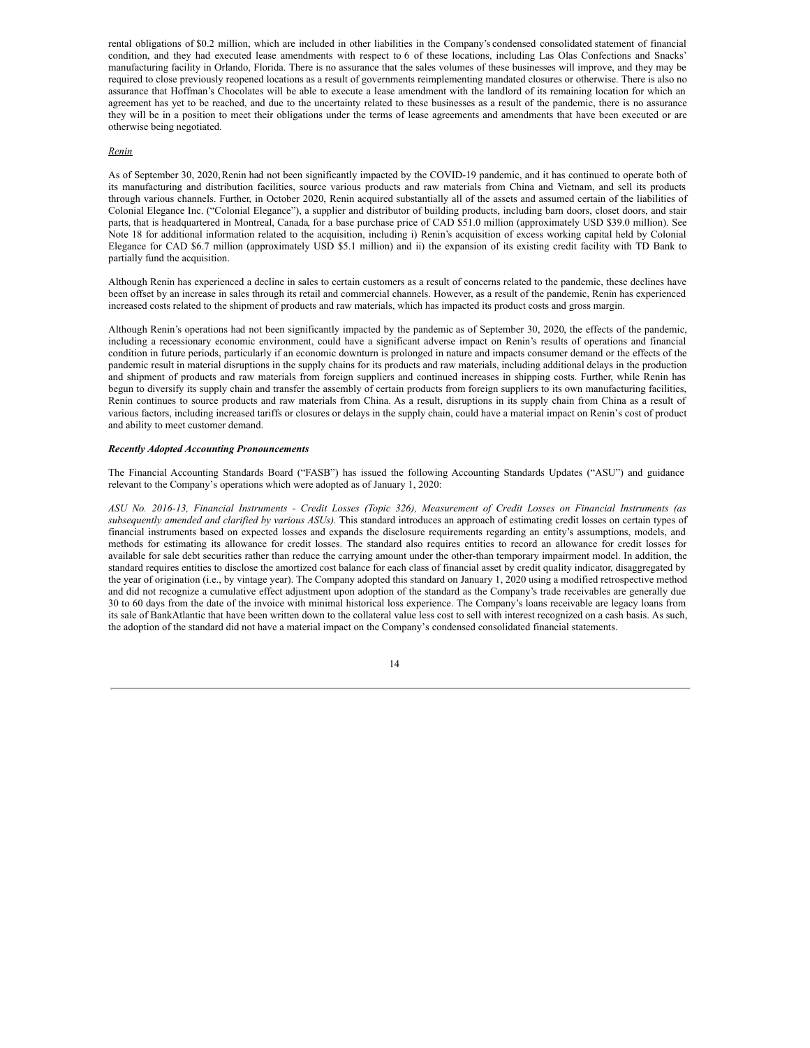rental obligations of $0.2 million, which are included in other liabilities in the Company's condensed consolidated statement of financial condition, and they had executed lease amendments with respect to 6 of these locations, including Las Olas Confections and Snacks' manufacturing facility in Orlando, Florida. There is no assurance that the sales volumes of these businesses will improve, and they may be required to close previously reopened locations as a result of governments reimplementing mandated closures or otherwise. There is also no assurance that Hoffman's Chocolates will be able to execute a lease amendment with the landlord of its remaining location for which an agreement has yet to be reached, and due to the uncertainty related to these businesses as a result of the pandemic, there is no assurance they will be in a position to meet their obligations under the terms of lease agreements and amendments that have been executed or are otherwise being negotiated.

*Renin*

As of September 30, 2020, Renin had not been significantly impacted by the COVID-19 pandemic, and it has continued to operate both of its manufacturing and distribution facilities, source various products and raw materials from China and Vietnam, and sell its products through various channels. Further, in October 2020, Renin acquired substantially all of the assets and assumed certain of the liabilities of Colonial Elegance Inc. ("Colonial Elegance"), a supplier and distributor of building products, including barn doors, closet doors, and stair parts, that is headquartered in Montreal, Canada, for a base purchase price of CAD $51.0 million (approximately USD $39.0 million). See Note 18 for additional information related to the acquisition, including i) Renin's acquisition of excess working capital held by Colonial Elegance for CAD $6.7 million (approximately USD $5.1 million) and ii) the expansion of its existing credit facility with TD Bank to partially fund the acquisition.

Although Renin has experienced a decline in sales to certain customers as a result of concerns related to the pandemic, these declines have been offset by an increase in sales through its retail and commercial channels. However, as a result of the pandemic, Renin has experienced increased costs related to the shipment of products and raw materials, which has impacted its product costs and gross margin.

Although Renin's operations had not been significantly impacted by the pandemic as of September 30, 2020, the effects of the pandemic, including a recessionary economic environment, could have a significant adverse impact on Renin's results of operations and financial condition in future periods, particularly if an economic downturn is prolonged in nature and impacts consumer demand or the effects of the pandemic result in material disruptions in the supply chains for its products and raw materials, including additional delays in the production and shipment of products and raw materials from foreign suppliers and continued increases in shipping costs. Further, while Renin has begun to diversify its supply chain and transfer the assembly of certain products from foreign suppliers to its own manufacturing facilities, Renin continues to source products and raw materials from China. As a result, disruptions in its supply chain from China as a result of various factors, including increased tariffs or closures or delays in the supply chain, could have a material impact on Renin's cost of product and ability to meet customer demand.

***Recently Adopted Accounting Pronouncements***

The Financial Accounting Standards Board ("FASB") has issued the following Accounting Standards Updates ("ASU") and guidance relevant to the Company's operations which were adopted as of January 1, 2020:

*ASU No. 2016-13, Financial Instruments - Credit Losses (Topic 326), Measurement of Credit Losses on Financial Instruments (as subsequently amended and clarified by various ASUs).* This standard introduces an approach of estimating credit losses on certain types of financial instruments based on expected losses and expands the disclosure requirements regarding an entity's assumptions, models, and methods for estimating its allowance for credit losses. The standard also requires entities to record an allowance for credit losses for available for sale debt securities rather than reduce the carrying amount under the other-than temporary impairment model. In addition, the standard requires entities to disclose the amortized cost balance for each class of financial asset by credit quality indicator, disaggregated by the year of origination (i.e., by vintage year). The Company adopted this standard on January 1, 2020 using a modified retrospective method and did not recognize a cumulative effect adjustment upon adoption of the standard as the Company's trade receivables are generally due 30 to 60 days from the date of the invoice with minimal historical loss experience. The Company's loans receivable are legacy loans from its sale of BankAtlantic that have been written down to the collateral value less cost to sell with interest recognized on a cash basis. As such, the adoption of the standard did not have a material impact on the Company's condensed consolidated financial statements.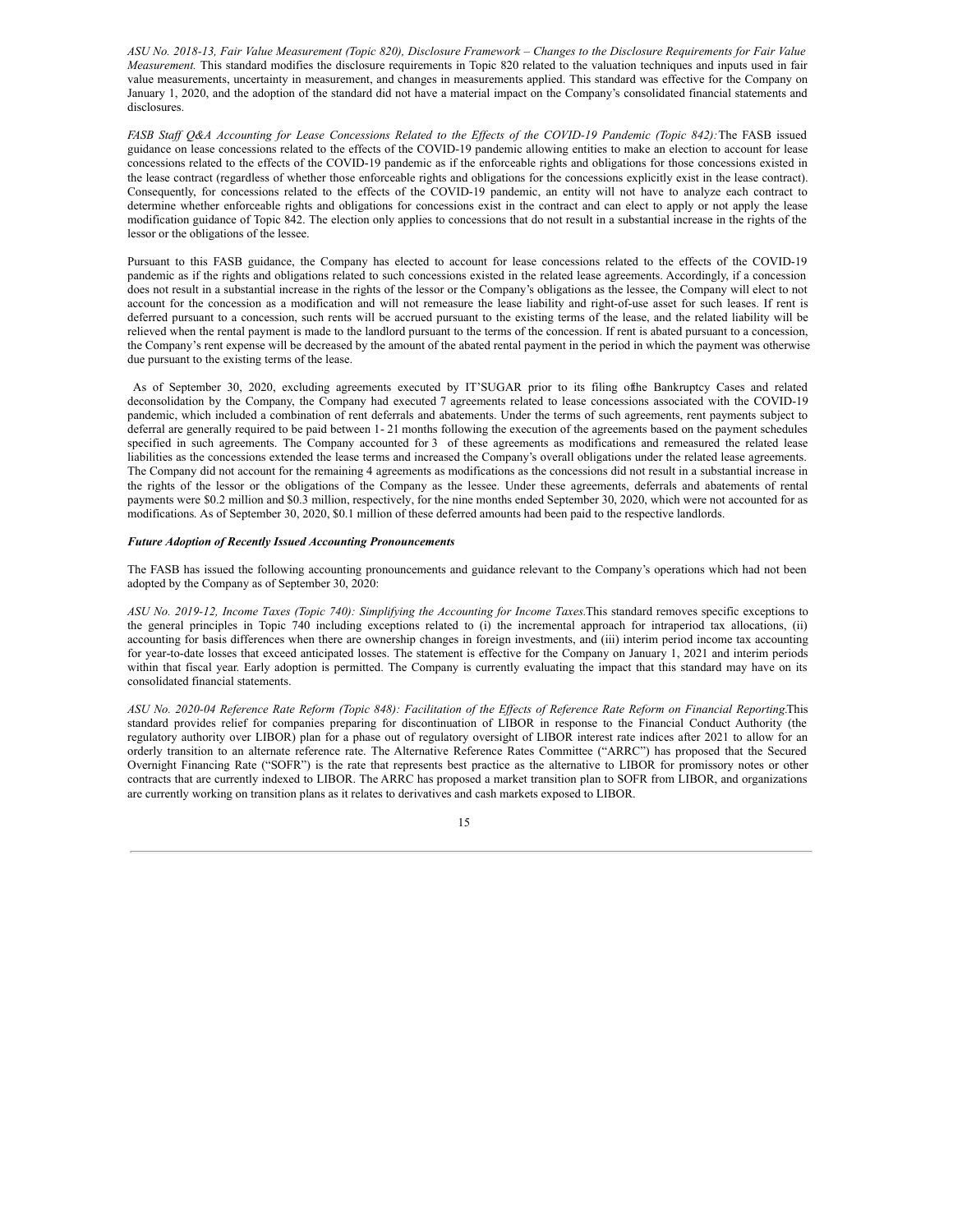*ASU No. 2018-13, Fair Value Measurement (Topic 820), Disclosure Framework – Changes to the Disclosure Requirements for Fair Value Measurement.* This standard modifies the disclosure requirements in Topic 820 related to the valuation techniques and inputs used in fair value measurements, uncertainty in measurement, and changes in measurements applied. This standard was effective for the Company on January 1, 2020, and the adoption of the standard did not have a material impact on the Company's consolidated financial statements and disclosures.

*FASB Staff Q&A Accounting for Lease Concessions Related to the Effects of the COVID-19 Pandemic (Topic 842):* The FASB issued guidance on lease concessions related to the effects of the COVID-19 pandemic allowing entities to make an election to account for lease concessions related to the effects of the COVID-19 pandemic as if the enforceable rights and obligations for those concessions existed in the lease contract (regardless of whether those enforceable rights and obligations for the concessions explicitly exist in the lease contract). Consequently, for concessions related to the effects of the COVID-19 pandemic, an entity will not have to analyze each contract to determine whether enforceable rights and obligations for concessions exist in the contract and can elect to apply or not apply the lease modification guidance of Topic 842. The election only applies to concessions that do not result in a substantial increase in the rights of the lessor or the obligations of the lessee.

Pursuant to this FASB guidance, the Company has elected to account for lease concessions related to the effects of the COVID-19 pandemic as if the rights and obligations related to such concessions existed in the related lease agreements. Accordingly, if a concession does not result in a substantial increase in the rights of the lessor or the Company's obligations as the lessee, the Company will elect to not account for the concession as a modification and will not remeasure the lease liability and right-of-use asset for such leases. If rent is deferred pursuant to a concession, such rents will be accrued pursuant to the existing terms of the lease, and the related liability will be relieved when the rental payment is made to the landlord pursuant to the terms of the concession. If rent is abated pursuant to a concession, the Company's rent expense will be decreased by the amount of the abated rental payment in the period in which the payment was otherwise due pursuant to the existing terms of the lease.

As of September 30, 2020, excluding agreements executed by IT'SUGAR prior to its filing of the Bankruptcy Cases and related deconsolidation by the Company, the Company had executed 7 agreements related to lease concessions associated with the COVID-19 pandemic, which included a combination of rent deferrals and abatements. Under the terms of such agreements, rent payments subject to deferral are generally required to be paid between 1- 21 months following the execution of the agreements based on the payment schedules specified in such agreements. The Company accounted for 3 of these agreements as modifications and remeasured the related lease liabilities as the concessions extended the lease terms and increased the Company's overall obligations under the related lease agreements. The Company did not account for the remaining 4 agreements as modifications as the concessions did not result in a substantial increase in the rights of the lessor or the obligations of the Company as the lessee. Under these agreements, deferrals and abatements of rental payments were $0.2 million and $0.3 million, respectively, for the nine months ended September 30, 2020, which were not accounted for as modifications. As of September 30, 2020, $0.1 million of these deferred amounts had been paid to the respective landlords.

***Future Adoption of Recently Issued Accounting Pronouncements***

The FASB has issued the following accounting pronouncements and guidance relevant to the Company's operations which had not been adopted by the Company as of September 30, 2020:

*ASU No. 2019-12, Income Taxes (Topic 740): Simplifying the Accounting for Income Taxes.* This standard removes specific exceptions to the general principles in Topic 740 including exceptions related to (i) the incremental approach for intraperiod tax allocations, (ii) accounting for basis differences when there are ownership changes in foreign investments, and (iii) interim period income tax accounting for year-to-date losses that exceed anticipated losses. The statement is effective for the Company on January 1, 2021 and interim periods within that fiscal year. Early adoption is permitted. The Company is currently evaluating the impact that this standard may have on its consolidated financial statements.

*ASU No. 2020-04 Reference Rate Reform (Topic 848): Facilitation of the Effects of Reference Rate Reform on Financial Reporting.* This standard provides relief for companies preparing for discontinuation of LIBOR in response to the Financial Conduct Authority (the regulatory authority over LIBOR) plan for a phase out of regulatory oversight of LIBOR interest rate indices after 2021 to allow for an orderly transition to an alternate reference rate. The Alternative Reference Rates Committee ("ARRC") has proposed that the Secured Overnight Financing Rate ("SOFR") is the rate that represents best practice as the alternative to LIBOR for promissory notes or other contracts that are currently indexed to LIBOR. The ARRC has proposed a market transition plan to SOFR from LIBOR, and organizations are currently working on transition plans as it relates to derivatives and cash markets exposed to LIBOR.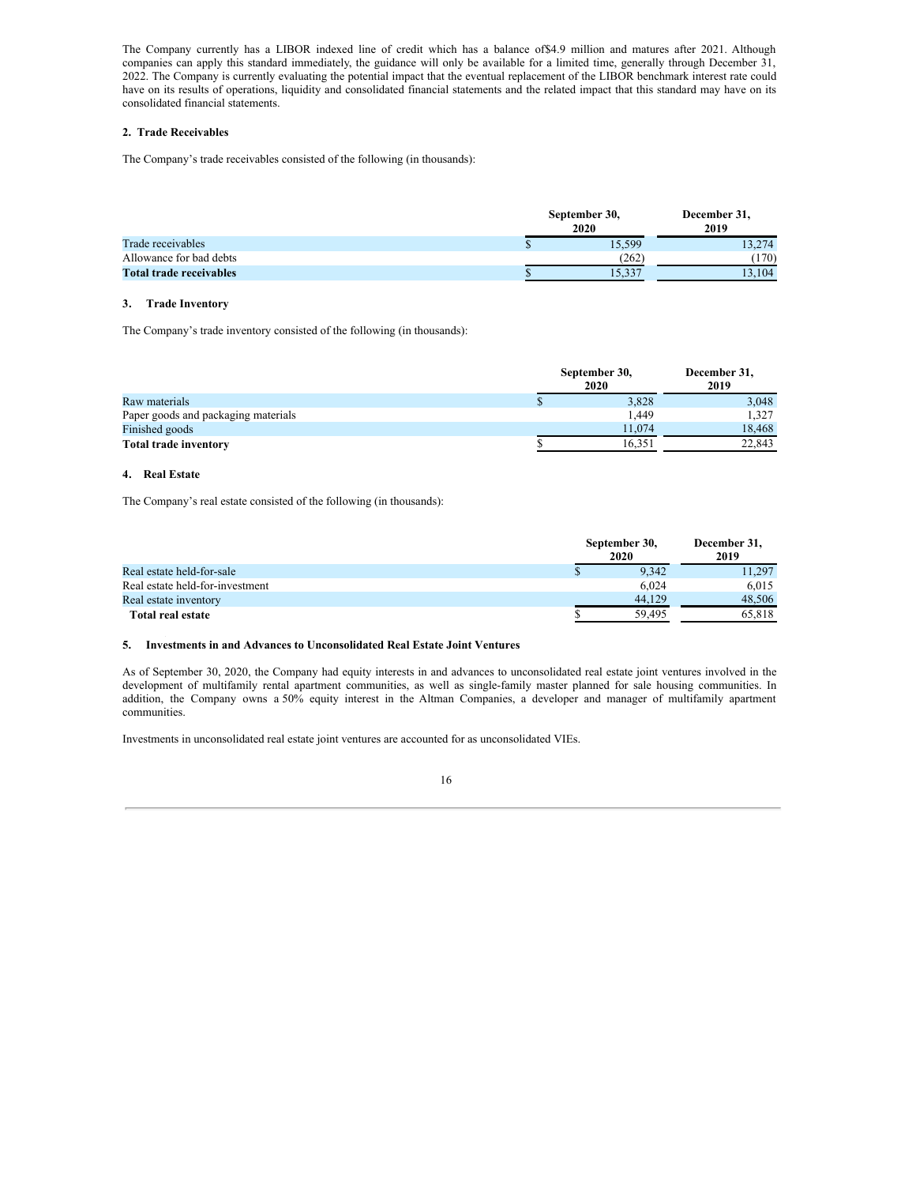The Company currently has a LIBOR indexed line of credit which has a balance of$4.9 million and matures after 2021. Although companies can apply this standard immediately, the guidance will only be available for a limited time, generally through December 31, 2022. The Company is currently evaluating the potential impact that the eventual replacement of the LIBOR benchmark interest rate could have on its results of operations, liquidity and consolidated financial statements and the related impact that this standard may have on its consolidated financial statements.

### 2. Trade Receivables

The Company's trade receivables consisted of the following (in thousands):

| | September 30, 2020 | December 31, 2019 |
|---|---|---|
| Trade receivables | $ 15,599 | 13,274 |
| Allowance for bad debts | (262) | (170) |
| **Total trade receivables** | $ 15,337 | 13,104 |

### 3. Trade Inventory

The Company's trade inventory consisted of the following (in thousands):

| | September 30, 2020 | December 31, 2019 |
|---|---|---|
| Raw materials | $ 3,828 | 3,048 |
| Paper goods and packaging materials | 1,449 | 1,327 |
| Finished goods | 11,074 | 18,468 |
| **Total trade inventory** | $ 16,351 | 22,843 |

### 4. Real Estate

The Company's real estate consisted of the following (in thousands):

| | September 30, 2020 | December 31, 2019 |
|---|---|---|
| Real estate held-for-sale | $ 9,342 | 11,297 |
| Real estate held-for-investment | 6,024 | 6,015 |
| Real estate inventory | 44,129 | 48,506 |
| **Total real estate** | $ 59,495 | 65,818 |

### 5. Investments in and Advances to Unconsolidated Real Estate Joint Ventures

As of September 30, 2020, the Company had equity interests in and advances to unconsolidated real estate joint ventures involved in the development of multifamily rental apartment communities, as well as single-family master planned for sale housing communities. In addition, the Company owns a 50% equity interest in the Altman Companies, a developer and manager of multifamily apartment communities.

Investments in unconsolidated real estate joint ventures are accounted for as unconsolidated VIEs.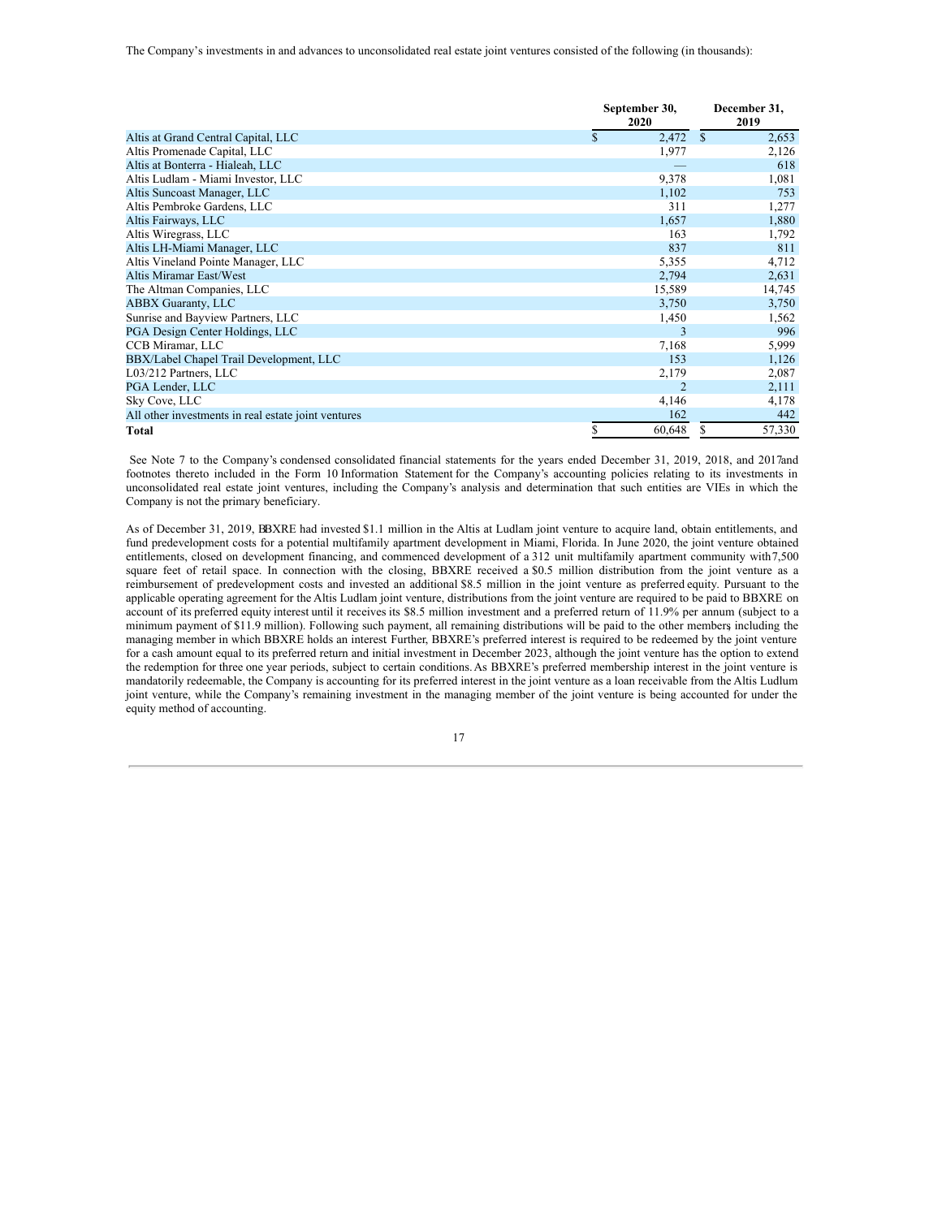The Company's investments in and advances to unconsolidated real estate joint ventures consisted of the following (in thousands):

| | September 30, 2020 | December 31, 2019 |
|---|---|---|
| Altis at Grand Central Capital, LLC | $ 2,472 | $ 2,653 |
| Altis Promenade Capital, LLC | 1,977 | 2,126 |
| Altis at Bonterra - Hialeah, LLC | — | 618 |
| Altis Ludlam - Miami Investor, LLC | 9,378 | 1,081 |
| Altis Suncoast Manager, LLC | 1,102 | 753 |
| Altis Pembroke Gardens, LLC | 311 | 1,277 |
| Altis Fairways, LLC | 1,657 | 1,880 |
| Altis Wiregrass, LLC | 163 | 1,792 |
| Altis LH-Miami Manager, LLC | 837 | 811 |
| Altis Vineland Pointe Manager, LLC | 5,355 | 4,712 |
| Altis Miramar East/West | 2,794 | 2,631 |
| The Altman Companies, LLC | 15,589 | 14,745 |
| ABBX Guaranty, LLC | 3,750 | 3,750 |
| Sunrise and Bayview Partners, LLC | 1,450 | 1,562 |
| PGA Design Center Holdings, LLC | 3 | 996 |
| CCB Miramar, LLC | 7,168 | 5,999 |
| BBX/Label Chapel Trail Development, LLC | 153 | 1,126 |
| L03/212 Partners, LLC | 2,179 | 2,087 |
| PGA Lender, LLC | 2 | 2,111 |
| Sky Cove, LLC | 4,146 | 4,178 |
| All other investments in real estate joint ventures | 162 | 442 |
| **Total** | $ 60,648 | $ 57,330 |

See Note 7 to the Company's condensed consolidated financial statements for the years ended December 31, 2019, 2018, and 2017 and footnotes thereto included in the Form 10 Information Statement for the Company's accounting policies relating to its investments in unconsolidated real estate joint ventures, including the Company's analysis and determination that such entities are VIEs in which the Company is not the primary beneficiary.

As of December 31, 2019, BBXRE had invested $1.1 million in the Altis at Ludlam joint venture to acquire land, obtain entitlements, and fund predevelopment costs for a potential multifamily apartment development in Miami, Florida. In June 2020, the joint venture obtained entitlements, closed on development financing, and commenced development of a 312 unit multifamily apartment community with 7,500 square feet of retail space. In connection with the closing, BBXRE received a $0.5 million distribution from the joint venture as a reimbursement of predevelopment costs and invested an additional $8.5 million in the joint venture as preferred equity. Pursuant to the applicable operating agreement for the Altis Ludlam joint venture, distributions from the joint venture are required to be paid to BBXRE on account of its preferred equity interest until it receives its $8.5 million investment and a preferred return of 11.9% per annum (subject to a minimum payment of $11.9 million). Following such payment, all remaining distributions will be paid to the other members, including the managing member in which BBXRE holds an interest Further, BBXRE's preferred interest is required to be redeemed by the joint venture for a cash amount equal to its preferred return and initial investment in December 2023, although the joint venture has the option to extend the redemption for three one year periods, subject to certain conditions. As BBXRE's preferred membership interest in the joint venture is mandatorily redeemable, the Company is accounting for its preferred interest in the joint venture as a loan receivable from the Altis Ludlum joint venture, while the Company's remaining investment in the managing member of the joint venture is being accounted for under the equity method of accounting.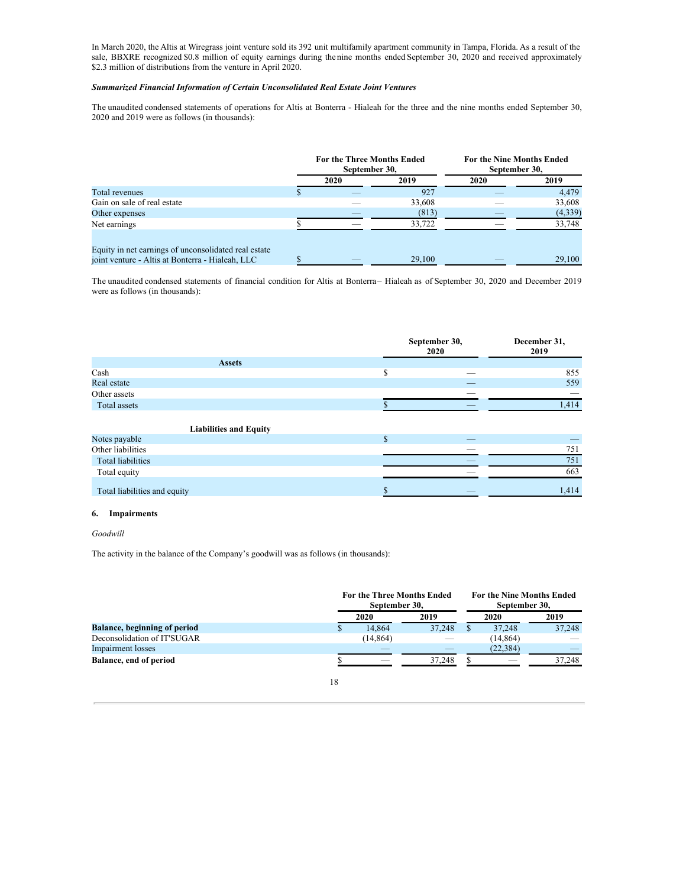In March 2020, the Altis at Wiregrass joint venture sold its 392 unit multifamily apartment community in Tampa, Florida. As a result of the sale, BBXRE recognized $0.8 million of equity earnings during the nine months ended September 30, 2020 and received approximately $2.3 million of distributions from the venture in April 2020.

***Summarized Financial Information of Certain Unconsolidated Real Estate Joint Ventures***

The unaudited condensed statements of operations for Altis at Bonterra - Hialeah for the three and the nine months ended September 30, 2020 and 2019 were as follows (in thousands):

| | For the Three Months Ended September 30, | | For the Nine Months Ended September 30, | |
|---|---|---|---|---|
| | 2020 | 2019 | 2020 | 2019 |
| Total revenues | $ — | 927 | — | 4,479 |
| Gain on sale of real estate | — | 33,608 | — | 33,608 |
| Other expenses | — | (813) | — | (4,339) |
| Net earnings | $ — | 33,722 | — | 33,748 |
| Equity in net earnings of unconsolidated real estate joint venture - Altis at Bonterra - Hialeah, LLC | $ — | 29,100 | — | 29,100 |

The unaudited condensed statements of financial condition for Altis at Bonterra – Hialeah as of September 30, 2020 and December 2019 were as follows (in thousands):

| | September 30, 2020 | December 31, 2019 |
|---|---|---|
| **Assets** | | |
| Cash | $ — | 855 |
| Real estate | — | 559 |
| Other assets | — | — |
| Total assets | $ — | 1,414 |
| **Liabilities and Equity** | | |
| Notes payable | $ — | — |
| Other liabilities | — | 751 |
| Total liabilities | — | 751 |
| Total equity | — | 663 |
| Total liabilities and equity | $ — | 1,414 |

## 6. Impairments

*Goodwill*

The activity in the balance of the Company's goodwill was as follows (in thousands):

| | For the Three Months Ended September 30, | | For the Nine Months Ended September 30, | |
|---|---|---|---|---|
| | 2020 | 2019 | 2020 | 2019 |
| **Balance, beginning of period** | $ 14,864 | 37,248 | $ 37,248 | 37,248 |
| Deconsolidation of IT'SUGAR | (14,864) | — | (14,864) | — |
| Impairment losses | — | — | (22,384) | — |
| **Balance, end of period** | $ — | 37,248 | $ — | 37,248 |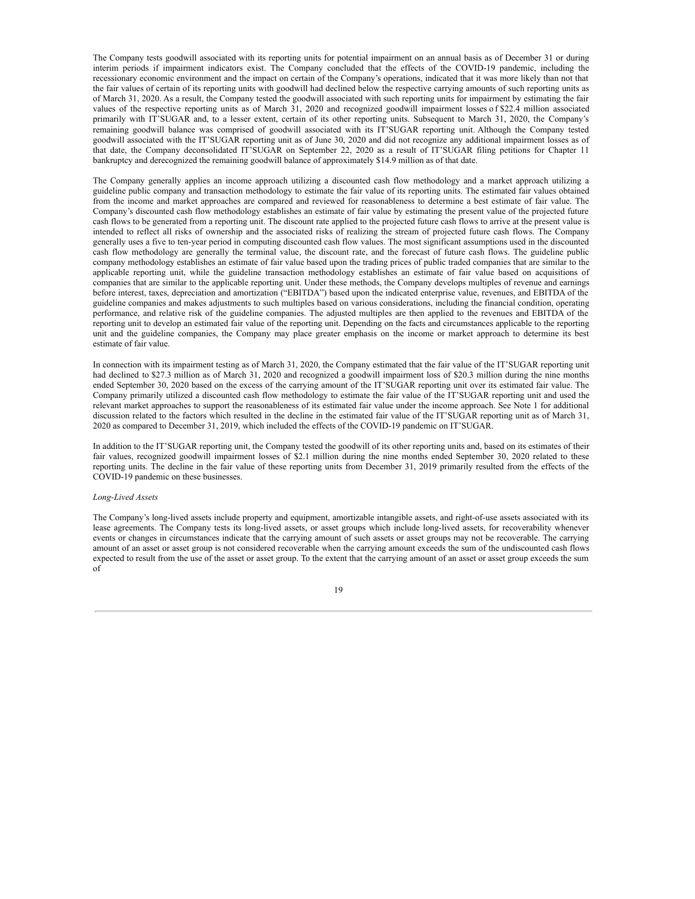The Company tests goodwill associated with its reporting units for potential impairment on an annual basis as of December 31 or during interim periods if impairment indicators exist. The Company concluded that the effects of the COVID-19 pandemic, including the recessionary economic environment and the impact on certain of the Company's operations, indicated that it was more likely than not that the fair values of certain of its reporting units with goodwill had declined below the respective carrying amounts of such reporting units as of March 31, 2020. As a result, the Company tested the goodwill associated with such reporting units for impairment by estimating the fair values of the respective reporting units as of March 31, 2020 and recognized goodwill impairment losses of $22.4 million associated primarily with IT'SUGAR and, to a lesser extent, certain of its other reporting units. Subsequent to March 31, 2020, the Company's remaining goodwill balance was comprised of goodwill associated with its IT'SUGAR reporting unit. Although the Company tested goodwill associated with the IT'SUGAR reporting unit as of June 30, 2020 and did not recognize any additional impairment losses as of that date, the Company deconsolidated IT'SUGAR on September 22, 2020 as a result of IT'SUGAR filing petitions for Chapter 11 bankruptcy and derecognized the remaining goodwill balance of approximately $14.9 million as of that date.

The Company generally applies an income approach utilizing a discounted cash flow methodology and a market approach utilizing a guideline public company and transaction methodology to estimate the fair value of its reporting units. The estimated fair values obtained from the income and market approaches are compared and reviewed for reasonableness to determine a best estimate of fair value. The Company's discounted cash flow methodology establishes an estimate of fair value by estimating the present value of the projected future cash flows to be generated from a reporting unit. The discount rate applied to the projected future cash flows to arrive at the present value is intended to reflect all risks of ownership and the associated risks of realizing the stream of projected future cash flows. The Company generally uses a five to ten-year period in computing discounted cash flow values. The most significant assumptions used in the discounted cash flow methodology are generally the terminal value, the discount rate, and the forecast of future cash flows. The guideline public company methodology establishes an estimate of fair value based upon the trading prices of public traded companies that are similar to the applicable reporting unit, while the guideline transaction methodology establishes an estimate of fair value based on acquisitions of companies that are similar to the applicable reporting unit. Under these methods, the Company develops multiples of revenue and earnings before interest, taxes, depreciation and amortization ("EBITDA") based upon the indicated enterprise value, revenues, and EBITDA of the guideline companies and makes adjustments to such multiples based on various considerations, including the financial condition, operating performance, and relative risk of the guideline companies. The adjusted multiples are then applied to the revenues and EBITDA of the reporting unit to develop an estimated fair value of the reporting unit. Depending on the facts and circumstances applicable to the reporting unit and the guideline companies, the Company may place greater emphasis on the income or market approach to determine its best estimate of fair value.

In connection with its impairment testing as of March 31, 2020, the Company estimated that the fair value of the IT'SUGAR reporting unit had declined to $27.3 million as of March 31, 2020 and recognized a goodwill impairment loss of $20.3 million during the nine months ended September 30, 2020 based on the excess of the carrying amount of the IT'SUGAR reporting unit over its estimated fair value. The Company primarily utilized a discounted cash flow methodology to estimate the fair value of the IT'SUGAR reporting unit and used the relevant market approaches to support the reasonableness of its estimated fair value under the income approach. See Note 1 for additional discussion related to the factors which resulted in the decline in the estimated fair value of the IT'SUGAR reporting unit as of March 31, 2020 as compared to December 31, 2019, which included the effects of the COVID-19 pandemic on IT'SUGAR.

In addition to the IT'SUGAR reporting unit, the Company tested the goodwill of its other reporting units and, based on its estimates of their fair values, recognized goodwill impairment losses of $2.1 million during the nine months ended September 30, 2020 related to these reporting units. The decline in the fair value of these reporting units from December 31, 2019 primarily resulted from the effects of the COVID-19 pandemic on these businesses.

*Long-Lived Assets*

The Company's long-lived assets include property and equipment, amortizable intangible assets, and right-of-use assets associated with its lease agreements. The Company tests its long-lived assets, or asset groups which include long-lived assets, for recoverability whenever events or changes in circumstances indicate that the carrying amount of such assets or asset groups may not be recoverable. The carrying amount of an asset or asset group is not considered recoverable when the carrying amount exceeds the sum of the undiscounted cash flows expected to result from the use of the asset or asset group. To the extent that the carrying amount of an asset or asset group exceeds the sum of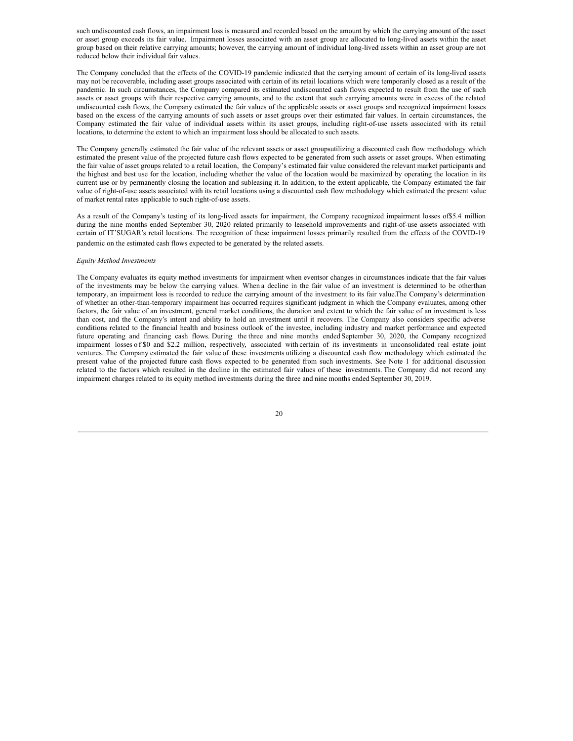such undiscounted cash flows, an impairment loss is measured and recorded based on the amount by which the carrying amount of the asset or asset group exceeds its fair value. Impairment losses associated with an asset group are allocated to long-lived assets within the asset group based on their relative carrying amounts; however, the carrying amount of individual long-lived assets within an asset group are not reduced below their individual fair values.

The Company concluded that the effects of the COVID-19 pandemic indicated that the carrying amount of certain of its long-lived assets may not be recoverable, including asset groups associated with certain of its retail locations which were temporarily closed as a result of the pandemic. In such circumstances, the Company compared its estimated undiscounted cash flows expected to result from the use of such assets or asset groups with their respective carrying amounts, and to the extent that such carrying amounts were in excess of the related undiscounted cash flows, the Company estimated the fair values of the applicable assets or asset groups and recognized impairment losses based on the excess of the carrying amounts of such assets or asset groups over their estimated fair values. In certain circumstances, the Company estimated the fair value of individual assets within its asset groups, including right-of-use assets associated with its retail locations, to determine the extent to which an impairment loss should be allocated to such assets.

The Company generally estimated the fair value of the relevant assets or asset groupsutilizing a discounted cash flow methodology which estimated the present value of the projected future cash flows expected to be generated from such assets or asset groups. When estimating the fair value of asset groups related to a retail location, the Company's estimated fair value considered the relevant market participants and the highest and best use for the location, including whether the value of the location would be maximized by operating the location in its current use or by permanently closing the location and subleasing it. In addition, to the extent applicable, the Company estimated the fair value of right-of-use assets associated with its retail locations using a discounted cash flow methodology which estimated the present value of market rental rates applicable to such right-of-use assets.

As a result of the Company's testing of its long-lived assets for impairment, the Company recognized impairment losses of$5.4 million during the nine months ended September 30, 2020 related primarily to leasehold improvements and right-of-use assets associated with certain of IT'SUGAR's retail locations. The recognition of these impairment losses primarily resulted from the effects of the COVID-19 pandemic on the estimated cash flows expected to be generated by the related assets.

*Equity Method Investments*

The Company evaluates its equity method investments for impairment when eventsor changes in circumstances indicate that the fair values of the investments may be below the carrying values. When a decline in the fair value of an investment is determined to be otherthan temporary, an impairment loss is recorded to reduce the carrying amount of the investment to its fair value.The Company's determination of whether an other-than-temporary impairment has occurred requires significant judgment in which the Company evaluates, among other factors, the fair value of an investment, general market conditions, the duration and extent to which the fair value of an investment is less than cost, and the Company's intent and ability to hold an investment until it recovers. The Company also considers specific adverse conditions related to the financial health and business outlook of the investee, including industry and market performance and expected future operating and financing cash flows. During the three and nine months ended September 30, 2020, the Company recognized impairment losses of $0 and $2.2 million, respectively, associated with certain of its investments in unconsolidated real estate joint ventures. The Company estimated the fair value of these investments utilizing a discounted cash flow methodology which estimated the present value of the projected future cash flows expected to be generated from such investments. See Note 1 for additional discussion related to the factors which resulted in the decline in the estimated fair values of these investments. The Company did not record any impairment charges related to its equity method investments during the three and nine months ended September 30, 2019.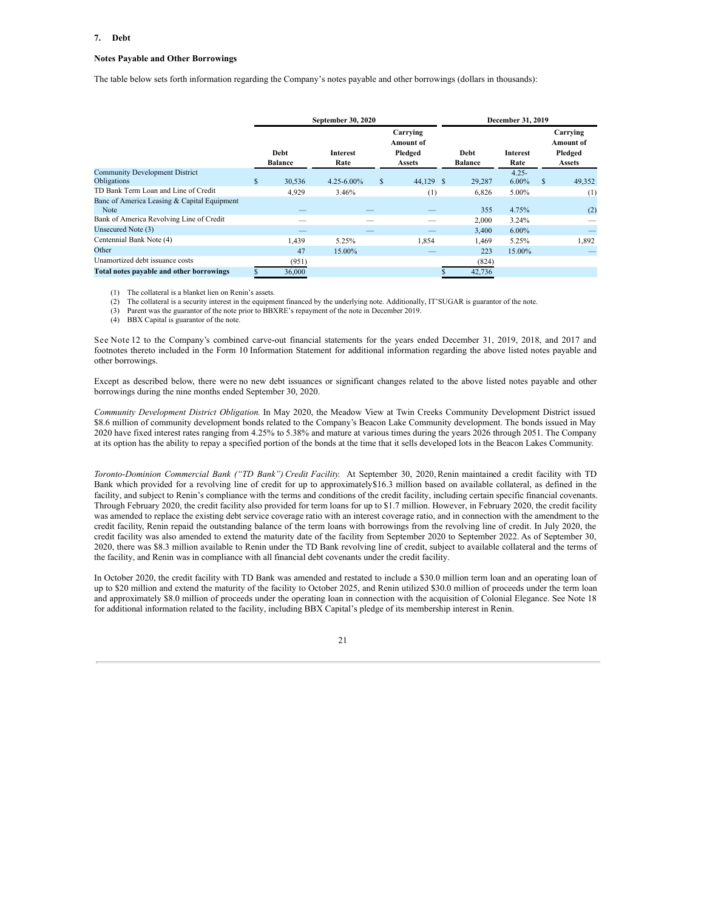### 7. Debt

**Notes Payable and Other Borrowings**

The table below sets forth information regarding the Company's notes payable and other borrowings (dollars in thousands):

| | September 30, 2020 | | | December 31, 2019 | | |
|---|---|---|---|---|---|---|
| | Debt Balance | Interest Rate | Carrying Amount of Pledged Assets | Debt Balance | Interest Rate | Carrying Amount of Pledged Assets |
| Community Development District Obligations | $ 30,536 | 4.25-6.00% | $ 44,129 | $ 29,287 | 4.25-6.00% | $ 49,352 |
| TD Bank Term Loan and Line of Credit | 4,929 | 3.46% | (1) | 6,826 | 5.00% | (1) |
| Banc of America Leasing & Capital Equipment Note | — | — | — | 355 | 4.75% | (2) |
| Bank of America Revolving Line of Credit | — | — | — | 2,000 | 3.24% | — |
| Unsecured Note (3) | — | — | — | 3,400 | 6.00% | — |
| Centennial Bank Note (4) | 1,439 | 5.25% | 1,854 | 1,469 | 5.25% | 1,892 |
| Other | 47 | 15.00% | — | 223 | 15.00% | — |
| Unamortized debt issuance costs | (951) | | | (824) | | |
| **Total notes payable and other borrowings** | $ 36,000 | | | $ 42,736 | | |

(1) The collateral is a blanket lien on Renin's assets.
(2) The collateral is a security interest in the equipment financed by the underlying note. Additionally, IT'SUGAR is guarantor of the note.
(3) Parent was the guarantor of the note prior to BBXRE's repayment of the note in December 2019.
(4) BBX Capital is guarantor of the note.

See Note 12 to the Company's combined carve-out financial statements for the years ended December 31, 2019, 2018, and 2017 and footnotes thereto included in the Form 10 Information Statement for additional information regarding the above listed notes payable and other borrowings.

Except as described below, there were no new debt issuances or significant changes related to the above listed notes payable and other borrowings during the nine months ended September 30, 2020.

*Community Development District Obligation.* In May 2020, the Meadow View at Twin Creeks Community Development District issued $8.6 million of community development bonds related to the Company's Beacon Lake Community development. The bonds issued in May 2020 have fixed interest rates ranging from 4.25% to 5.38% and mature at various times during the years 2026 through 2051. The Company at its option has the ability to repay a specified portion of the bonds at the time that it sells developed lots in the Beacon Lakes Community.

*Toronto-Dominion Commercial Bank ("TD Bank") Credit Facility.* At September 30, 2020, Renin maintained a credit facility with TD Bank which provided for a revolving line of credit for up to approximately$16.3 million based on available collateral, as defined in the facility, and subject to Renin's compliance with the terms and conditions of the credit facility, including certain specific financial covenants. Through February 2020, the credit facility also provided for term loans for up to $1.7 million. However, in February 2020, the credit facility was amended to replace the existing debt service coverage ratio with an interest coverage ratio, and in connection with the amendment to the credit facility, Renin repaid the outstanding balance of the term loans with borrowings from the revolving line of credit. In July 2020, the credit facility was also amended to extend the maturity date of the facility from September 2020 to September 2022. As of September 30, 2020, there was $8.3 million available to Renin under the TD Bank revolving line of credit, subject to available collateral and the terms of the facility, and Renin was in compliance with all financial debt covenants under the credit facility.

In October 2020, the credit facility with TD Bank was amended and restated to include a $30.0 million term loan and an operating loan of up to $20 million and extend the maturity of the facility to October 2025, and Renin utilized $30.0 million of proceeds under the term loan and approximately $8.0 million of proceeds under the operating loan in connection with the acquisition of Colonial Elegance. See Note 18 for additional information related to the facility, including BBX Capital's pledge of its membership interest in Renin.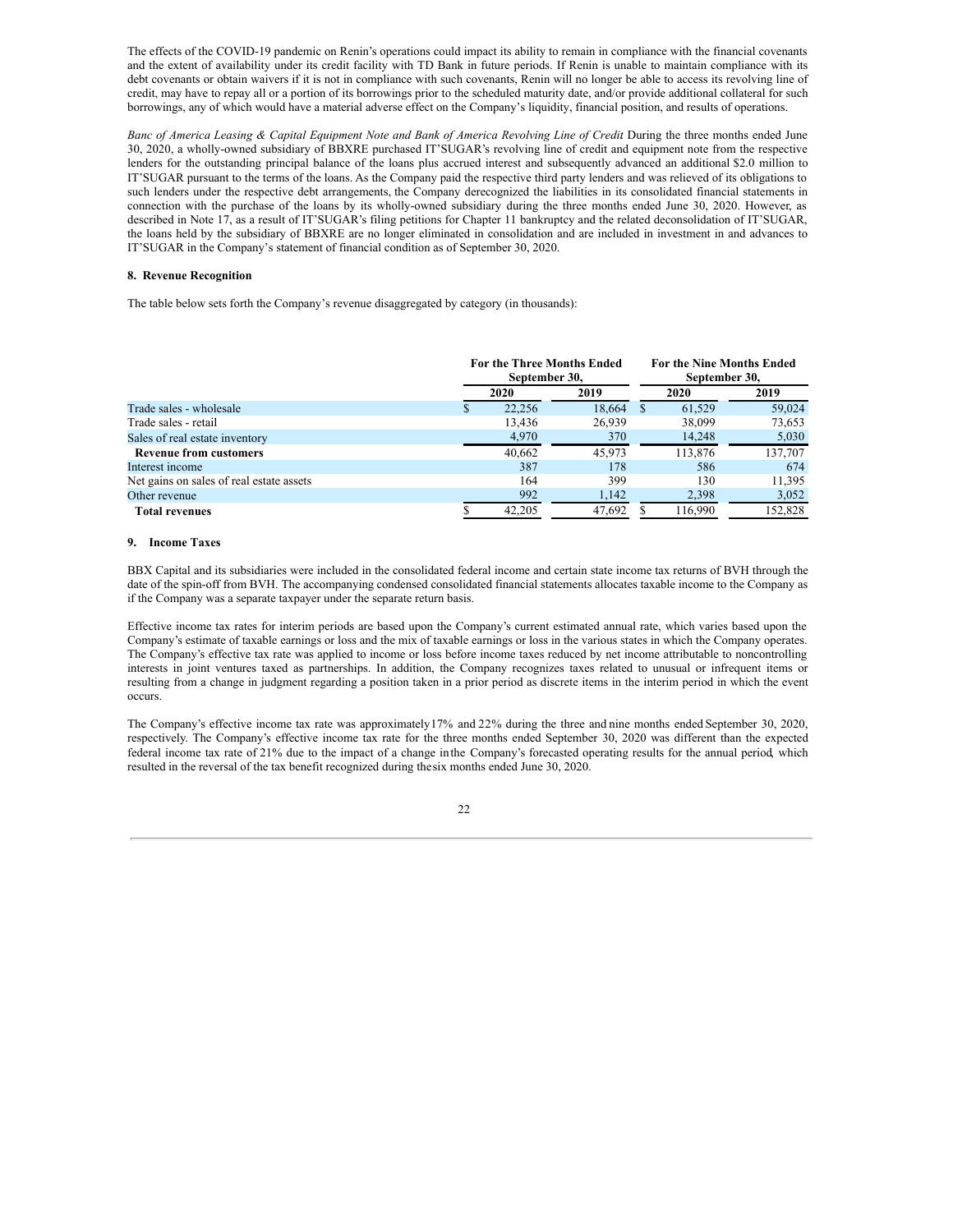The effects of the COVID-19 pandemic on Renin's operations could impact its ability to remain in compliance with the financial covenants and the extent of availability under its credit facility with TD Bank in future periods. If Renin is unable to maintain compliance with its debt covenants or obtain waivers if it is not in compliance with such covenants, Renin will no longer be able to access its revolving line of credit, may have to repay all or a portion of its borrowings prior to the scheduled maturity date, and/or provide additional collateral for such borrowings, any of which would have a material adverse effect on the Company's liquidity, financial position, and results of operations.

*Banc of America Leasing & Capital Equipment Note and Bank of America Revolving Line of Credit* During the three months ended June 30, 2020, a wholly-owned subsidiary of BBXRE purchased IT'SUGAR's revolving line of credit and equipment note from the respective lenders for the outstanding principal balance of the loans plus accrued interest and subsequently advanced an additional $2.0 million to IT'SUGAR pursuant to the terms of the loans. As the Company paid the respective third party lenders and was relieved of its obligations to such lenders under the respective debt arrangements, the Company derecognized the liabilities in its consolidated financial statements in connection with the purchase of the loans by its wholly-owned subsidiary during the three months ended June 30, 2020. However, as described in Note 17, as a result of IT'SUGAR's filing petitions for Chapter 11 bankruptcy and the related deconsolidation of IT'SUGAR, the loans held by the subsidiary of BBXRE are no longer eliminated in consolidation and are included in investment in and advances to IT'SUGAR in the Company's statement of financial condition as of September 30, 2020.

## 8. Revenue Recognition

The table below sets forth the Company's revenue disaggregated by category (in thousands):

| | For the Three Months Ended September 30, | | For the Nine Months Ended September 30, | |
|---|---|---|---|---|
| | 2020 | 2019 | 2020 | 2019 |
| Trade sales - wholesale | $ 22,256 | 18,664 | $ 61,529 | 59,024 |
| Trade sales - retail | 13,436 | 26,939 | 38,099 | 73,653 |
| Sales of real estate inventory | 4,970 | 370 | 14,248 | 5,030 |
| **Revenue from customers** | 40,662 | 45,973 | 113,876 | 137,707 |
| Interest income | 387 | 178 | 586 | 674 |
| Net gains on sales of real estate assets | 164 | 399 | 130 | 11,395 |
| Other revenue | 992 | 1,142 | 2,398 | 3,052 |
| **Total revenues** | $ 42,205 | 47,692 | $ 116,990 | 152,828 |

## 9. Income Taxes

BBX Capital and its subsidiaries were included in the consolidated federal income and certain state income tax returns of BVH through the date of the spin-off from BVH. The accompanying condensed consolidated financial statements allocates taxable income to the Company as if the Company was a separate taxpayer under the separate return basis.

Effective income tax rates for interim periods are based upon the Company's current estimated annual rate, which varies based upon the Company's estimate of taxable earnings or loss and the mix of taxable earnings or loss in the various states in which the Company operates. The Company's effective tax rate was applied to income or loss before income taxes reduced by net income attributable to noncontrolling interests in joint ventures taxed as partnerships. In addition, the Company recognizes taxes related to unusual or infrequent items or resulting from a change in judgment regarding a position taken in a prior period as discrete items in the interim period in which the event occurs.

The Company's effective income tax rate was approximately 17% and 22% during the three and nine months ended September 30, 2020, respectively. The Company's effective income tax rate for the three months ended September 30, 2020 was different than the expected federal income tax rate of 21% due to the impact of a change in the Company's forecasted operating results for the annual period, which resulted in the reversal of the tax benefit recognized during the six months ended June 30, 2020.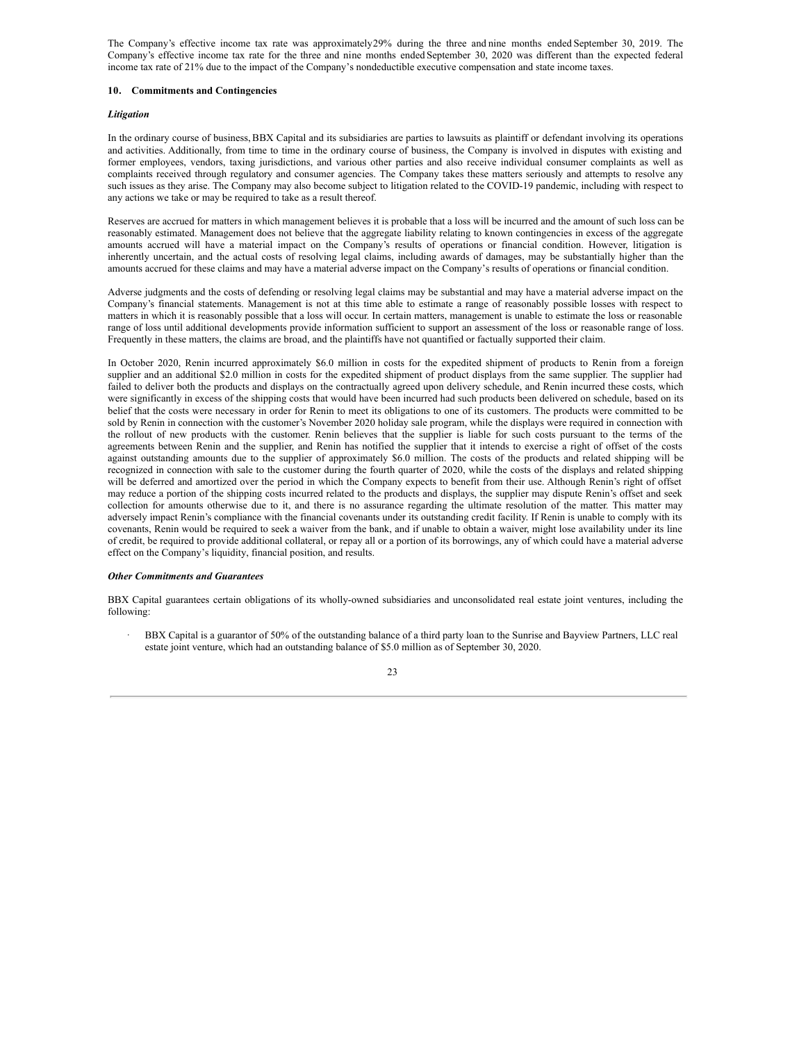The Company's effective income tax rate was approximately29% during the three and nine months ended September 30, 2019. The Company's effective income tax rate for the three and nine months ended September 30, 2020 was different than the expected federal income tax rate of 21% due to the impact of the Company's nondeductible executive compensation and state income taxes.

## 10. Commitments and Contingencies

### *Litigation*

In the ordinary course of business, BBX Capital and its subsidiaries are parties to lawsuits as plaintiff or defendant involving its operations and activities. Additionally, from time to time in the ordinary course of business, the Company is involved in disputes with existing and former employees, vendors, taxing jurisdictions, and various other parties and also receive individual consumer complaints as well as complaints received through regulatory and consumer agencies. The Company takes these matters seriously and attempts to resolve any such issues as they arise. The Company may also become subject to litigation related to the COVID-19 pandemic, including with respect to any actions we take or may be required to take as a result thereof.

Reserves are accrued for matters in which management believes it is probable that a loss will be incurred and the amount of such loss can be reasonably estimated. Management does not believe that the aggregate liability relating to known contingencies in excess of the aggregate amounts accrued will have a material impact on the Company's results of operations or financial condition. However, litigation is inherently uncertain, and the actual costs of resolving legal claims, including awards of damages, may be substantially higher than the amounts accrued for these claims and may have a material adverse impact on the Company's results of operations or financial condition.

Adverse judgments and the costs of defending or resolving legal claims may be substantial and may have a material adverse impact on the Company's financial statements. Management is not at this time able to estimate a range of reasonably possible losses with respect to matters in which it is reasonably possible that a loss will occur. In certain matters, management is unable to estimate the loss or reasonable range of loss until additional developments provide information sufficient to support an assessment of the loss or reasonable range of loss. Frequently in these matters, the claims are broad, and the plaintiffs have not quantified or factually supported their claim.

In October 2020, Renin incurred approximately $6.0 million in costs for the expedited shipment of products to Renin from a foreign supplier and an additional $2.0 million in costs for the expedited shipment of product displays from the same supplier. The supplier had failed to deliver both the products and displays on the contractually agreed upon delivery schedule, and Renin incurred these costs, which were significantly in excess of the shipping costs that would have been incurred had such products been delivered on schedule, based on its belief that the costs were necessary in order for Renin to meet its obligations to one of its customers. The products were committed to be sold by Renin in connection with the customer's November 2020 holiday sale program, while the displays were required in connection with the rollout of new products with the customer. Renin believes that the supplier is liable for such costs pursuant to the terms of the agreements between Renin and the supplier, and Renin has notified the supplier that it intends to exercise a right of offset of the costs against outstanding amounts due to the supplier of approximately $6.0 million. The costs of the products and related shipping will be recognized in connection with sale to the customer during the fourth quarter of 2020, while the costs of the displays and related shipping will be deferred and amortized over the period in which the Company expects to benefit from their use. Although Renin's right of offset may reduce a portion of the shipping costs incurred related to the products and displays, the supplier may dispute Renin's offset and seek collection for amounts otherwise due to it, and there is no assurance regarding the ultimate resolution of the matter. This matter may adversely impact Renin's compliance with the financial covenants under its outstanding credit facility. If Renin is unable to comply with its covenants, Renin would be required to seek a waiver from the bank, and if unable to obtain a waiver, might lose availability under its line of credit, be required to provide additional collateral, or repay all or a portion of its borrowings, any of which could have a material adverse effect on the Company's liquidity, financial position, and results.

### *Other Commitments and Guarantees*

BBX Capital guarantees certain obligations of its wholly-owned subsidiaries and unconsolidated real estate joint ventures, including the following:

- BBX Capital is a guarantor of 50% of the outstanding balance of a third party loan to the Sunrise and Bayview Partners, LLC real estate joint venture, which had an outstanding balance of $5.0 million as of September 30, 2020.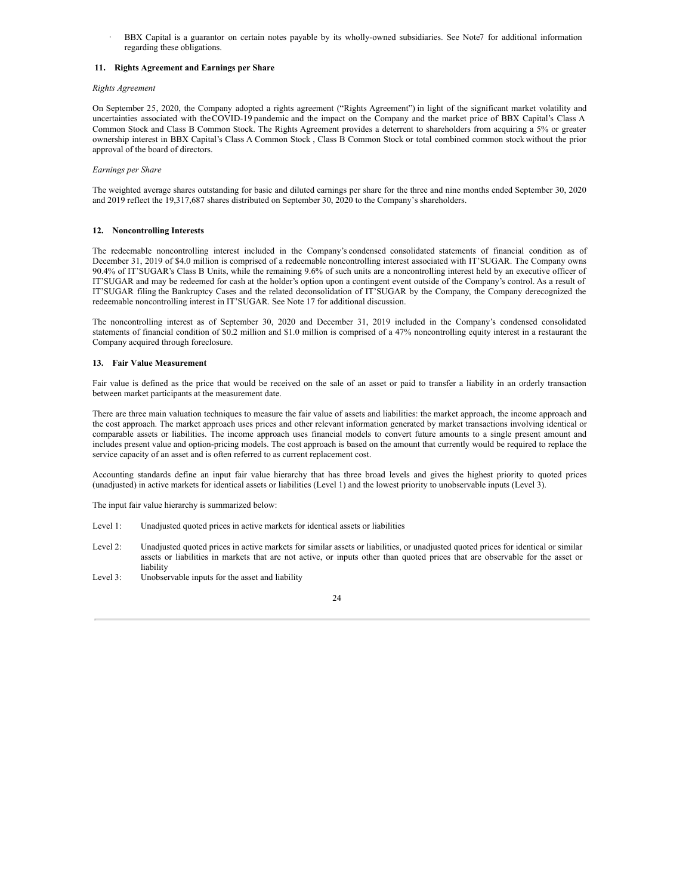- BBX Capital is a guarantor on certain notes payable by its wholly-owned subsidiaries. See Note7 for additional information regarding these obligations.

## 11. Rights Agreement and Earnings per Share

*Rights Agreement*

On September 25, 2020, the Company adopted a rights agreement ("Rights Agreement") in light of the significant market volatility and uncertainties associated with the COVID-19 pandemic and the impact on the Company and the market price of BBX Capital's Class A Common Stock and Class B Common Stock. The Rights Agreement provides a deterrent to shareholders from acquiring a 5% or greater ownership interest in BBX Capital's Class A Common Stock , Class B Common Stock or total combined common stock without the prior approval of the board of directors.

*Earnings per Share*

The weighted average shares outstanding for basic and diluted earnings per share for the three and nine months ended September 30, 2020 and 2019 reflect the 19,317,687 shares distributed on September 30, 2020 to the Company's shareholders.

## 12. Noncontrolling Interests

The redeemable noncontrolling interest included in the Company's condensed consolidated statements of financial condition as of December 31, 2019 of $4.0 million is comprised of a redeemable noncontrolling interest associated with IT'SUGAR. The Company owns 90.4% of IT'SUGAR's Class B Units, while the remaining 9.6% of such units are a noncontrolling interest held by an executive officer of IT'SUGAR and may be redeemed for cash at the holder's option upon a contingent event outside of the Company's control. As a result of IT'SUGAR filing the Bankruptcy Cases and the related deconsolidation of IT'SUGAR by the Company, the Company derecognized the redeemable noncontrolling interest in IT'SUGAR. See Note 17 for additional discussion.

The noncontrolling interest as of September 30, 2020 and December 31, 2019 included in the Company's condensed consolidated statements of financial condition of $0.2 million and $1.0 million is comprised of a 47% noncontrolling equity interest in a restaurant the Company acquired through foreclosure.

## 13. Fair Value Measurement

Fair value is defined as the price that would be received on the sale of an asset or paid to transfer a liability in an orderly transaction between market participants at the measurement date.

There are three main valuation techniques to measure the fair value of assets and liabilities: the market approach, the income approach and the cost approach. The market approach uses prices and other relevant information generated by market transactions involving identical or comparable assets or liabilities. The income approach uses financial models to convert future amounts to a single present amount and includes present value and option-pricing models. The cost approach is based on the amount that currently would be required to replace the service capacity of an asset and is often referred to as current replacement cost.

Accounting standards define an input fair value hierarchy that has three broad levels and gives the highest priority to quoted prices (unadjusted) in active markets for identical assets or liabilities (Level 1) and the lowest priority to unobservable inputs (Level 3).

The input fair value hierarchy is summarized below:

Level 1: Unadjusted quoted prices in active markets for identical assets or liabilities

Level 2: Unadjusted quoted prices in active markets for similar assets or liabilities, or unadjusted quoted prices for identical or similar assets or liabilities in markets that are not active, or inputs other than quoted prices that are observable for the asset or liability

Level 3: Unobservable inputs for the asset and liability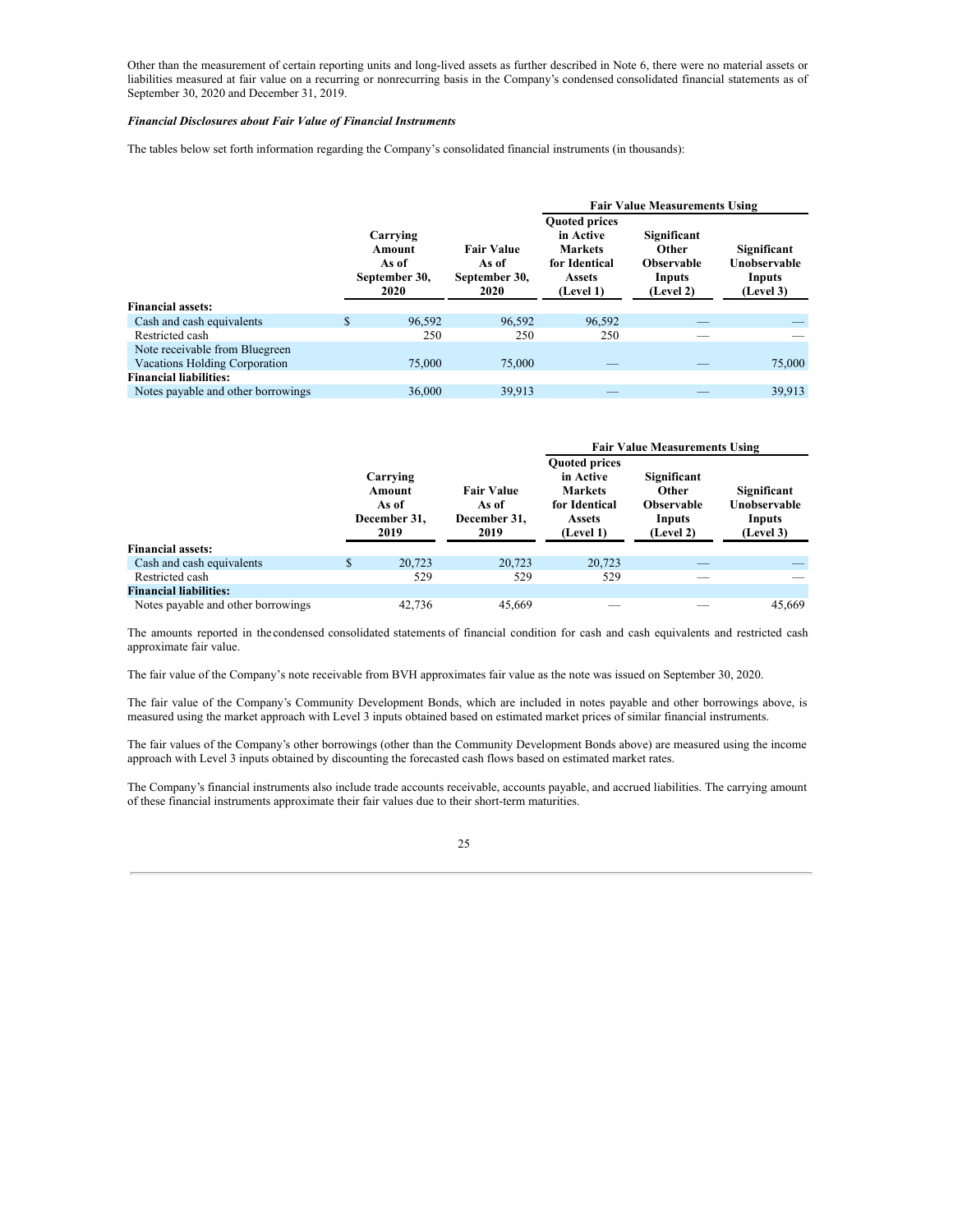Other than the measurement of certain reporting units and long-lived assets as further described in Note 6, there were no material assets or liabilities measured at fair value on a recurring or nonrecurring basis in the Company's condensed consolidated financial statements as of September 30, 2020 and December 31, 2019.

***Financial Disclosures about Fair Value of Financial Instruments***

The tables below set forth information regarding the Company's consolidated financial instruments (in thousands):

| | | | Fair Value Measurements Using | | |
|---|---|---|---|---|---|
| | Carrying Amount As of September 30, 2020 | Fair Value As of September 30, 2020 | Quoted prices in Active Markets for Identical Assets (Level 1) | Significant Other Observable Inputs (Level 2) | Significant Unobservable Inputs (Level 3) |
| **Financial assets:** | | | | | |
| Cash and cash equivalents | $ 96,592 | 96,592 | 96,592 | — | — |
| Restricted cash | 250 | 250 | 250 | — | — |
| Note receivable from Bluegreen Vacations Holding Corporation | 75,000 | 75,000 | — | — | 75,000 |
| **Financial liabilities:** | | | | | |
| Notes payable and other borrowings | 36,000 | 39,913 | — | — | 39,913 |

| | | | Fair Value Measurements Using | | |
|---|---|---|---|---|---|
| | Carrying Amount As of December 31, 2019 | Fair Value As of December 31, 2019 | Quoted prices in Active Markets for Identical Assets (Level 1) | Significant Other Observable Inputs (Level 2) | Significant Unobservable Inputs (Level 3) |
| **Financial assets:** | | | | | |
| Cash and cash equivalents | $ 20,723 | 20,723 | 20,723 | — | — |
| Restricted cash | 529 | 529 | 529 | — | — |
| **Financial liabilities:** | | | | | |
| Notes payable and other borrowings | 42,736 | 45,669 | — | — | 45,669 |

The amounts reported in the condensed consolidated statements of financial condition for cash and cash equivalents and restricted cash approximate fair value.

The fair value of the Company's note receivable from BVH approximates fair value as the note was issued on September 30, 2020.

The fair value of the Company's Community Development Bonds, which are included in notes payable and other borrowings above, is measured using the market approach with Level 3 inputs obtained based on estimated market prices of similar financial instruments.

The fair values of the Company's other borrowings (other than the Community Development Bonds above) are measured using the income approach with Level 3 inputs obtained by discounting the forecasted cash flows based on estimated market rates.

The Company's financial instruments also include trade accounts receivable, accounts payable, and accrued liabilities. The carrying amount of these financial instruments approximate their fair values due to their short-term maturities.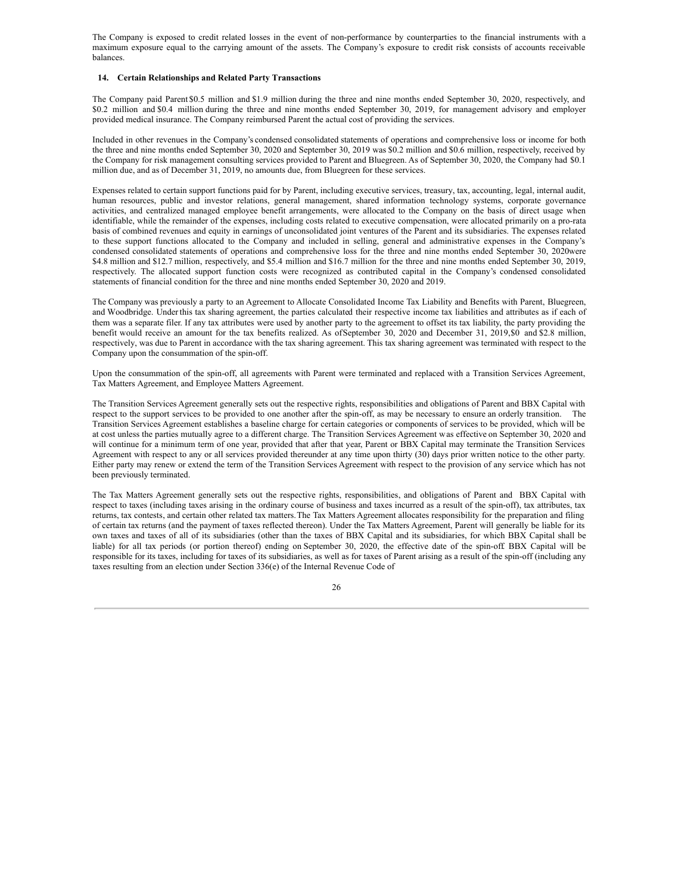The Company is exposed to credit related losses in the event of non-performance by counterparties to the financial instruments with a maximum exposure equal to the carrying amount of the assets. The Company's exposure to credit risk consists of accounts receivable balances.

## 14. Certain Relationships and Related Party Transactions

The Company paid Parent $0.5 million and $1.9 million during the three and nine months ended September 30, 2020, respectively, and $0.2 million and $0.4 million during the three and nine months ended September 30, 2019, for management advisory and employer provided medical insurance. The Company reimbursed Parent the actual cost of providing the services.

Included in other revenues in the Company's condensed consolidated statements of operations and comprehensive loss or income for both the three and nine months ended September 30, 2020 and September 30, 2019 was $0.2 million and $0.6 million, respectively, received by the Company for risk management consulting services provided to Parent and Bluegreen. As of September 30, 2020, the Company had $0.1 million due, and as of December 31, 2019, no amounts due, from Bluegreen for these services.

Expenses related to certain support functions paid for by Parent, including executive services, treasury, tax, accounting, legal, internal audit, human resources, public and investor relations, general management, shared information technology systems, corporate governance activities, and centralized managed employee benefit arrangements, were allocated to the Company on the basis of direct usage when identifiable, while the remainder of the expenses, including costs related to executive compensation, were allocated primarily on a pro-rata basis of combined revenues and equity in earnings of unconsolidated joint ventures of the Parent and its subsidiaries. The expenses related to these support functions allocated to the Company and included in selling, general and administrative expenses in the Company's condensed consolidated statements of operations and comprehensive loss for the three and nine months ended September 30, 2020were $4.8 million and $12.7 million, respectively, and $5.4 million and $16.7 million for the three and nine months ended September 30, 2019, respectively. The allocated support function costs were recognized as contributed capital in the Company's condensed consolidated statements of financial condition for the three and nine months ended September 30, 2020 and 2019.

The Company was previously a party to an Agreement to Allocate Consolidated Income Tax Liability and Benefits with Parent, Bluegreen, and Woodbridge. Under this tax sharing agreement, the parties calculated their respective income tax liabilities and attributes as if each of them was a separate filer. If any tax attributes were used by another party to the agreement to offset its tax liability, the party providing the benefit would receive an amount for the tax benefits realized. As of September 30, 2020 and December 31, 2019, $0 and $2.8 million, respectively, was due to Parent in accordance with the tax sharing agreement. This tax sharing agreement was terminated with respect to the Company upon the consummation of the spin-off.

Upon the consummation of the spin-off, all agreements with Parent were terminated and replaced with a Transition Services Agreement, Tax Matters Agreement, and Employee Matters Agreement.

The Transition Services Agreement generally sets out the respective rights, responsibilities and obligations of Parent and BBX Capital with respect to the support services to be provided to one another after the spin-off, as may be necessary to ensure an orderly transition. The Transition Services Agreement establishes a baseline charge for certain categories or components of services to be provided, which will be at cost unless the parties mutually agree to a different charge. The Transition Services Agreement was effective on September 30, 2020 and will continue for a minimum term of one year, provided that after that year, Parent or BBX Capital may terminate the Transition Services Agreement with respect to any or all services provided thereunder at any time upon thirty (30) days prior written notice to the other party. Either party may renew or extend the term of the Transition Services Agreement with respect to the provision of any service which has not been previously terminated.

The Tax Matters Agreement generally sets out the respective rights, responsibilities, and obligations of Parent and BBX Capital with respect to taxes (including taxes arising in the ordinary course of business and taxes incurred as a result of the spin-off), tax attributes, tax returns, tax contests, and certain other related tax matters. The Tax Matters Agreement allocates responsibility for the preparation and filing of certain tax returns (and the payment of taxes reflected thereon). Under the Tax Matters Agreement, Parent will generally be liable for its own taxes and taxes of all of its subsidiaries (other than the taxes of BBX Capital and its subsidiaries, for which BBX Capital shall be liable) for all tax periods (or portion thereof) ending on September 30, 2020, the effective date of the spin-off. BBX Capital will be responsible for its taxes, including for taxes of its subsidiaries, as well as for taxes of Parent arising as a result of the spin-off (including any taxes resulting from an election under Section 336(e) of the Internal Revenue Code of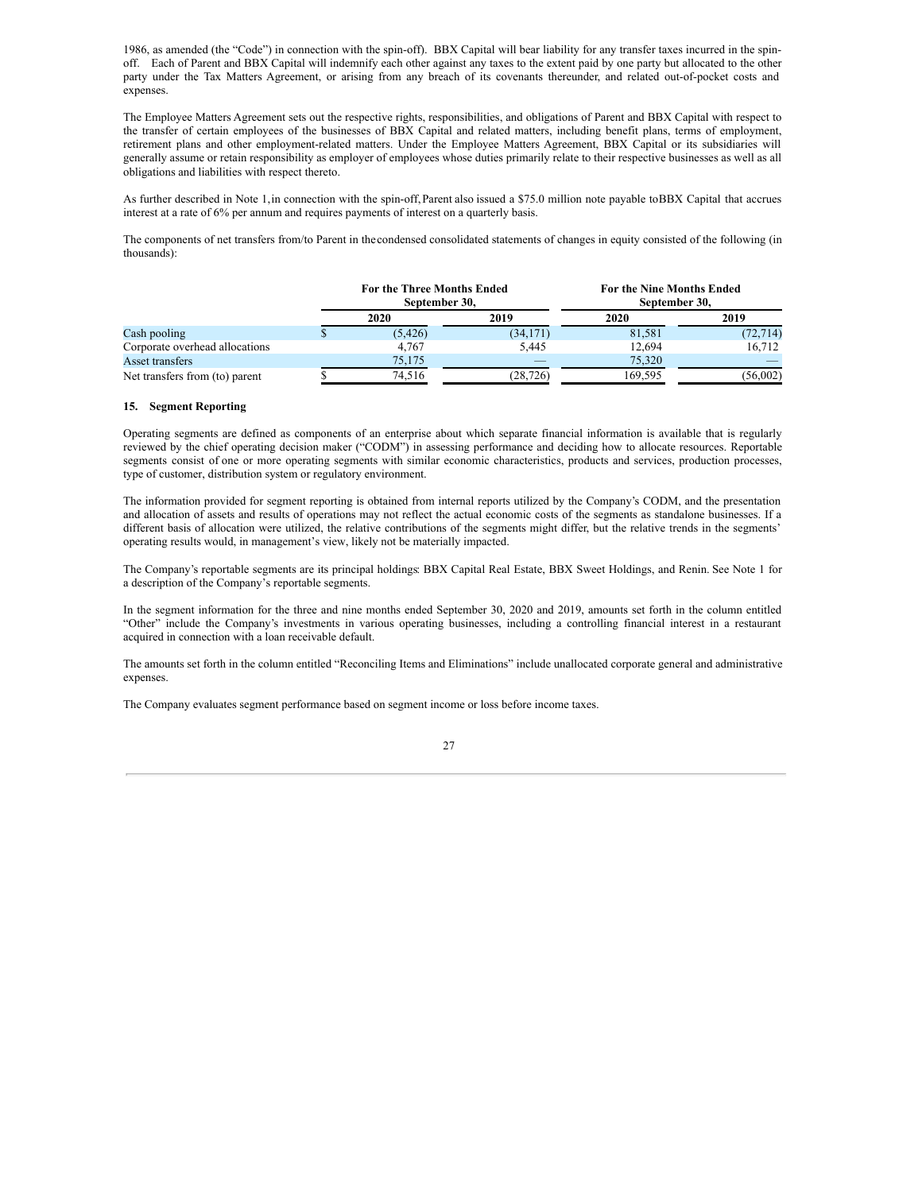1986, as amended (the "Code") in connection with the spin-off). BBX Capital will bear liability for any transfer taxes incurred in the spin-off. Each of Parent and BBX Capital will indemnify each other against any taxes to the extent paid by one party but allocated to the other party under the Tax Matters Agreement, or arising from any breach of its covenants thereunder, and related out-of-pocket costs and expenses.

The Employee Matters Agreement sets out the respective rights, responsibilities, and obligations of Parent and BBX Capital with respect to the transfer of certain employees of the businesses of BBX Capital and related matters, including benefit plans, terms of employment, retirement plans and other employment-related matters. Under the Employee Matters Agreement, BBX Capital or its subsidiaries will generally assume or retain responsibility as employer of employees whose duties primarily relate to their respective businesses as well as all obligations and liabilities with respect thereto.

As further described in Note 1, in connection with the spin-off, Parent also issued a $75.0 million note payable to BBX Capital that accrues interest at a rate of 6% per annum and requires payments of interest on a quarterly basis.

The components of net transfers from/to Parent in the condensed consolidated statements of changes in equity consisted of the following (in thousands):

| | For the Three Months Ended September 30, | | For the Nine Months Ended September 30, | |
|---|---|---|---|---|
| | 2020 | 2019 | 2020 | 2019 |
| Cash pooling | $ (5,426) | (34,171) | 81,581 | (72,714) |
| Corporate overhead allocations | 4,767 | 5,445 | 12,694 | 16,712 |
| Asset transfers | 75,175 | — | 75,320 | — |
| Net transfers from (to) parent | $ 74,516 | (28,726) | 169,595 | (56,002) |

## 15. Segment Reporting

Operating segments are defined as components of an enterprise about which separate financial information is available that is regularly reviewed by the chief operating decision maker ("CODM") in assessing performance and deciding how to allocate resources. Reportable segments consist of one or more operating segments with similar economic characteristics, products and services, production processes, type of customer, distribution system or regulatory environment.

The information provided for segment reporting is obtained from internal reports utilized by the Company's CODM, and the presentation and allocation of assets and results of operations may not reflect the actual economic costs of the segments as standalone businesses. If a different basis of allocation were utilized, the relative contributions of the segments might differ, but the relative trends in the segments' operating results would, in management's view, likely not be materially impacted.

The Company's reportable segments are its principal holdings: BBX Capital Real Estate, BBX Sweet Holdings, and Renin. See Note 1 for a description of the Company's reportable segments.

In the segment information for the three and nine months ended September 30, 2020 and 2019, amounts set forth in the column entitled "Other" include the Company's investments in various operating businesses, including a controlling financial interest in a restaurant acquired in connection with a loan receivable default.

The amounts set forth in the column entitled "Reconciling Items and Eliminations" include unallocated corporate general and administrative expenses.

The Company evaluates segment performance based on segment income or loss before income taxes.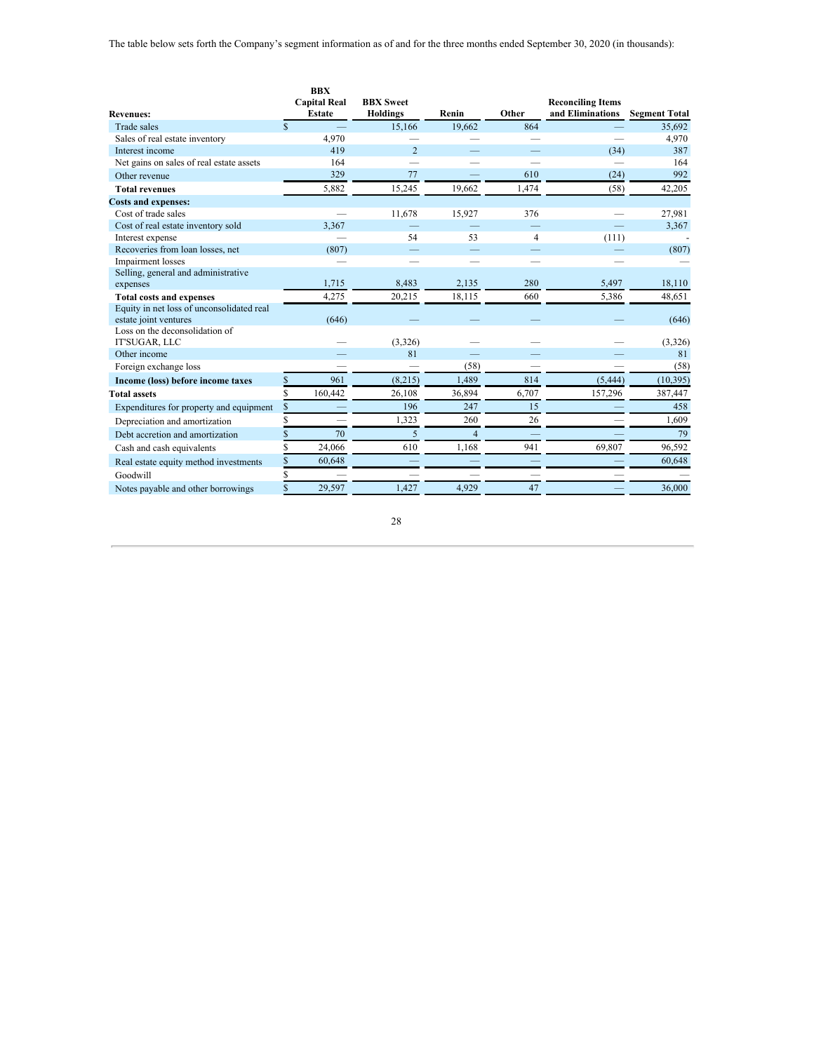The table below sets forth the Company's segment information as of and for the three months ended September 30, 2020 (in thousands):

| Revenues: | BBX Capital Real Estate | BBX Sweet Holdings | Renin | Other | Reconciling Items and Eliminations | Segment Total |
|---|---|---|---|---|---|---|
| Trade sales | $ — | 15,166 | 19,662 | 864 | — | 35,692 |
| Sales of real estate inventory | 4,970 | — | — | — | — | 4,970 |
| Interest income | 419 | 2 | — | — | (34) | 387 |
| Net gains on sales of real estate assets | 164 | — | — | — | — | 164 |
| Other revenue | 329 | 77 | — | 610 | (24) | 992 |
| **Total revenues** | 5,882 | 15,245 | 19,662 | 1,474 | (58) | 42,205 |
| **Costs and expenses:** | | | | | | |
| Cost of trade sales | — | 11,678 | 15,927 | 376 | — | 27,981 |
| Cost of real estate inventory sold | 3,367 | — | — | — | — | 3,367 |
| Interest expense | — | 54 | 53 | 4 | (111) | - |
| Recoveries from loan losses, net | (807) | — | — | — | — | (807) |
| Impairment losses | — | — | — | — | — | — |
| Selling, general and administrative expenses | 1,715 | 8,483 | 2,135 | 280 | 5,497 | 18,110 |
| **Total costs and expenses** | 4,275 | 20,215 | 18,115 | 660 | 5,386 | 48,651 |
| Equity in net loss of unconsolidated real estate joint ventures | (646) | — | — | — | — | (646) |
| Loss on the deconsolidation of IT'SUGAR, LLC | — | (3,326) | — | — | — | (3,326) |
| Other income | — | 81 | — | — | — | 81 |
| Foreign exchange loss | — | — | (58) | — | — | (58) |
| **Income (loss) before income taxes** | $ 961 | (8,215) | 1,489 | 814 | (5,444) | (10,395) |
| **Total assets** | $ 160,442 | 26,108 | 36,894 | 6,707 | 157,296 | 387,447 |
| Expenditures for property and equipment | $ — | 196 | 247 | 15 | — | 458 |
| Depreciation and amortization | $ — | 1,323 | 260 | 26 | — | 1,609 |
| Debt accretion and amortization | $ 70 | 5 | 4 | — | — | 79 |
| Cash and cash equivalents | $ 24,066 | 610 | 1,168 | 941 | 69,807 | 96,592 |
| Real estate equity method investments | $ 60,648 | — | — | — | — | 60,648 |
| Goodwill | $ — | — | — | — | — | — |
| Notes payable and other borrowings | $ 29,597 | 1,427 | 4,929 | 47 | — | 36,000 |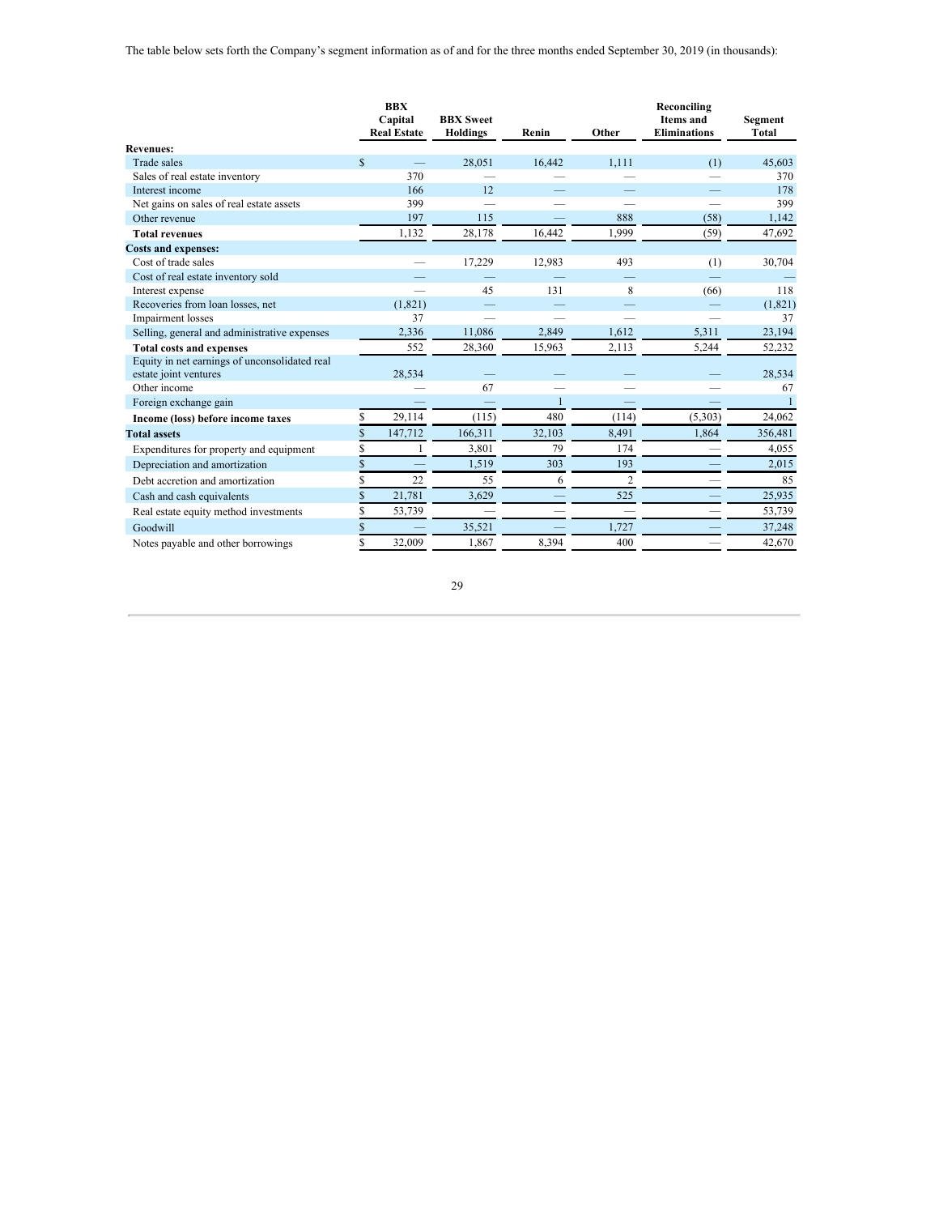The table below sets forth the Company's segment information as of and for the three months ended September 30, 2019 (in thousands):

| | BBX Capital Real Estate | BBX Sweet Holdings | Renin | Other | Reconciling Items and Eliminations | Segment Total |
|---|---|---|---|---|---|---|
| **Revenues:** | | | | | | |
| Trade sales | $ — | 28,051 | 16,442 | 1,111 | (1) | 45,603 |
| Sales of real estate inventory | 370 | — | — | — | — | 370 |
| Interest income | 166 | 12 | — | — | — | 178 |
| Net gains on sales of real estate assets | 399 | — | — | — | — | 399 |
| Other revenue | 197 | 115 | — | 888 | (58) | 1,142 |
| **Total revenues** | 1,132 | 28,178 | 16,442 | 1,999 | (59) | 47,692 |
| **Costs and expenses:** | | | | | | |
| Cost of trade sales | — | 17,229 | 12,983 | 493 | (1) | 30,704 |
| Cost of real estate inventory sold | — | — | — | — | — | — |
| Interest expense | — | 45 | 131 | 8 | (66) | 118 |
| Recoveries from loan losses, net | (1,821) | — | — | — | — | (1,821) |
| Impairment losses | 37 | — | — | — | — | 37 |
| Selling, general and administrative expenses | 2,336 | 11,086 | 2,849 | 1,612 | 5,311 | 23,194 |
| **Total costs and expenses** | 552 | 28,360 | 15,963 | 2,113 | 5,244 | 52,232 |
| Equity in net earnings of unconsolidated real estate joint ventures | 28,534 | — | — | — | — | 28,534 |
| Other income | — | 67 | — | — | — | 67 |
| Foreign exchange gain | — | — | 1 | — | — | 1 |
| **Income (loss) before income taxes** | $ 29,114 | (115) | 480 | (114) | (5,303) | 24,062 |
| **Total assets** | $ 147,712 | 166,311 | 32,103 | 8,491 | 1,864 | 356,481 |
| Expenditures for property and equipment | $ 1 | 3,801 | 79 | 174 | — | 4,055 |
| Depreciation and amortization | $ — | 1,519 | 303 | 193 | — | 2,015 |
| Debt accretion and amortization | $ 22 | 55 | 6 | 2 | — | 85 |
| Cash and cash equivalents | $ 21,781 | 3,629 | — | 525 | — | 25,935 |
| Real estate equity method investments | $ 53,739 | — | — | — | — | 53,739 |
| Goodwill | $ — | 35,521 | — | 1,727 | — | 37,248 |
| Notes payable and other borrowings | $ 32,009 | 1,867 | 8,394 | 400 | — | 42,670 |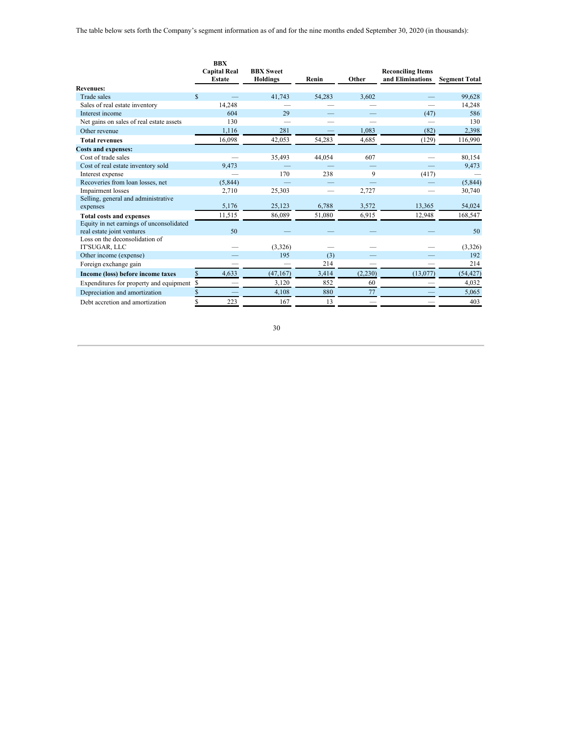The table below sets forth the Company's segment information as of and for the nine months ended September 30, 2020 (in thousands):

| | BBX Capital Real Estate | BBX Sweet Holdings | Renin | Other | Reconciling Items and Eliminations | Segment Total |
|---|---|---|---|---|---|---|
| **Revenues:** | | | | | | |
| Trade sales | $ — | 41,743 | 54,283 | 3,602 | — | 99,628 |
| Sales of real estate inventory | 14,248 | — | — | — | — | 14,248 |
| Interest income | 604 | 29 | — | — | (47) | 586 |
| Net gains on sales of real estate assets | 130 | — | — | — | — | 130 |
| Other revenue | 1,116 | 281 | — | 1,083 | (82) | 2,398 |
| **Total revenues** | 16,098 | 42,053 | 54,283 | 4,685 | (129) | 116,990 |
| **Costs and expenses:** | | | | | | |
| Cost of trade sales | — | 35,493 | 44,054 | 607 | — | 80,154 |
| Cost of real estate inventory sold | 9,473 | — | — | — | — | 9,473 |
| Interest expense | — | 170 | 238 | 9 | (417) | — |
| Recoveries from loan losses, net | (5,844) | — | — | — | — | (5,844) |
| Impairment losses | 2,710 | 25,303 | — | 2,727 | — | 30,740 |
| Selling, general and administrative expenses | 5,176 | 25,123 | 6,788 | 3,572 | 13,365 | 54,024 |
| **Total costs and expenses** | 11,515 | 86,089 | 51,080 | 6,915 | 12,948 | 168,547 |
| Equity in net earnings of unconsolidated real estate joint ventures | 50 | — | — | — | — | 50 |
| Loss on the deconsolidation of IT'SUGAR, LLC | — | (3,326) | — | — | — | (3,326) |
| Other income (expense) | — | 195 | (3) | — | — | 192 |
| Foreign exchange gain | — | — | 214 | — | — | 214 |
| **Income (loss) before income taxes** | $ 4,633 | (47,167) | 3,414 | (2,230) | (13,077) | (54,427) |
| Expenditures for property and equipment | $ — | 3,120 | 852 | 60 | — | 4,032 |
| Depreciation and amortization | $ — | 4,108 | 880 | 77 | — | 5,065 |
| Debt accretion and amortization | $ 223 | 167 | 13 | — | — | 403 |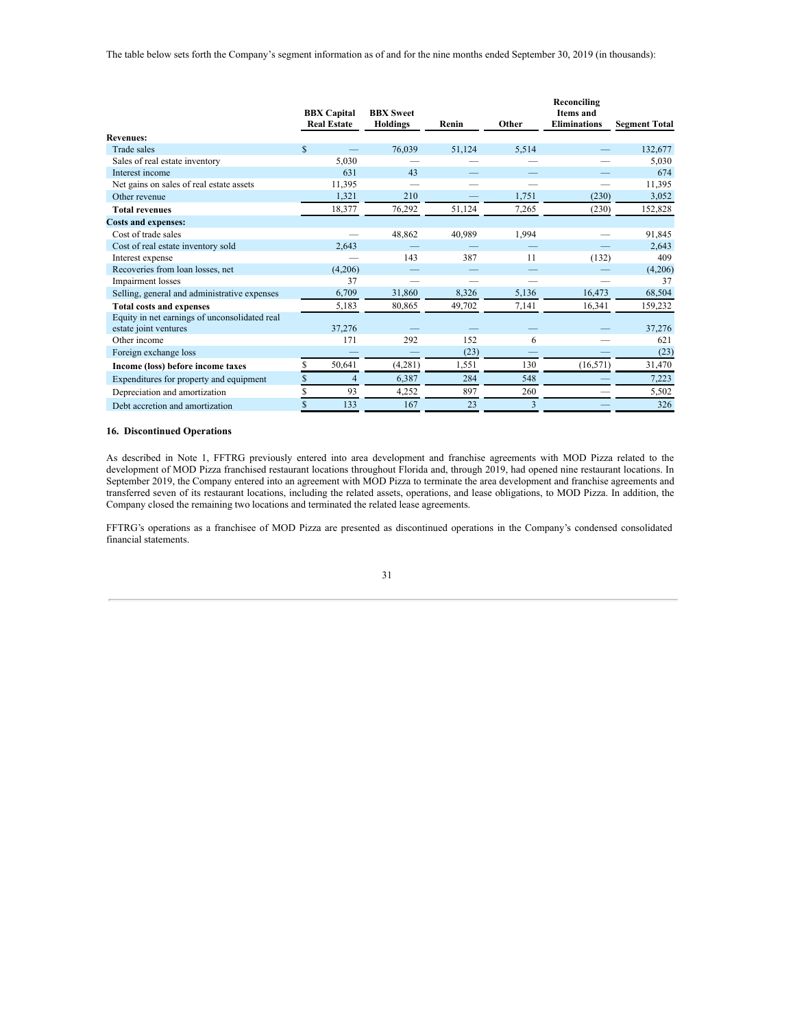The table below sets forth the Company's segment information as of and for the nine months ended September 30, 2019 (in thousands):

| | BBX Capital Real Estate | BBX Sweet Holdings | Renin | Other | Reconciling Items and Eliminations | Segment Total |
|---|---|---|---|---|---|---|
| **Revenues:** | | | | | | |
| Trade sales | $ — | 76,039 | 51,124 | 5,514 | — | 132,677 |
| Sales of real estate inventory | 5,030 | — | — | — | — | 5,030 |
| Interest income | 631 | 43 | — | — | — | 674 |
| Net gains on sales of real estate assets | 11,395 | — | — | — | — | 11,395 |
| Other revenue | 1,321 | 210 | — | 1,751 | (230) | 3,052 |
| **Total revenues** | 18,377 | 76,292 | 51,124 | 7,265 | (230) | 152,828 |
| **Costs and expenses:** | | | | | | |
| Cost of trade sales | — | 48,862 | 40,989 | 1,994 | — | 91,845 |
| Cost of real estate inventory sold | 2,643 | — | — | — | — | 2,643 |
| Interest expense | — | 143 | 387 | 11 | (132) | 409 |
| Recoveries from loan losses, net | (4,206) | — | — | — | — | (4,206) |
| Impairment losses | 37 | — | — | — | — | 37 |
| Selling, general and administrative expenses | 6,709 | 31,860 | 8,326 | 5,136 | 16,473 | 68,504 |
| **Total costs and expenses** | 5,183 | 80,865 | 49,702 | 7,141 | 16,341 | 159,232 |
| Equity in net earnings of unconsolidated real estate joint ventures | 37,276 | — | — | — | — | 37,276 |
| Other income | 171 | 292 | 152 | 6 | — | 621 |
| Foreign exchange loss | — | — | (23) | — | — | (23) |
| **Income (loss) before income taxes** | $ 50,641 | (4,281) | 1,551 | 130 | (16,571) | 31,470 |
| Expenditures for property and equipment | $ 4 | 6,387 | 284 | 548 | — | 7,223 |
| Depreciation and amortization | $ 93 | 4,252 | 897 | 260 | — | 5,502 |
| Debt accretion and amortization | $ 133 | 167 | 23 | 3 | — | 326 |

## 16. Discontinued Operations

As described in Note 1, FFTRG previously entered into area development and franchise agreements with MOD Pizza related to the development of MOD Pizza franchised restaurant locations throughout Florida and, through 2019, had opened nine restaurant locations. In September 2019, the Company entered into an agreement with MOD Pizza to terminate the area development and franchise agreements and transferred seven of its restaurant locations, including the related assets, operations, and lease obligations, to MOD Pizza. In addition, the Company closed the remaining two locations and terminated the related lease agreements.

FFTRG's operations as a franchisee of MOD Pizza are presented as discontinued operations in the Company's condensed consolidated financial statements.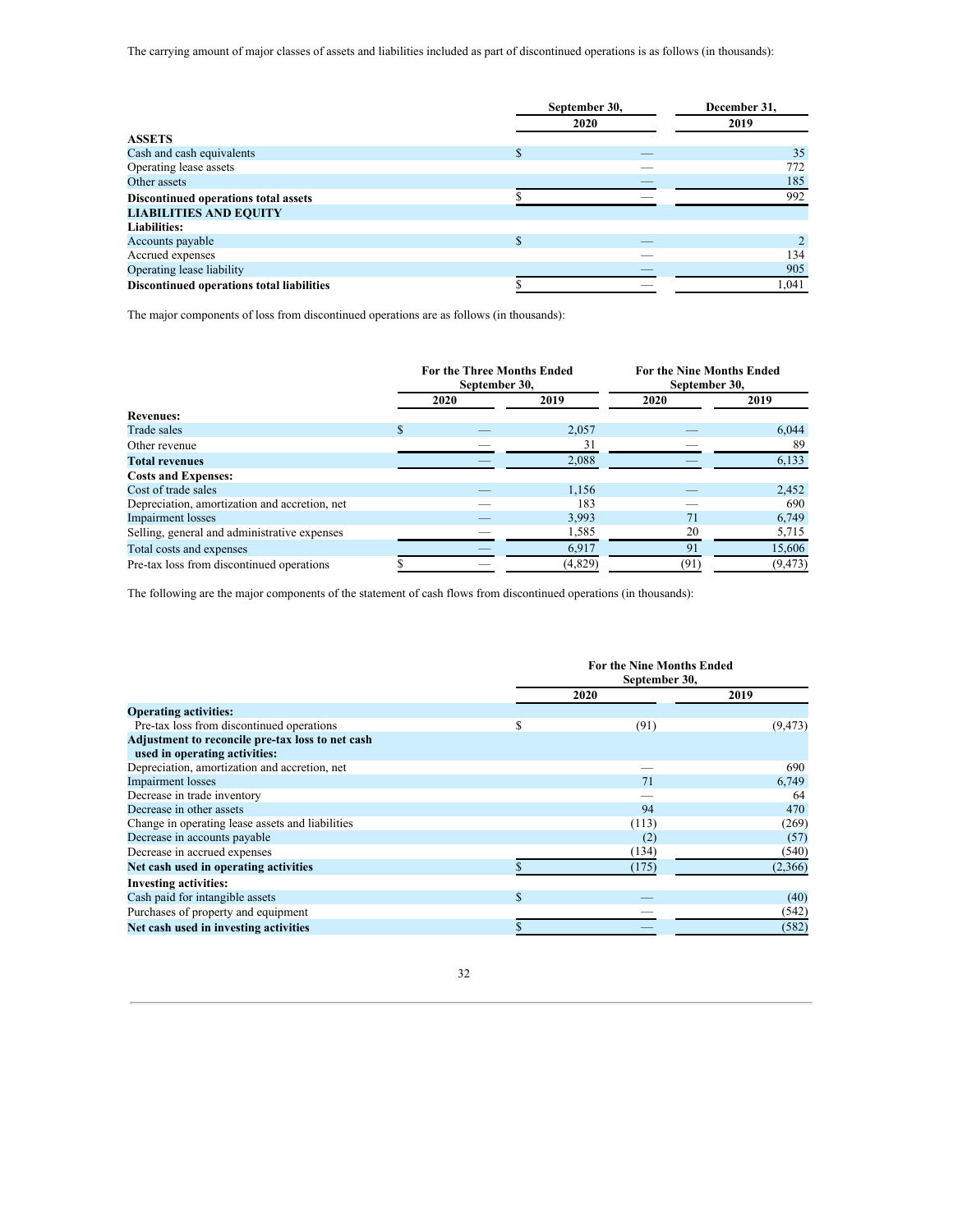The carrying amount of major classes of assets and liabilities included as part of discontinued operations is as follows (in thousands):

| | September 30, 2020 | December 31, 2019 |
|---|---|---|
| **ASSETS** | | |
| Cash and cash equivalents | $ — | 35 |
| Operating lease assets | — | 772 |
| Other assets | — | 185 |
| **Discontinued operations total assets** | $ — | 992 |
| **LIABILITIES AND EQUITY** | | |
| **Liabilities:** | | |
| Accounts payable | $ — | 2 |
| Accrued expenses | — | 134 |
| Operating lease liability | — | 905 |
| **Discontinued operations total liabilities** | $ — | 1,041 |

The major components of loss from discontinued operations are as follows (in thousands):

| | For the Three Months Ended September 30, | | For the Nine Months Ended September 30, | |
|---|---|---|---|---|
| | 2020 | 2019 | 2020 | 2019 |
| **Revenues:** | | | | |
| Trade sales | $ — | 2,057 | — | 6,044 |
| Other revenue | — | 31 | — | 89 |
| **Total revenues** | — | 2,088 | — | 6,133 |
| **Costs and Expenses:** | | | | |
| Cost of trade sales | — | 1,156 | — | 2,452 |
| Depreciation, amortization and accretion, net | — | 183 | — | 690 |
| Impairment losses | — | 3,993 | 71 | 6,749 |
| Selling, general and administrative expenses | — | 1,585 | 20 | 5,715 |
| Total costs and expenses | — | 6,917 | 91 | 15,606 |
| Pre-tax loss from discontinued operations | $ — | (4,829) | (91) | (9,473) |

The following are the major components of the statement of cash flows from discontinued operations (in thousands):

| | For the Nine Months Ended September 30, | |
|---|---|---|
| | 2020 | 2019 |
| **Operating activities:** | | |
| Pre-tax loss from discontinued operations | $ (91) | (9,473) |
| **Adjustment to reconcile pre-tax loss to net cash used in operating activities:** | | |
| Depreciation, amortization and accretion, net | — | 690 |
| Impairment losses | 71 | 6,749 |
| Decrease in trade inventory | — | 64 |
| Decrease in other assets | 94 | 470 |
| Change in operating lease assets and liabilities | (113) | (269) |
| Decrease in accounts payable | (2) | (57) |
| Decrease in accrued expenses | (134) | (540) |
| **Net cash used in operating activities** | $ (175) | (2,366) |
| **Investing activities:** | | |
| Cash paid for intangible assets | $ — | (40) |
| Purchases of property and equipment | — | (542) |
| **Net cash used in investing activities** | $ — | (582) |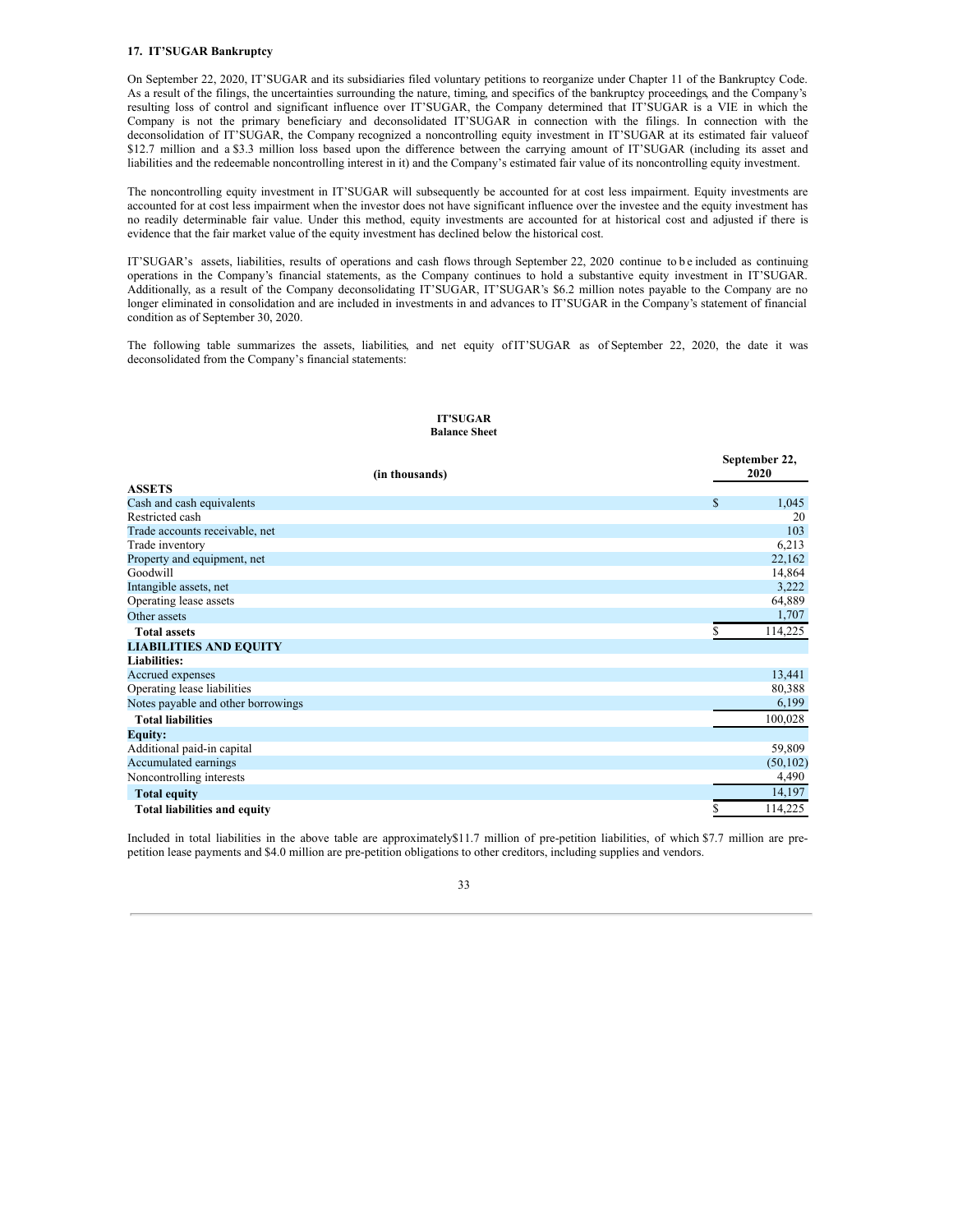**17. IT'SUGAR Bankruptcy**

On September 22, 2020, IT'SUGAR and its subsidiaries filed voluntary petitions to reorganize under Chapter 11 of the Bankruptcy Code. As a result of the filings, the uncertainties surrounding the nature, timing, and specifics of the bankruptcy proceedings, and the Company's resulting loss of control and significant influence over IT'SUGAR, the Company determined that IT'SUGAR is a VIE in which the Company is not the primary beneficiary and deconsolidated IT'SUGAR in connection with the filings. In connection with the deconsolidation of IT'SUGAR, the Company recognized a noncontrolling equity investment in IT'SUGAR at its estimated fair valueof $12.7 million and a $3.3 million loss based upon the difference between the carrying amount of IT'SUGAR (including its asset and liabilities and the redeemable noncontrolling interest in it) and the Company's estimated fair value of its noncontrolling equity investment.

The noncontrolling equity investment in IT'SUGAR will subsequently be accounted for at cost less impairment. Equity investments are accounted for at cost less impairment when the investor does not have significant influence over the investee and the equity investment has no readily determinable fair value. Under this method, equity investments are accounted for at historical cost and adjusted if there is evidence that the fair market value of the equity investment has declined below the historical cost.

IT'SUGAR's assets, liabilities, results of operations and cash flows through September 22, 2020 continue to be included as continuing operations in the Company's financial statements, as the Company continues to hold a substantive equity investment in IT'SUGAR. Additionally, as a result of the Company deconsolidating IT'SUGAR, IT'SUGAR's $6.2 million notes payable to the Company are no longer eliminated in consolidation and are included in investments in and advances to IT'SUGAR in the Company's statement of financial condition as of September 30, 2020.

The following table summarizes the assets, liabilities, and net equity of IT'SUGAR as of September 22, 2020, the date it was deconsolidated from the Company's financial statements:

**IT'SUGAR**
**Balance Sheet**

| (in thousands) | September 22, 2020 |
|---|---|
| **ASSETS** | |
| Cash and cash equivalents | $ 1,045 |
| Restricted cash | 20 |
| Trade accounts receivable, net | 103 |
| Trade inventory | 6,213 |
| Property and equipment, net | 22,162 |
| Goodwill | 14,864 |
| Intangible assets, net | 3,222 |
| Operating lease assets | 64,889 |
| Other assets | 1,707 |
| **Total assets** | $ 114,225 |
| **LIABILITIES AND EQUITY** | |
| **Liabilities:** | |
| Accrued expenses | 13,441 |
| Operating lease liabilities | 80,388 |
| Notes payable and other borrowings | 6,199 |
| **Total liabilities** | 100,028 |
| **Equity:** | |
| Additional paid-in capital | 59,809 |
| Accumulated earnings | (50,102) |
| Noncontrolling interests | 4,490 |
| **Total equity** | 14,197 |
| **Total liabilities and equity** | $ 114,225 |

Included in total liabilities in the above table are approximately$11.7 million of pre-petition liabilities, of which $7.7 million are pre-petition lease payments and $4.0 million are pre-petition obligations to other creditors, including supplies and vendors.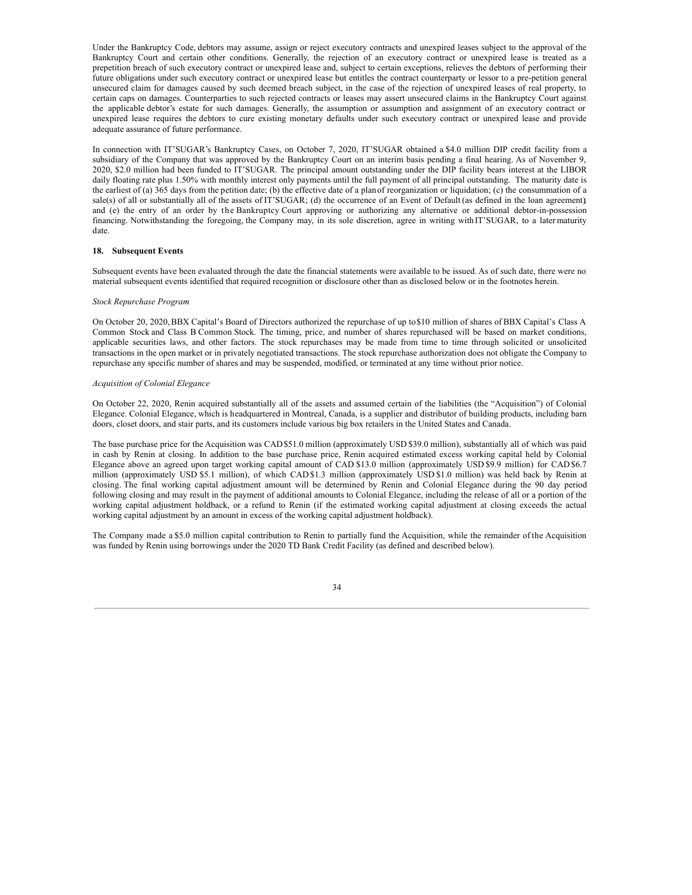Under the Bankruptcy Code, debtors may assume, assign or reject executory contracts and unexpired leases subject to the approval of the Bankruptcy Court and certain other conditions. Generally, the rejection of an executory contract or unexpired lease is treated as a prepetition breach of such executory contract or unexpired lease and, subject to certain exceptions, relieves the debtors of performing their future obligations under such executory contract or unexpired lease but entitles the contract counterparty or lessor to a pre-petition general unsecured claim for damages caused by such deemed breach subject, in the case of the rejection of unexpired leases of real property, to certain caps on damages. Counterparties to such rejected contracts or leases may assert unsecured claims in the Bankruptcy Court against the applicable debtor's estate for such damages. Generally, the assumption or assumption and assignment of an executory contract or unexpired lease requires the debtors to cure existing monetary defaults under such executory contract or unexpired lease and provide adequate assurance of future performance.

In connection with IT'SUGAR's Bankruptcy Cases, on October 7, 2020, IT'SUGAR obtained a $4.0 million DIP credit facility from a subsidiary of the Company that was approved by the Bankruptcy Court on an interim basis pending a final hearing. As of November 9, 2020, $2.0 million had been funded to IT'SUGAR. The principal amount outstanding under the DIP facility bears interest at the LIBOR daily floating rate plus 1.50% with monthly interest only payments until the full payment of all principal outstanding. The maturity date is the earliest of (a) 365 days from the petition date; (b) the effective date of a plan of reorganization or liquidation; (c) the consummation of a sale(s) of all or substantially all of the assets of IT'SUGAR; (d) the occurrence of an Event of Default (as defined in the loan agreement); and (e) the entry of an order by the Bankruptcy Court approving or authorizing any alternative or additional debtor-in-possession financing. Notwithstanding the foregoing, the Company may, in its sole discretion, agree in writing with IT'SUGAR, to a later maturity date.

### 18. Subsequent Events

Subsequent events have been evaluated through the date the financial statements were available to be issued. As of such date, there were no material subsequent events identified that required recognition or disclosure other than as disclosed below or in the footnotes herein.

*Stock Repurchase Program*

On October 20, 2020, BBX Capital's Board of Directors authorized the repurchase of up to $10 million of shares of BBX Capital's Class A Common Stock and Class B Common Stock. The timing, price, and number of shares repurchased will be based on market conditions, applicable securities laws, and other factors. The stock repurchases may be made from time to time through solicited or unsolicited transactions in the open market or in privately negotiated transactions. The stock repurchase authorization does not obligate the Company to repurchase any specific number of shares and may be suspended, modified, or terminated at any time without prior notice.

*Acquisition of Colonial Elegance*

On October 22, 2020, Renin acquired substantially all of the assets and assumed certain of the liabilities (the "Acquisition") of Colonial Elegance. Colonial Elegance, which is headquartered in Montreal, Canada, is a supplier and distributor of building products, including barn doors, closet doors, and stair parts, and its customers include various big box retailers in the United States and Canada.

The base purchase price for the Acquisition was CAD $51.0 million (approximately USD $39.0 million), substantially all of which was paid in cash by Renin at closing. In addition to the base purchase price, Renin acquired estimated excess working capital held by Colonial Elegance above an agreed upon target working capital amount of CAD $13.0 million (approximately USD $9.9 million) for CAD $6.7 million (approximately USD $5.1 million), of which CAD $1.3 million (approximately USD $1.0 million) was held back by Renin at closing. The final working capital adjustment amount will be determined by Renin and Colonial Elegance during the 90 day period following closing and may result in the payment of additional amounts to Colonial Elegance, including the release of all or a portion of the working capital adjustment holdback, or a refund to Renin (if the estimated working capital adjustment at closing exceeds the actual working capital adjustment by an amount in excess of the working capital adjustment holdback).

The Company made a $5.0 million capital contribution to Renin to partially fund the Acquisition, while the remainder of the Acquisition was funded by Renin using borrowings under the 2020 TD Bank Credit Facility (as defined and described below).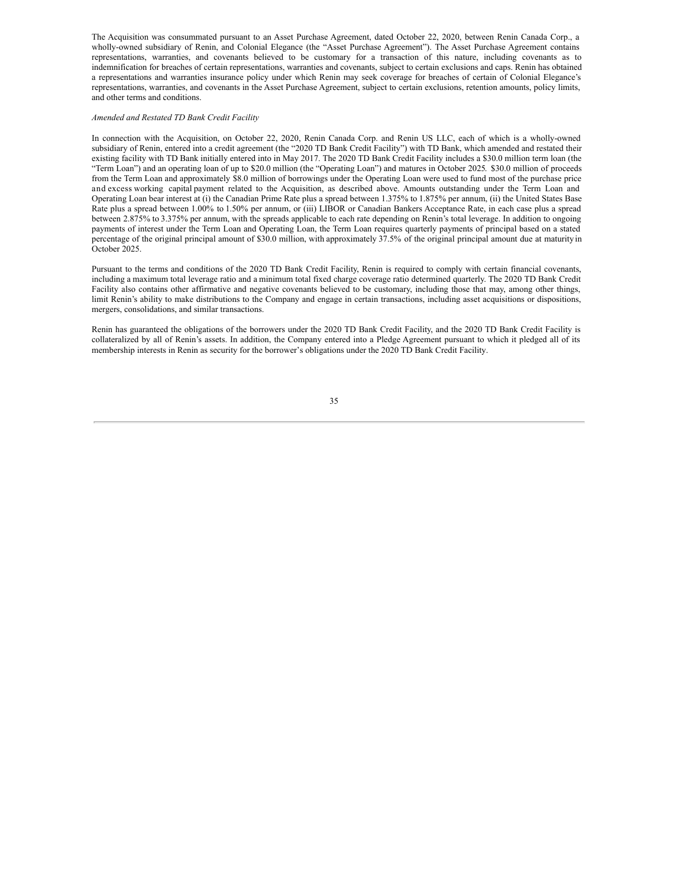The Acquisition was consummated pursuant to an Asset Purchase Agreement, dated October 22, 2020, between Renin Canada Corp., a wholly-owned subsidiary of Renin, and Colonial Elegance (the "Asset Purchase Agreement"). The Asset Purchase Agreement contains representations, warranties, and covenants believed to be customary for a transaction of this nature, including covenants as to indemnification for breaches of certain representations, warranties and covenants, subject to certain exclusions and caps. Renin has obtained a representations and warranties insurance policy under which Renin may seek coverage for breaches of certain of Colonial Elegance's representations, warranties, and covenants in the Asset Purchase Agreement, subject to certain exclusions, retention amounts, policy limits, and other terms and conditions.

*Amended and Restated TD Bank Credit Facility*

In connection with the Acquisition, on October 22, 2020, Renin Canada Corp. and Renin US LLC, each of which is a wholly-owned subsidiary of Renin, entered into a credit agreement (the "2020 TD Bank Credit Facility") with TD Bank, which amended and restated their existing facility with TD Bank initially entered into in May 2017. The 2020 TD Bank Credit Facility includes a $30.0 million term loan (the "Term Loan") and an operating loan of up to $20.0 million (the "Operating Loan") and matures in October 2025. $30.0 million of proceeds from the Term Loan and approximately $8.0 million of borrowings under the Operating Loan were used to fund most of the purchase price and excess working capital payment related to the Acquisition, as described above. Amounts outstanding under the Term Loan and Operating Loan bear interest at (i) the Canadian Prime Rate plus a spread between 1.375% to 1.875% per annum, (ii) the United States Base Rate plus a spread between 1.00% to 1.50% per annum, or (iii) LIBOR or Canadian Bankers Acceptance Rate, in each case plus a spread between 2.875% to 3.375% per annum, with the spreads applicable to each rate depending on Renin's total leverage. In addition to ongoing payments of interest under the Term Loan and Operating Loan, the Term Loan requires quarterly payments of principal based on a stated percentage of the original principal amount of $30.0 million, with approximately 37.5% of the original principal amount due at maturity in October 2025.

Pursuant to the terms and conditions of the 2020 TD Bank Credit Facility, Renin is required to comply with certain financial covenants, including a maximum total leverage ratio and a minimum total fixed charge coverage ratio determined quarterly. The 2020 TD Bank Credit Facility also contains other affirmative and negative covenants believed to be customary, including those that may, among other things, limit Renin's ability to make distributions to the Company and engage in certain transactions, including asset acquisitions or dispositions, mergers, consolidations, and similar transactions.

Renin has guaranteed the obligations of the borrowers under the 2020 TD Bank Credit Facility, and the 2020 TD Bank Credit Facility is collateralized by all of Renin's assets. In addition, the Company entered into a Pledge Agreement pursuant to which it pledged all of its membership interests in Renin as security for the borrower's obligations under the 2020 TD Bank Credit Facility.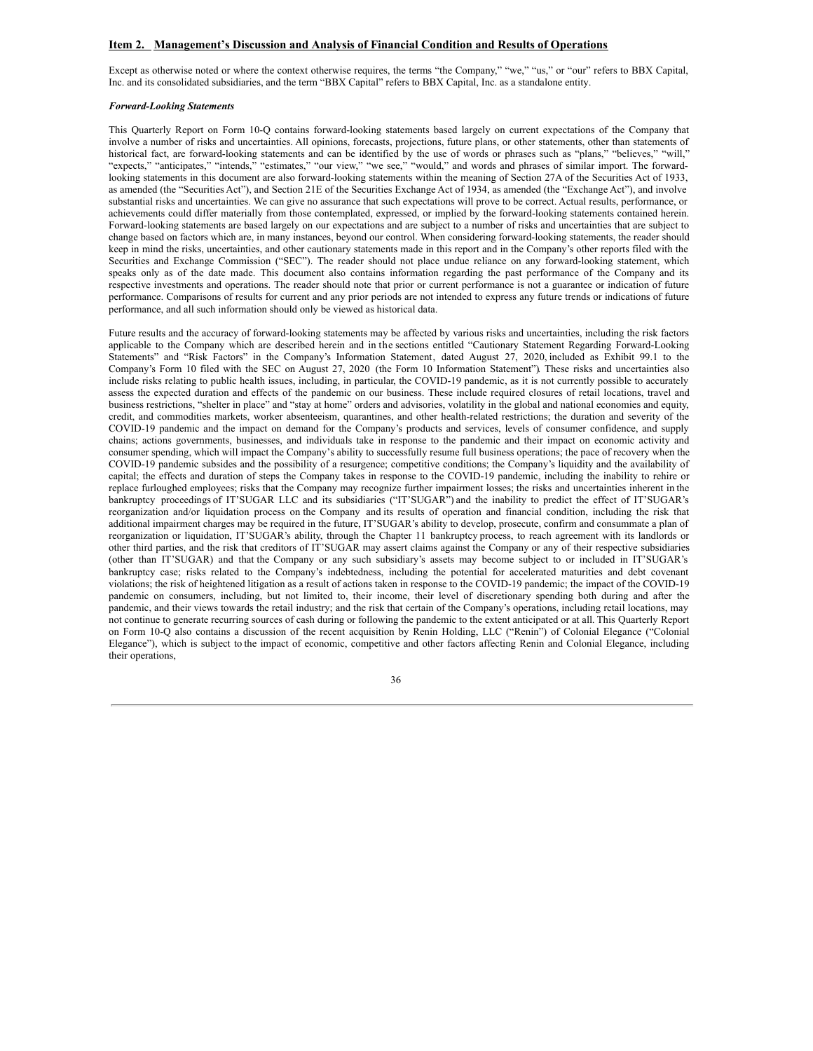## Item 2. Management's Discussion and Analysis of Financial Condition and Results of Operations

Except as otherwise noted or where the context otherwise requires, the terms "the Company," "we," "us," or "our" refers to BBX Capital, Inc. and its consolidated subsidiaries, and the term "BBX Capital" refers to BBX Capital, Inc. as a standalone entity.

***Forward-Looking Statements***

This Quarterly Report on Form 10-Q contains forward-looking statements based largely on current expectations of the Company that involve a number of risks and uncertainties. All opinions, forecasts, projections, future plans, or other statements, other than statements of historical fact, are forward-looking statements and can be identified by the use of words or phrases such as "plans," "believes," "will," "expects," "anticipates," "intends," "estimates," "our view," "we see," "would," and words and phrases of similar import. The forward-looking statements in this document are also forward-looking statements within the meaning of Section 27A of the Securities Act of 1933, as amended (the "Securities Act"), and Section 21E of the Securities Exchange Act of 1934, as amended (the "Exchange Act"), and involve substantial risks and uncertainties. We can give no assurance that such expectations will prove to be correct. Actual results, performance, or achievements could differ materially from those contemplated, expressed, or implied by the forward-looking statements contained herein. Forward-looking statements are based largely on our expectations and are subject to a number of risks and uncertainties that are subject to change based on factors which are, in many instances, beyond our control. When considering forward-looking statements, the reader should keep in mind the risks, uncertainties, and other cautionary statements made in this report and in the Company's other reports filed with the Securities and Exchange Commission ("SEC"). The reader should not place undue reliance on any forward-looking statement, which speaks only as of the date made. This document also contains information regarding the past performance of the Company and its respective investments and operations. The reader should note that prior or current performance is not a guarantee or indication of future performance. Comparisons of results for current and any prior periods are not intended to express any future trends or indications of future performance, and all such information should only be viewed as historical data.

Future results and the accuracy of forward-looking statements may be affected by various risks and uncertainties, including the risk factors applicable to the Company which are described herein and in the sections entitled "Cautionary Statement Regarding Forward-Looking Statements" and "Risk Factors" in the Company's Information Statement, dated August 27, 2020, included as Exhibit 99.1 to the Company's Form 10 filed with the SEC on August 27, 2020 (the Form 10 Information Statement"). These risks and uncertainties also include risks relating to public health issues, including, in particular, the COVID-19 pandemic, as it is not currently possible to accurately assess the expected duration and effects of the pandemic on our business. These include required closures of retail locations, travel and business restrictions, "shelter in place" and "stay at home" orders and advisories, volatility in the global and national economies and equity, credit, and commodities markets, worker absenteeism, quarantines, and other health-related restrictions; the duration and severity of the COVID-19 pandemic and the impact on demand for the Company's products and services, levels of consumer confidence, and supply chains; actions governments, businesses, and individuals take in response to the pandemic and their impact on economic activity and consumer spending, which will impact the Company's ability to successfully resume full business operations; the pace of recovery when the COVID-19 pandemic subsides and the possibility of a resurgence; competitive conditions; the Company's liquidity and the availability of capital; the effects and duration of steps the Company takes in response to the COVID-19 pandemic, including the inability to rehire or replace furloughed employees; risks that the Company may recognize further impairment losses; the risks and uncertainties inherent in the bankruptcy proceedings of IT'SUGAR LLC and its subsidiaries ("IT'SUGAR") and the inability to predict the effect of IT'SUGAR's reorganization and/or liquidation process on the Company and its results of operation and financial condition, including the risk that additional impairment charges may be required in the future, IT'SUGAR's ability to develop, prosecute, confirm and consummate a plan of reorganization or liquidation, IT'SUGAR's ability, through the Chapter 11 bankruptcy process, to reach agreement with its landlords or other third parties, and the risk that creditors of IT'SUGAR may assert claims against the Company or any of their respective subsidiaries (other than IT'SUGAR) and that the Company or any such subsidiary's assets may become subject to or included in IT'SUGAR's bankruptcy case; risks related to the Company's indebtedness, including the potential for accelerated maturities and debt covenant violations; the risk of heightened litigation as a result of actions taken in response to the COVID-19 pandemic; the impact of the COVID-19 pandemic on consumers, including, but not limited to, their income, their level of discretionary spending both during and after the pandemic, and their views towards the retail industry; and the risk that certain of the Company's operations, including retail locations, may not continue to generate recurring sources of cash during or following the pandemic to the extent anticipated or at all. This Quarterly Report on Form 10-Q also contains a discussion of the recent acquisition by Renin Holding, LLC ("Renin") of Colonial Elegance ("Colonial Elegance"), which is subject to the impact of economic, competitive and other factors affecting Renin and Colonial Elegance, including their operations,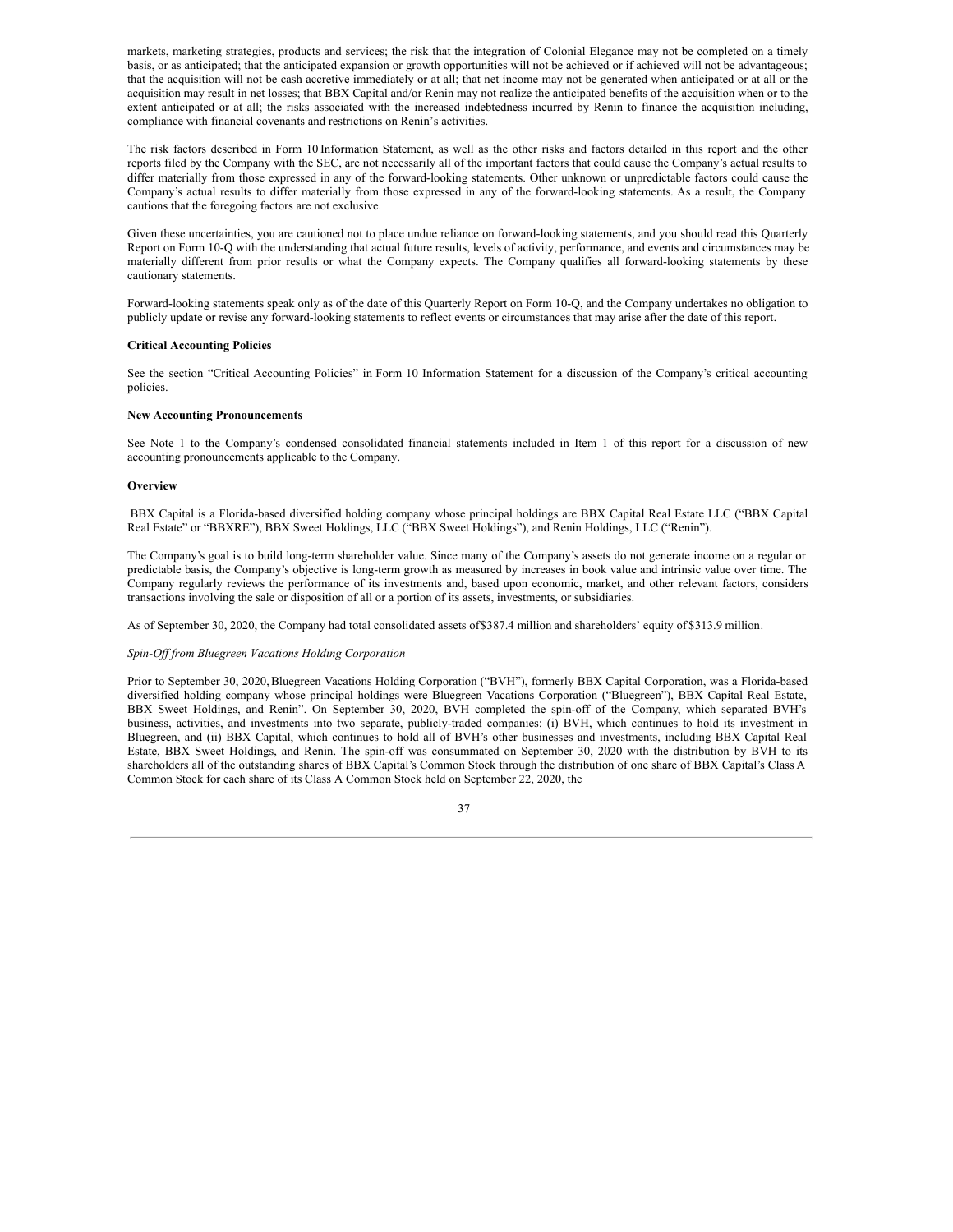markets, marketing strategies, products and services; the risk that the integration of Colonial Elegance may not be completed on a timely basis, or as anticipated; that the anticipated expansion or growth opportunities will not be achieved or if achieved will not be advantageous; that the acquisition will not be cash accretive immediately or at all; that net income may not be generated when anticipated or at all or the acquisition may result in net losses; that BBX Capital and/or Renin may not realize the anticipated benefits of the acquisition when or to the extent anticipated or at all; the risks associated with the increased indebtedness incurred by Renin to finance the acquisition including, compliance with financial covenants and restrictions on Renin's activities.

The risk factors described in Form 10 Information Statement, as well as the other risks and factors detailed in this report and the other reports filed by the Company with the SEC, are not necessarily all of the important factors that could cause the Company's actual results to differ materially from those expressed in any of the forward-looking statements. Other unknown or unpredictable factors could cause the Company's actual results to differ materially from those expressed in any of the forward-looking statements. As a result, the Company cautions that the foregoing factors are not exclusive.

Given these uncertainties, you are cautioned not to place undue reliance on forward-looking statements, and you should read this Quarterly Report on Form 10-Q with the understanding that actual future results, levels of activity, performance, and events and circumstances may be materially different from prior results or what the Company expects. The Company qualifies all forward-looking statements by these cautionary statements.

Forward-looking statements speak only as of the date of this Quarterly Report on Form 10-Q, and the Company undertakes no obligation to publicly update or revise any forward-looking statements to reflect events or circumstances that may arise after the date of this report.

**Critical Accounting Policies**

See the section "Critical Accounting Policies" in Form 10 Information Statement for a discussion of the Company's critical accounting policies.

**New Accounting Pronouncements**

See Note 1 to the Company's condensed consolidated financial statements included in Item 1 of this report for a discussion of new accounting pronouncements applicable to the Company.

**Overview**

BBX Capital is a Florida-based diversified holding company whose principal holdings are BBX Capital Real Estate LLC ("BBX Capital Real Estate" or "BBXRE"), BBX Sweet Holdings, LLC ("BBX Sweet Holdings"), and Renin Holdings, LLC ("Renin").

The Company's goal is to build long-term shareholder value. Since many of the Company's assets do not generate income on a regular or predictable basis, the Company's objective is long-term growth as measured by increases in book value and intrinsic value over time. The Company regularly reviews the performance of its investments and, based upon economic, market, and other relevant factors, considers transactions involving the sale or disposition of all or a portion of its assets, investments, or subsidiaries.

As of September 30, 2020, the Company had total consolidated assets of $387.4 million and shareholders' equity of $313.9 million.

*Spin-Off from Bluegreen Vacations Holding Corporation*

Prior to September 30, 2020, Bluegreen Vacations Holding Corporation ("BVH"), formerly BBX Capital Corporation, was a Florida-based diversified holding company whose principal holdings were Bluegreen Vacations Corporation ("Bluegreen"), BBX Capital Real Estate, BBX Sweet Holdings, and Renin". On September 30, 2020, BVH completed the spin-off of the Company, which separated BVH's business, activities, and investments into two separate, publicly-traded companies: (i) BVH, which continues to hold its investment in Bluegreen, and (ii) BBX Capital, which continues to hold all of BVH's other businesses and investments, including BBX Capital Real Estate, BBX Sweet Holdings, and Renin. The spin-off was consummated on September 30, 2020 with the distribution by BVH to its shareholders all of the outstanding shares of BBX Capital's Common Stock through the distribution of one share of BBX Capital's Class A Common Stock for each share of its Class A Common Stock held on September 22, 2020, the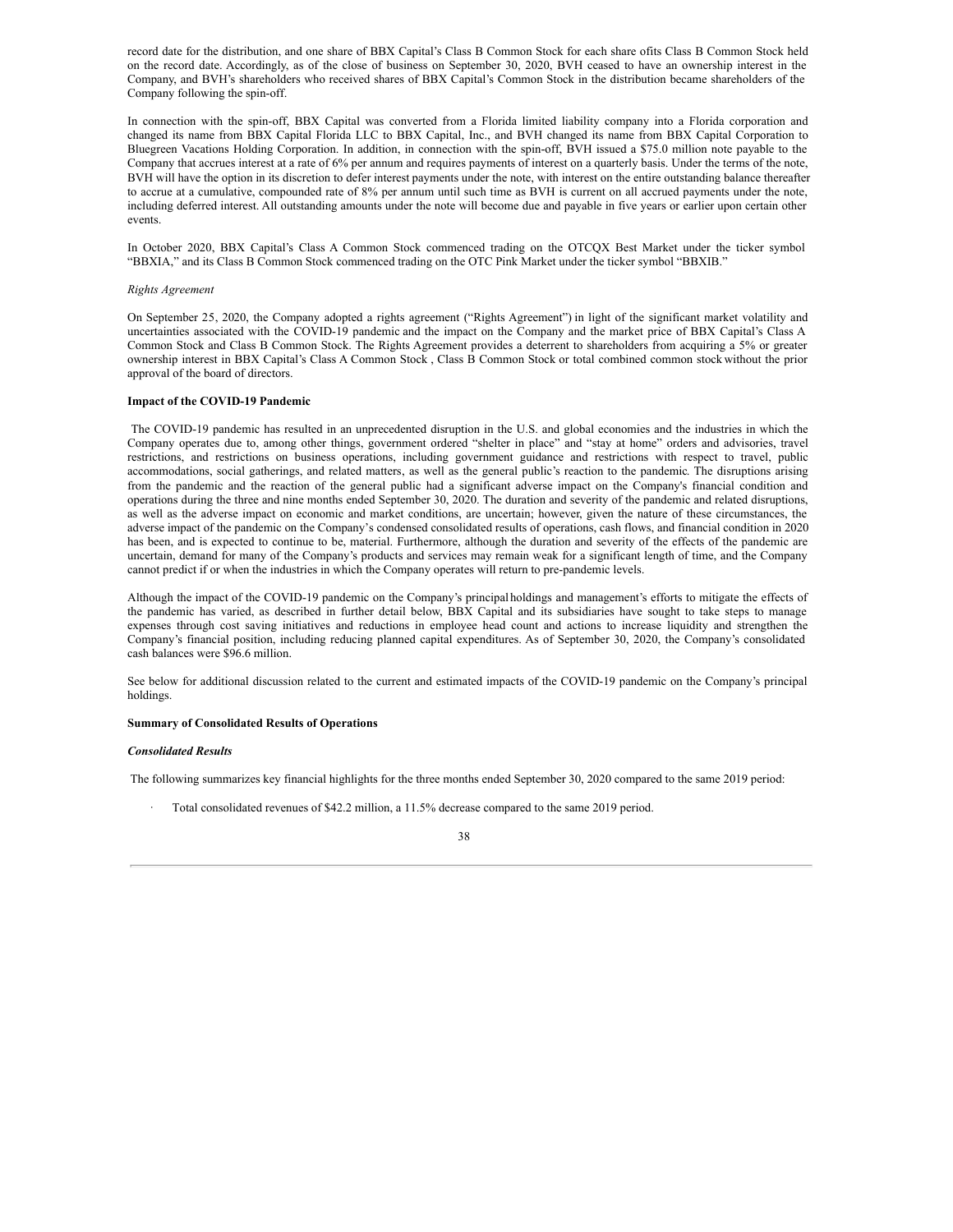record date for the distribution, and one share of BBX Capital's Class B Common Stock for each share ofits Class B Common Stock held on the record date. Accordingly, as of the close of business on September 30, 2020, BVH ceased to have an ownership interest in the Company, and BVH's shareholders who received shares of BBX Capital's Common Stock in the distribution became shareholders of the Company following the spin-off.

In connection with the spin-off, BBX Capital was converted from a Florida limited liability company into a Florida corporation and changed its name from BBX Capital Florida LLC to BBX Capital, Inc., and BVH changed its name from BBX Capital Corporation to Bluegreen Vacations Holding Corporation. In addition, in connection with the spin-off, BVH issued a $75.0 million note payable to the Company that accrues interest at a rate of 6% per annum and requires payments of interest on a quarterly basis. Under the terms of the note, BVH will have the option in its discretion to defer interest payments under the note, with interest on the entire outstanding balance thereafter to accrue at a cumulative, compounded rate of 8% per annum until such time as BVH is current on all accrued payments under the note, including deferred interest. All outstanding amounts under the note will become due and payable in five years or earlier upon certain other events.

In October 2020, BBX Capital's Class A Common Stock commenced trading on the OTCQX Best Market under the ticker symbol "BBXIA," and its Class B Common Stock commenced trading on the OTC Pink Market under the ticker symbol "BBXIB."

*Rights Agreement*

On September 25, 2020, the Company adopted a rights agreement ("Rights Agreement") in light of the significant market volatility and uncertainties associated with the COVID-19 pandemic and the impact on the Company and the market price of BBX Capital's Class A Common Stock and Class B Common Stock. The Rights Agreement provides a deterrent to shareholders from acquiring a 5% or greater ownership interest in BBX Capital's Class A Common Stock , Class B Common Stock or total combined common stock without the prior approval of the board of directors.

**Impact of the COVID-19 Pandemic**

The COVID-19 pandemic has resulted in an unprecedented disruption in the U.S. and global economies and the industries in which the Company operates due to, among other things, government ordered "shelter in place" and "stay at home" orders and advisories, travel restrictions, and restrictions on business operations, including government guidance and restrictions with respect to travel, public accommodations, social gatherings, and related matters, as well as the general public's reaction to the pandemic*.* The disruptions arising from the pandemic and the reaction of the general public had a significant adverse impact on the Company's financial condition and operations during the three and nine months ended September 30, 2020. The duration and severity of the pandemic and related disruptions, as well as the adverse impact on economic and market conditions, are uncertain; however, given the nature of these circumstances, the adverse impact of the pandemic on the Company's condensed consolidated results of operations, cash flows, and financial condition in 2020 has been, and is expected to continue to be, material. Furthermore, although the duration and severity of the effects of the pandemic are uncertain, demand for many of the Company's products and services may remain weak for a significant length of time, and the Company cannot predict if or when the industries in which the Company operates will return to pre-pandemic levels.

Although the impact of the COVID-19 pandemic on the Company's principal holdings and management's efforts to mitigate the effects of the pandemic has varied, as described in further detail below, BBX Capital and its subsidiaries have sought to take steps to manage expenses through cost saving initiatives and reductions in employee head count and actions to increase liquidity and strengthen the Company's financial position, including reducing planned capital expenditures. As of September 30, 2020, the Company's consolidated cash balances were $96.6 million.

See below for additional discussion related to the current and estimated impacts of the COVID-19 pandemic on the Company's principal holdings.

**Summary of Consolidated Results of Operations**

***Consolidated Results***

The following summarizes key financial highlights for the three months ended September 30, 2020 compared to the same 2019 period:

- Total consolidated revenues of $42.2 million, a 11.5% decrease compared to the same 2019 period.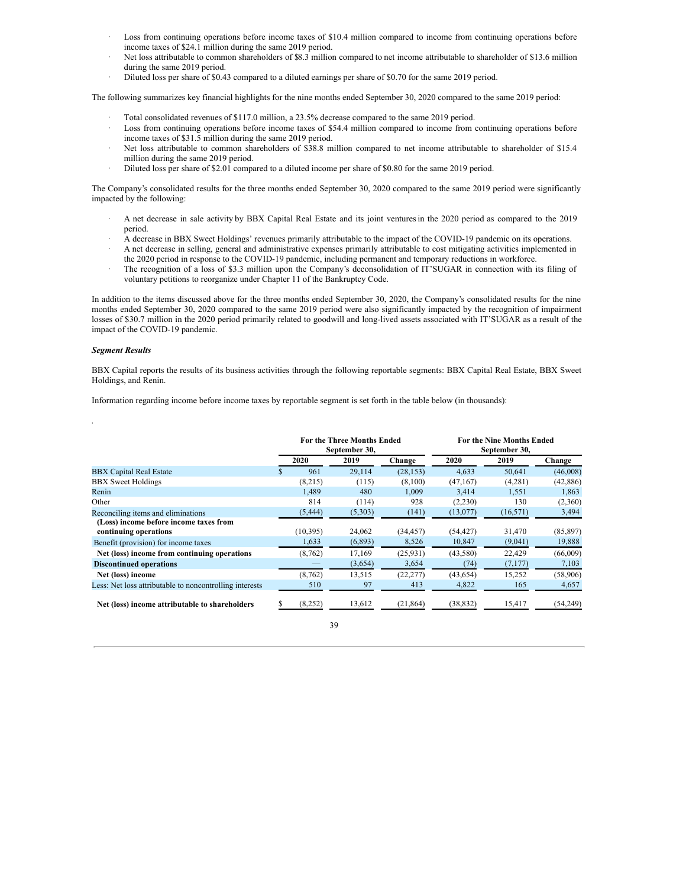- Loss from continuing operations before income taxes of $10.4 million compared to income from continuing operations before income taxes of $24.1 million during the same 2019 period.
- Net loss attributable to common shareholders of $8.3 million compared to net income attributable to shareholder of $13.6 million during the same 2019 period.
- Diluted loss per share of $0.43 compared to a diluted earnings per share of $0.70 for the same 2019 period.

The following summarizes key financial highlights for the nine months ended September 30, 2020 compared to the same 2019 period:

- Total consolidated revenues of $117.0 million, a 23.5% decrease compared to the same 2019 period.
- Loss from continuing operations before income taxes of $54.4 million compared to income from continuing operations before income taxes of $31.5 million during the same 2019 period.
- Net loss attributable to common shareholders of $38.8 million compared to net income attributable to shareholder of $15.4 million during the same 2019 period.
- Diluted loss per share of $2.01 compared to a diluted income per share of $0.80 for the same 2019 period.

The Company's consolidated results for the three months ended September 30, 2020 compared to the same 2019 period were significantly impacted by the following:

- A net decrease in sale activity by BBX Capital Real Estate and its joint ventures in the 2020 period as compared to the 2019 period.
- A decrease in BBX Sweet Holdings' revenues primarily attributable to the impact of the COVID-19 pandemic on its operations.
- A net decrease in selling, general and administrative expenses primarily attributable to cost mitigating activities implemented in the 2020 period in response to the COVID-19 pandemic, including permanent and temporary reductions in workforce.
- The recognition of a loss of $3.3 million upon the Company's deconsolidation of IT'SUGAR in connection with its filing of voluntary petitions to reorganize under Chapter 11 of the Bankruptcy Code.

In addition to the items discussed above for the three months ended September 30, 2020, the Company's consolidated results for the nine months ended September 30, 2020 compared to the same 2019 period were also significantly impacted by the recognition of impairment losses of $30.7 million in the 2020 period primarily related to goodwill and long-lived assets associated with IT'SUGAR as a result of the impact of the COVID-19 pandemic.

***Segment Results***

BBX Capital reports the results of its business activities through the following reportable segments: BBX Capital Real Estate, BBX Sweet Holdings, and Renin.

Information regarding income before income taxes by reportable segment is set forth in the table below (in thousands):

| | For the Three Months Ended September 30, | | | For the Nine Months Ended September 30, | | |
|---|---|---|---|---|---|---|
| | 2020 | 2019 | Change | 2020 | 2019 | Change |
| BBX Capital Real Estate | $ 961 | 29,114 | (28,153) | 4,633 | 50,641 | (46,008) |
| BBX Sweet Holdings | (8,215) | (115) | (8,100) | (47,167) | (4,281) | (42,886) |
| Renin | 1,489 | 480 | 1,009 | 3,414 | 1,551 | 1,863 |
| Other | 814 | (114) | 928 | (2,230) | 130 | (2,360) |
| Reconciling items and eliminations | (5,444) | (5,303) | (141) | (13,077) | (16,571) | 3,494 |
| **(Loss) income before income taxes from continuing operations** | (10,395) | 24,062 | (34,457) | (54,427) | 31,470 | (85,897) |
| Benefit (provision) for income taxes | 1,633 | (6,893) | 8,526 | 10,847 | (9,041) | 19,888 |
| **Net (loss) income from continuing operations** | (8,762) | 17,169 | (25,931) | (43,580) | 22,429 | (66,009) |
| **Discontinued operations** | — | (3,654) | 3,654 | (74) | (7,177) | 7,103 |
| **Net (loss) income** | (8,762) | 13,515 | (22,277) | (43,654) | 15,252 | (58,906) |
| Less: Net loss attributable to noncontrolling interests | 510 | 97 | 413 | 4,822 | 165 | 4,657 |
| **Net (loss) income attributable to shareholders** | $ (8,252) | 13,612 | (21,864) | (38,832) | 15,417 | (54,249) |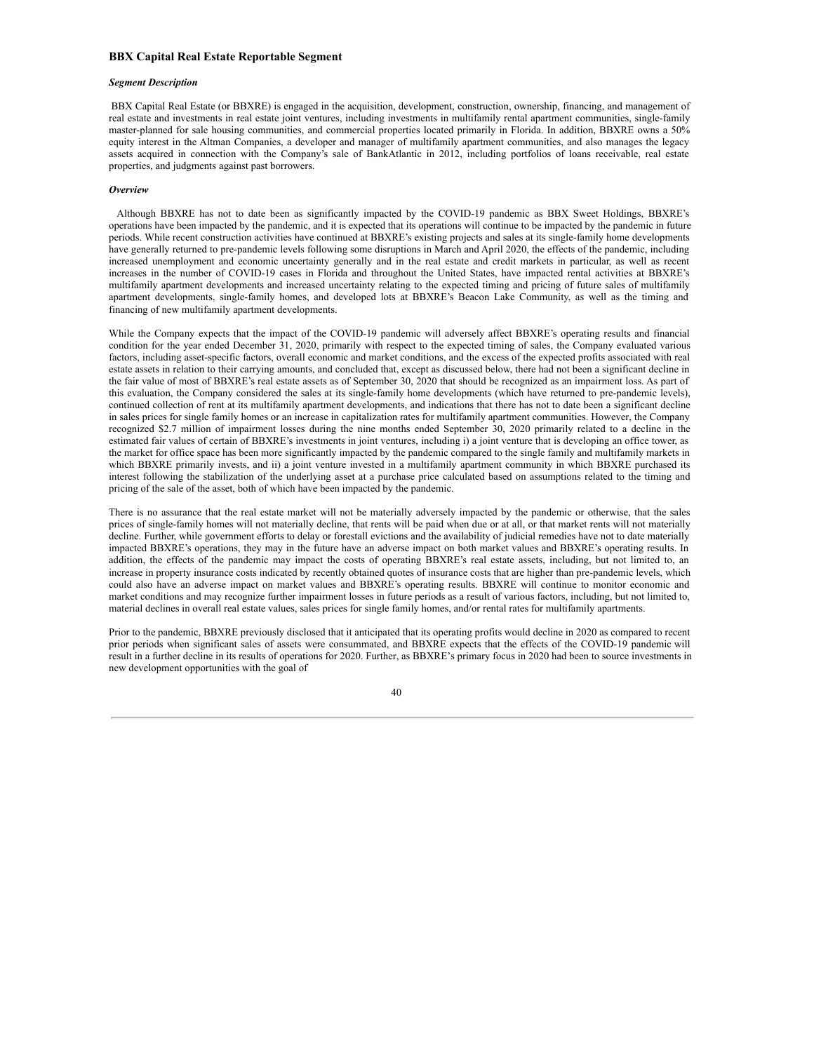### BBX Capital Real Estate Reportable Segment

***Segment Description***

BBX Capital Real Estate (or BBXRE) is engaged in the acquisition, development, construction, ownership, financing, and management of real estate and investments in real estate joint ventures, including investments in multifamily rental apartment communities, single-family master-planned for sale housing communities, and commercial properties located primarily in Florida. In addition, BBXRE owns a 50% equity interest in the Altman Companies, a developer and manager of multifamily apartment communities, and also manages the legacy assets acquired in connection with the Company's sale of BankAtlantic in 2012, including portfolios of loans receivable, real estate properties, and judgments against past borrowers.

***Overview***

Although BBXRE has not to date been as significantly impacted by the COVID-19 pandemic as BBX Sweet Holdings, BBXRE's operations have been impacted by the pandemic, and it is expected that its operations will continue to be impacted by the pandemic in future periods. While recent construction activities have continued at BBXRE's existing projects and sales at its single-family home developments have generally returned to pre-pandemic levels following some disruptions in March and April 2020, the effects of the pandemic, including increased unemployment and economic uncertainty generally and in the real estate and credit markets in particular, as well as recent increases in the number of COVID-19 cases in Florida and throughout the United States, have impacted rental activities at BBXRE's multifamily apartment developments and increased uncertainty relating to the expected timing and pricing of future sales of multifamily apartment developments, single-family homes, and developed lots at BBXRE's Beacon Lake Community, as well as the timing and financing of new multifamily apartment developments.

While the Company expects that the impact of the COVID-19 pandemic will adversely affect BBXRE's operating results and financial condition for the year ended December 31, 2020, primarily with respect to the expected timing of sales, the Company evaluated various factors, including asset-specific factors, overall economic and market conditions, and the excess of the expected profits associated with real estate assets in relation to their carrying amounts, and concluded that, except as discussed below, there had not been a significant decline in the fair value of most of BBXRE's real estate assets as of September 30, 2020 that should be recognized as an impairment loss. As part of this evaluation, the Company considered the sales at its single-family home developments (which have returned to pre-pandemic levels), continued collection of rent at its multifamily apartment developments, and indications that there has not to date been a significant decline in sales prices for single family homes or an increase in capitalization rates for multifamily apartment communities. However, the Company recognized $2.7 million of impairment losses during the nine months ended September 30, 2020 primarily related to a decline in the estimated fair values of certain of BBXRE's investments in joint ventures, including i) a joint venture that is developing an office tower, as the market for office space has been more significantly impacted by the pandemic compared to the single family and multifamily markets in which BBXRE primarily invests, and ii) a joint venture invested in a multifamily apartment community in which BBXRE purchased its interest following the stabilization of the underlying asset at a purchase price calculated based on assumptions related to the timing and pricing of the sale of the asset, both of which have been impacted by the pandemic.

There is no assurance that the real estate market will not be materially adversely impacted by the pandemic or otherwise, that the sales prices of single-family homes will not materially decline, that rents will be paid when due or at all, or that market rents will not materially decline. Further, while government efforts to delay or forestall evictions and the availability of judicial remedies have not to date materially impacted BBXRE's operations, they may in the future have an adverse impact on both market values and BBXRE's operating results. In addition, the effects of the pandemic may impact the costs of operating BBXRE's real estate assets, including, but not limited to, an increase in property insurance costs indicated by recently obtained quotes of insurance costs that are higher than pre-pandemic levels, which could also have an adverse impact on market values and BBXRE's operating results. BBXRE will continue to monitor economic and market conditions and may recognize further impairment losses in future periods as a result of various factors, including, but not limited to, material declines in overall real estate values, sales prices for single family homes, and/or rental rates for multifamily apartments.

Prior to the pandemic, BBXRE previously disclosed that it anticipated that its operating profits would decline in 2020 as compared to recent prior periods when significant sales of assets were consummated, and BBXRE expects that the effects of the COVID-19 pandemic will result in a further decline in its results of operations for 2020. Further, as BBXRE's primary focus in 2020 had been to source investments in new development opportunities with the goal of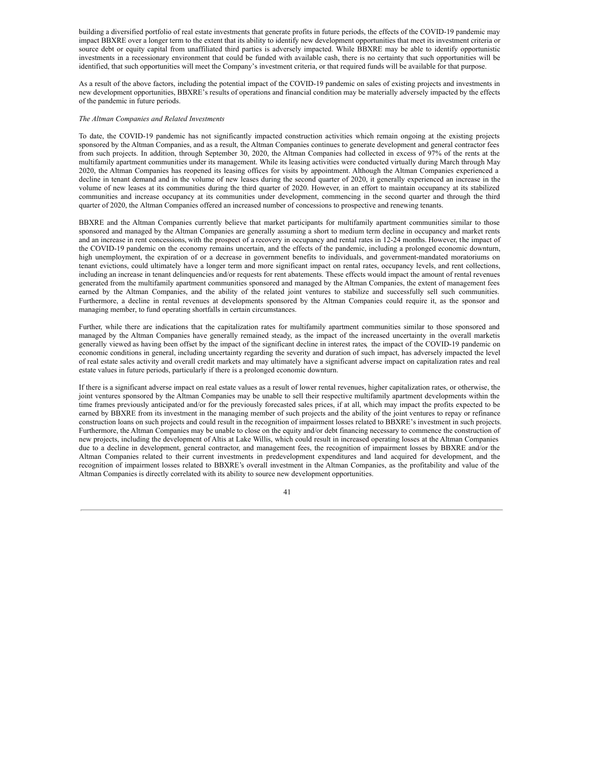building a diversified portfolio of real estate investments that generate profits in future periods, the effects of the COVID-19 pandemic may impact BBXRE over a longer term to the extent that its ability to identify new development opportunities that meet its investment criteria or source debt or equity capital from unaffiliated third parties is adversely impacted. While BBXRE may be able to identify opportunistic investments in a recessionary environment that could be funded with available cash, there is no certainty that such opportunities will be identified, that such opportunities will meet the Company's investment criteria, or that required funds will be available for that purpose.

As a result of the above factors, including the potential impact of the COVID-19 pandemic on sales of existing projects and investments in new development opportunities, BBXRE's results of operations and financial condition may be materially adversely impacted by the effects of the pandemic in future periods.

*The Altman Companies and Related Investments*

To date, the COVID-19 pandemic has not significantly impacted construction activities which remain ongoing at the existing projects sponsored by the Altman Companies, and as a result, the Altman Companies continues to generate development and general contractor fees from such projects. In addition, through September 30, 2020, the Altman Companies had collected in excess of 97% of the rents at the multifamily apartment communities under its management. While its leasing activities were conducted virtually during March through May 2020, the Altman Companies has reopened its leasing offices for visits by appointment. Although the Altman Companies experienced a decline in tenant demand and in the volume of new leases during the second quarter of 2020, it generally experienced an increase in the volume of new leases at its communities during the third quarter of 2020. However, in an effort to maintain occupancy at its stabilized communities and increase occupancy at its communities under development, commencing in the second quarter and through the third quarter of 2020, the Altman Companies offered an increased number of concessions to prospective and renewing tenants.

BBXRE and the Altman Companies currently believe that market participants for multifamily apartment communities similar to those sponsored and managed by the Altman Companies are generally assuming a short to medium term decline in occupancy and market rents and an increase in rent concessions, with the prospect of a recovery in occupancy and rental rates in 12-24 months. However, the impact of the COVID-19 pandemic on the economy remains uncertain, and the effects of the pandemic, including a prolonged economic downturn, high unemployment, the expiration of or a decrease in government benefits to individuals, and government-mandated moratoriums on tenant evictions, could ultimately have a longer term and more significant impact on rental rates, occupancy levels, and rent collections, including an increase in tenant delinquencies and/or requests for rent abatements. These effects would impact the amount of rental revenues generated from the multifamily apartment communities sponsored and managed by the Altman Companies, the extent of management fees earned by the Altman Companies, and the ability of the related joint ventures to stabilize and successfully sell such communities. Furthermore, a decline in rental revenues at developments sponsored by the Altman Companies could require it, as the sponsor and managing member, to fund operating shortfalls in certain circumstances.

Further, while there are indications that the capitalization rates for multifamily apartment communities similar to those sponsored and managed by the Altman Companies have generally remained steady, as the impact of the increased uncertainty in the overall marketis generally viewed as having been offset by the impact of the significant decline in interest rates, the impact of the COVID-19 pandemic on economic conditions in general, including uncertainty regarding the severity and duration of such impact, has adversely impacted the level of real estate sales activity and overall credit markets and may ultimately have a significant adverse impact on capitalization rates and real estate values in future periods, particularly if there is a prolonged economic downturn.

If there is a significant adverse impact on real estate values as a result of lower rental revenues, higher capitalization rates, or otherwise, the joint ventures sponsored by the Altman Companies may be unable to sell their respective multifamily apartment developments within the time frames previously anticipated and/or for the previously forecasted sales prices, if at all, which may impact the profits expected to be earned by BBXRE from its investment in the managing member of such projects and the ability of the joint ventures to repay or refinance construction loans on such projects and could result in the recognition of impairment losses related to BBXRE's investment in such projects. Furthermore, the Altman Companies may be unable to close on the equity and/or debt financing necessary to commence the construction of new projects, including the development of Altis at Lake Willis, which could result in increased operating losses at the Altman Companies due to a decline in development, general contractor, and management fees, the recognition of impairment losses by BBXRE and/or the Altman Companies related to their current investments in predevelopment expenditures and land acquired for development, and the recognition of impairment losses related to BBXRE's overall investment in the Altman Companies, as the profitability and value of the Altman Companies is directly correlated with its ability to source new development opportunities.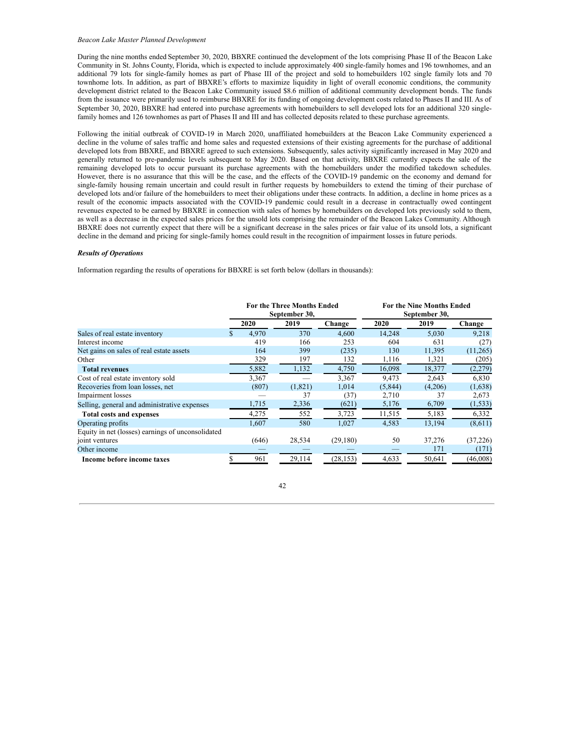*Beacon Lake Master Planned Development*

During the nine months ended September 30, 2020, BBXRE continued the development of the lots comprising Phase II of the Beacon Lake Community in St. Johns County, Florida, which is expected to include approximately 400 single-family homes and 196 townhomes, and an additional 79 lots for single-family homes as part of Phase III of the project and sold to homebuilders 102 single family lots and 70 townhome lots. In addition, as part of BBXRE's efforts to maximize liquidity in light of overall economic conditions, the community development district related to the Beacon Lake Community issued $8.6 million of additional community development bonds. The funds from the issuance were primarily used to reimburse BBXRE for its funding of ongoing development costs related to Phases II and III. As of September 30, 2020, BBXRE had entered into purchase agreements with homebuilders to sell developed lots for an additional 320 single-family homes and 126 townhomes as part of Phases II and III and has collected deposits related to these purchase agreements.

Following the initial outbreak of COVID-19 in March 2020, unaffiliated homebuilders at the Beacon Lake Community experienced a decline in the volume of sales traffic and home sales and requested extensions of their existing agreements for the purchase of additional developed lots from BBXRE, and BBXRE agreed to such extensions. Subsequently, sales activity significantly increased in May 2020 and generally returned to pre-pandemic levels subsequent to May 2020. Based on that activity, BBXRE currently expects the sale of the remaining developed lots to occur pursuant its purchase agreements with the homebuilders under the modified takedown schedules. However, there is no assurance that this will be the case, and the effects of the COVID-19 pandemic on the economy and demand for single-family housing remain uncertain and could result in further requests by homebuilders to extend the timing of their purchase of developed lots and/or failure of the homebuilders to meet their obligations under these contracts. In addition, a decline in home prices as a result of the economic impacts associated with the COVID-19 pandemic could result in a decrease in contractually owed contingent revenues expected to be earned by BBXRE in connection with sales of homes by homebuilders on developed lots previously sold to them, as well as a decrease in the expected sales prices for the unsold lots comprising the remainder of the Beacon Lakes Community. Although BBXRE does not currently expect that there will be a significant decrease in the sales prices or fair value of its unsold lots, a significant decline in the demand and pricing for single-family homes could result in the recognition of impairment losses in future periods.

***Results of Operations***

Information regarding the results of operations for BBXRE is set forth below (dollars in thousands):

| | For the Three Months Ended September 30, | | | For the Nine Months Ended September 30, | | |
|---|---|---|---|---|---|---|
| | 2020 | 2019 | Change | 2020 | 2019 | Change |
| Sales of real estate inventory | $ 4,970 | 370 | 4,600 | 14,248 | 5,030 | 9,218 |
| Interest income | 419 | 166 | 253 | 604 | 631 | (27) |
| Net gains on sales of real estate assets | 164 | 399 | (235) | 130 | 11,395 | (11,265) |
| Other | 329 | 197 | 132 | 1,116 | 1,321 | (205) |
| **Total revenues** | 5,882 | 1,132 | 4,750 | 16,098 | 18,377 | (2,279) |
| Cost of real estate inventory sold | 3,367 | — | 3,367 | 9,473 | 2,643 | 6,830 |
| Recoveries from loan losses, net | (807) | (1,821) | 1,014 | (5,844) | (4,206) | (1,638) |
| Impairment losses | — | 37 | (37) | 2,710 | 37 | 2,673 |
| Selling, general and administrative expenses | 1,715 | 2,336 | (621) | 5,176 | 6,709 | (1,533) |
| **Total costs and expenses** | 4,275 | 552 | 3,723 | 11,515 | 5,183 | 6,332 |
| Operating profits | 1,607 | 580 | 1,027 | 4,583 | 13,194 | (8,611) |
| Equity in net (losses) earnings of unconsolidated joint ventures | (646) | 28,534 | (29,180) | 50 | 37,276 | (37,226) |
| Other income | — | — | — | — | 171 | (171) |
| **Income before income taxes** | $ 961 | 29,114 | (28,153) | 4,633 | 50,641 | (46,008) |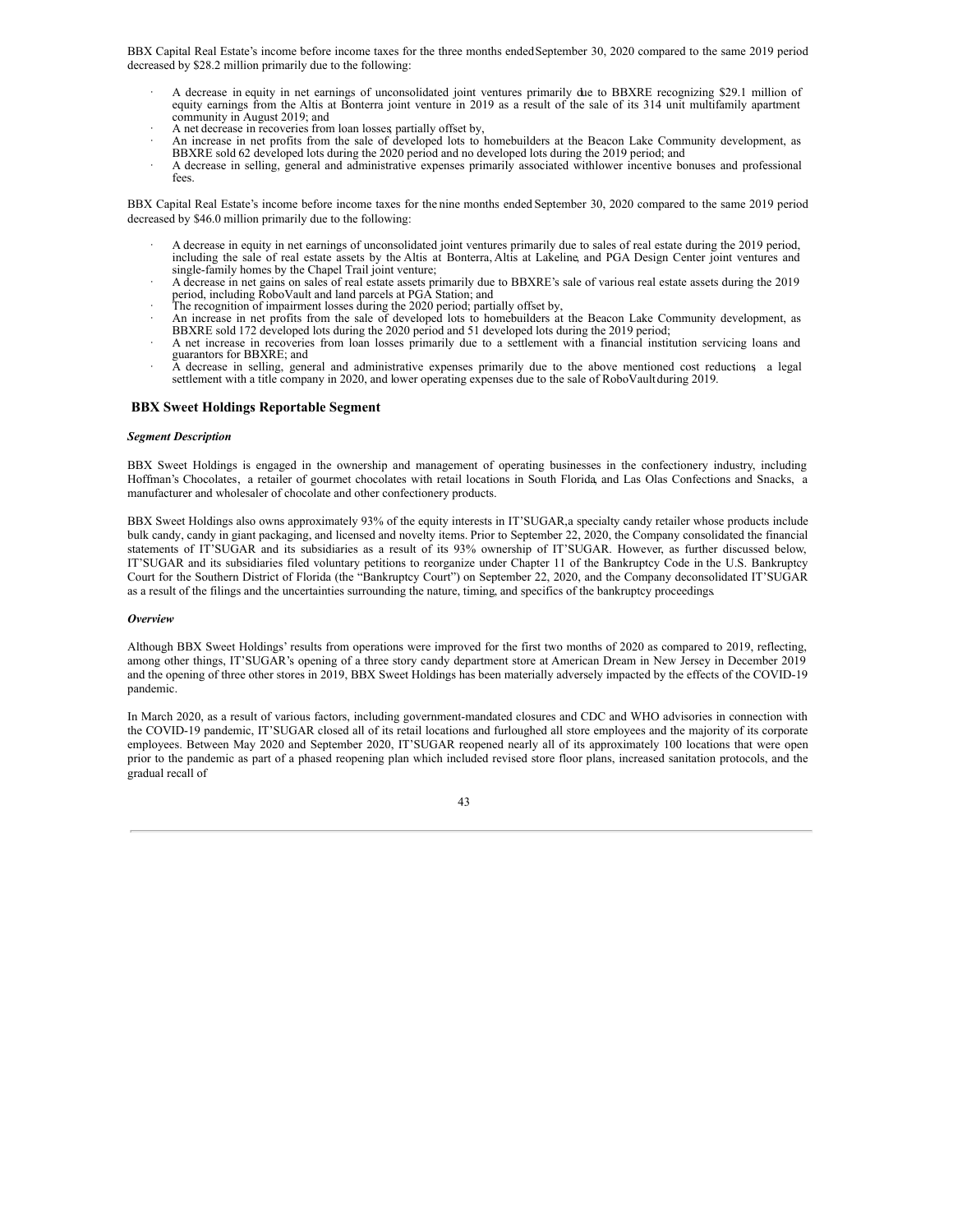BBX Capital Real Estate's income before income taxes for the three months ended September 30, 2020 compared to the same 2019 period decreased by $28.2 million primarily due to the following:

- A decrease in equity in net earnings of unconsolidated joint ventures primarily due to BBXRE recognizing $29.1 million of equity earnings from the Altis at Bonterra joint venture in 2019 as a result of the sale of its 314 unit multifamily apartment community in August 2019; and
- A net decrease in recoveries from loan losses; partially offset by,
- An increase in net profits from the sale of developed lots to homebuilders at the Beacon Lake Community development, as BBXRE sold 62 developed lots during the 2020 period and no developed lots during the 2019 period; and
- A decrease in selling, general and administrative expenses primarily associated with lower incentive bonuses and professional fees.

BBX Capital Real Estate's income before income taxes for the nine months ended September 30, 2020 compared to the same 2019 period decreased by $46.0 million primarily due to the following:

- A decrease in equity in net earnings of unconsolidated joint ventures primarily due to sales of real estate during the 2019 period, including the sale of real estate assets by the Altis at Bonterra, Altis at Lakeline, and PGA Design Center joint ventures and single-family homes by the Chapel Trail joint venture;
- A decrease in net gains on sales of real estate assets primarily due to BBXRE's sale of various real estate assets during the 2019 period, including RoboVault and land parcels at PGA Station; and
- The recognition of impairment losses during the 2020 period; partially offset by,
- An increase in net profits from the sale of developed lots to homebuilders at the Beacon Lake Community development, as BBXRE sold 172 developed lots during the 2020 period and 51 developed lots during the 2019 period;
- A net increase in recoveries from loan losses primarily due to a settlement with a financial institution servicing loans and guarantors for BBXRE; and
- A decrease in selling, general and administrative expenses primarily due to the above mentioned cost reductions, a legal settlement with a title company in 2020, and lower operating expenses due to the sale of RoboVault during 2019.

## BBX Sweet Holdings Reportable Segment

***Segment Description***

BBX Sweet Holdings is engaged in the ownership and management of operating businesses in the confectionery industry, including Hoffman's Chocolates, a retailer of gourmet chocolates with retail locations in South Florida, and Las Olas Confections and Snacks, a manufacturer and wholesaler of chocolate and other confectionery products.

BBX Sweet Holdings also owns approximately 93% of the equity interests in IT'SUGAR, a specialty candy retailer whose products include bulk candy, candy in giant packaging, and licensed and novelty items. Prior to September 22, 2020, the Company consolidated the financial statements of IT'SUGAR and its subsidiaries as a result of its 93% ownership of IT'SUGAR. However, as further discussed below, IT'SUGAR and its subsidiaries filed voluntary petitions to reorganize under Chapter 11 of the Bankruptcy Code in the U.S. Bankruptcy Court for the Southern District of Florida (the "Bankruptcy Court") on September 22, 2020, and the Company deconsolidated IT'SUGAR as a result of the filings and the uncertainties surrounding the nature, timing, and specifics of the bankruptcy proceedings.

***Overview***

Although BBX Sweet Holdings' results from operations were improved for the first two months of 2020 as compared to 2019, reflecting, among other things, IT'SUGAR's opening of a three story candy department store at American Dream in New Jersey in December 2019 and the opening of three other stores in 2019, BBX Sweet Holdings has been materially adversely impacted by the effects of the COVID-19 pandemic.

In March 2020, as a result of various factors, including government-mandated closures and CDC and WHO advisories in connection with the COVID-19 pandemic, IT'SUGAR closed all of its retail locations and furloughed all store employees and the majority of its corporate employees. Between May 2020 and September 2020, IT'SUGAR reopened nearly all of its approximately 100 locations that were open prior to the pandemic as part of a phased reopening plan which included revised store floor plans, increased sanitation protocols, and the gradual recall of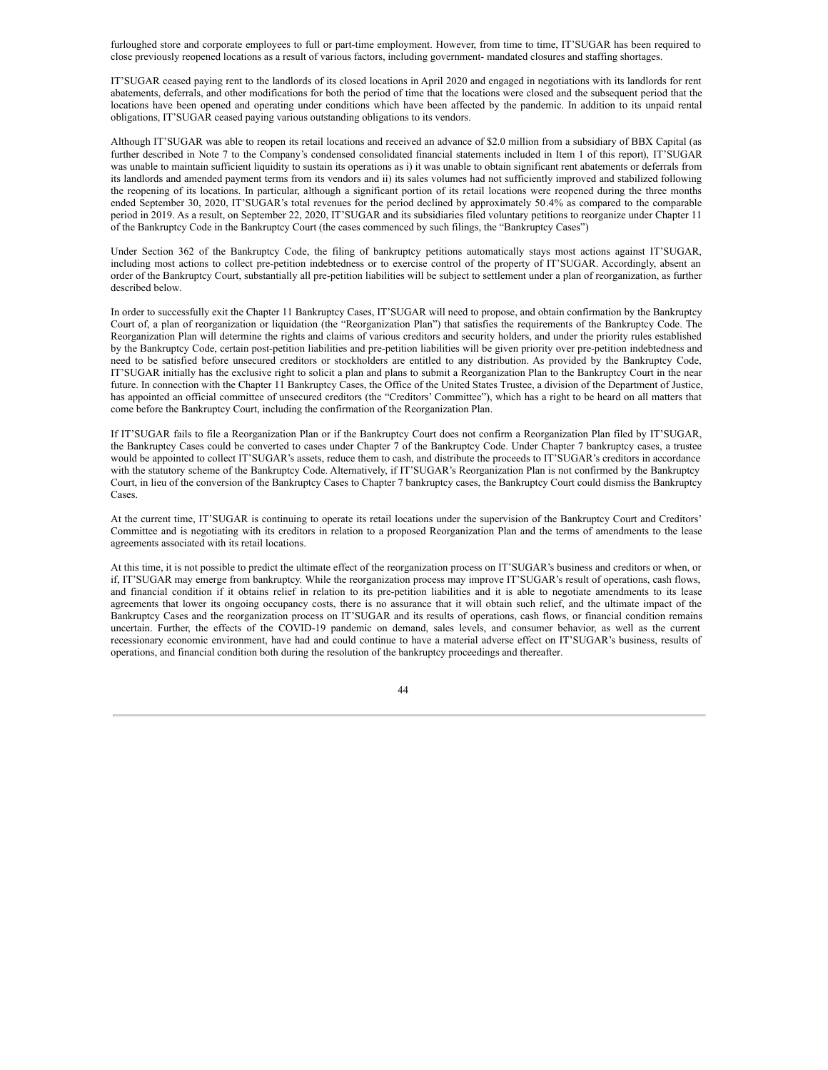furloughed store and corporate employees to full or part-time employment. However, from time to time, IT'SUGAR has been required to close previously reopened locations as a result of various factors, including government- mandated closures and staffing shortages.

IT'SUGAR ceased paying rent to the landlords of its closed locations in April 2020 and engaged in negotiations with its landlords for rent abatements, deferrals, and other modifications for both the period of time that the locations were closed and the subsequent period that the locations have been opened and operating under conditions which have been affected by the pandemic. In addition to its unpaid rental obligations, IT'SUGAR ceased paying various outstanding obligations to its vendors.

Although IT'SUGAR was able to reopen its retail locations and received an advance of $2.0 million from a subsidiary of BBX Capital (as further described in Note 7 to the Company's condensed consolidated financial statements included in Item 1 of this report), IT'SUGAR was unable to maintain sufficient liquidity to sustain its operations as i) it was unable to obtain significant rent abatements or deferrals from its landlords and amended payment terms from its vendors and ii) its sales volumes had not sufficiently improved and stabilized following the reopening of its locations. In particular, although a significant portion of its retail locations were reopened during the three months ended September 30, 2020, IT'SUGAR's total revenues for the period declined by approximately 50.4% as compared to the comparable period in 2019. As a result, on September 22, 2020, IT'SUGAR and its subsidiaries filed voluntary petitions to reorganize under Chapter 11 of the Bankruptcy Code in the Bankruptcy Court (the cases commenced by such filings, the "Bankruptcy Cases")

Under Section 362 of the Bankruptcy Code, the filing of bankruptcy petitions automatically stays most actions against IT'SUGAR, including most actions to collect pre-petition indebtedness or to exercise control of the property of IT'SUGAR. Accordingly, absent an order of the Bankruptcy Court, substantially all pre-petition liabilities will be subject to settlement under a plan of reorganization, as further described below.

In order to successfully exit the Chapter 11 Bankruptcy Cases, IT'SUGAR will need to propose, and obtain confirmation by the Bankruptcy Court of, a plan of reorganization or liquidation (the "Reorganization Plan") that satisfies the requirements of the Bankruptcy Code. The Reorganization Plan will determine the rights and claims of various creditors and security holders, and under the priority rules established by the Bankruptcy Code, certain post-petition liabilities and pre-petition liabilities will be given priority over pre-petition indebtedness and need to be satisfied before unsecured creditors or stockholders are entitled to any distribution. As provided by the Bankruptcy Code, IT'SUGAR initially has the exclusive right to solicit a plan and plans to submit a Reorganization Plan to the Bankruptcy Court in the near future. In connection with the Chapter 11 Bankruptcy Cases, the Office of the United States Trustee, a division of the Department of Justice, has appointed an official committee of unsecured creditors (the "Creditors' Committee"), which has a right to be heard on all matters that come before the Bankruptcy Court, including the confirmation of the Reorganization Plan.

If IT'SUGAR fails to file a Reorganization Plan or if the Bankruptcy Court does not confirm a Reorganization Plan filed by IT'SUGAR, the Bankruptcy Cases could be converted to cases under Chapter 7 of the Bankruptcy Code. Under Chapter 7 bankruptcy cases, a trustee would be appointed to collect IT'SUGAR's assets, reduce them to cash, and distribute the proceeds to IT'SUGAR's creditors in accordance with the statutory scheme of the Bankruptcy Code. Alternatively, if IT'SUGAR's Reorganization Plan is not confirmed by the Bankruptcy Court, in lieu of the conversion of the Bankruptcy Cases to Chapter 7 bankruptcy cases, the Bankruptcy Court could dismiss the Bankruptcy Cases.

At the current time, IT'SUGAR is continuing to operate its retail locations under the supervision of the Bankruptcy Court and Creditors' Committee and is negotiating with its creditors in relation to a proposed Reorganization Plan and the terms of amendments to the lease agreements associated with its retail locations.

At this time, it is not possible to predict the ultimate effect of the reorganization process on IT'SUGAR's business and creditors or when, or if, IT'SUGAR may emerge from bankruptcy. While the reorganization process may improve IT'SUGAR's result of operations, cash flows, and financial condition if it obtains relief in relation to its pre-petition liabilities and it is able to negotiate amendments to its lease agreements that lower its ongoing occupancy costs, there is no assurance that it will obtain such relief, and the ultimate impact of the Bankruptcy Cases and the reorganization process on IT'SUGAR and its results of operations, cash flows, or financial condition remains uncertain. Further, the effects of the COVID-19 pandemic on demand, sales levels, and consumer behavior, as well as the current recessionary economic environment, have had and could continue to have a material adverse effect on IT'SUGAR's business, results of operations, and financial condition both during the resolution of the bankruptcy proceedings and thereafter.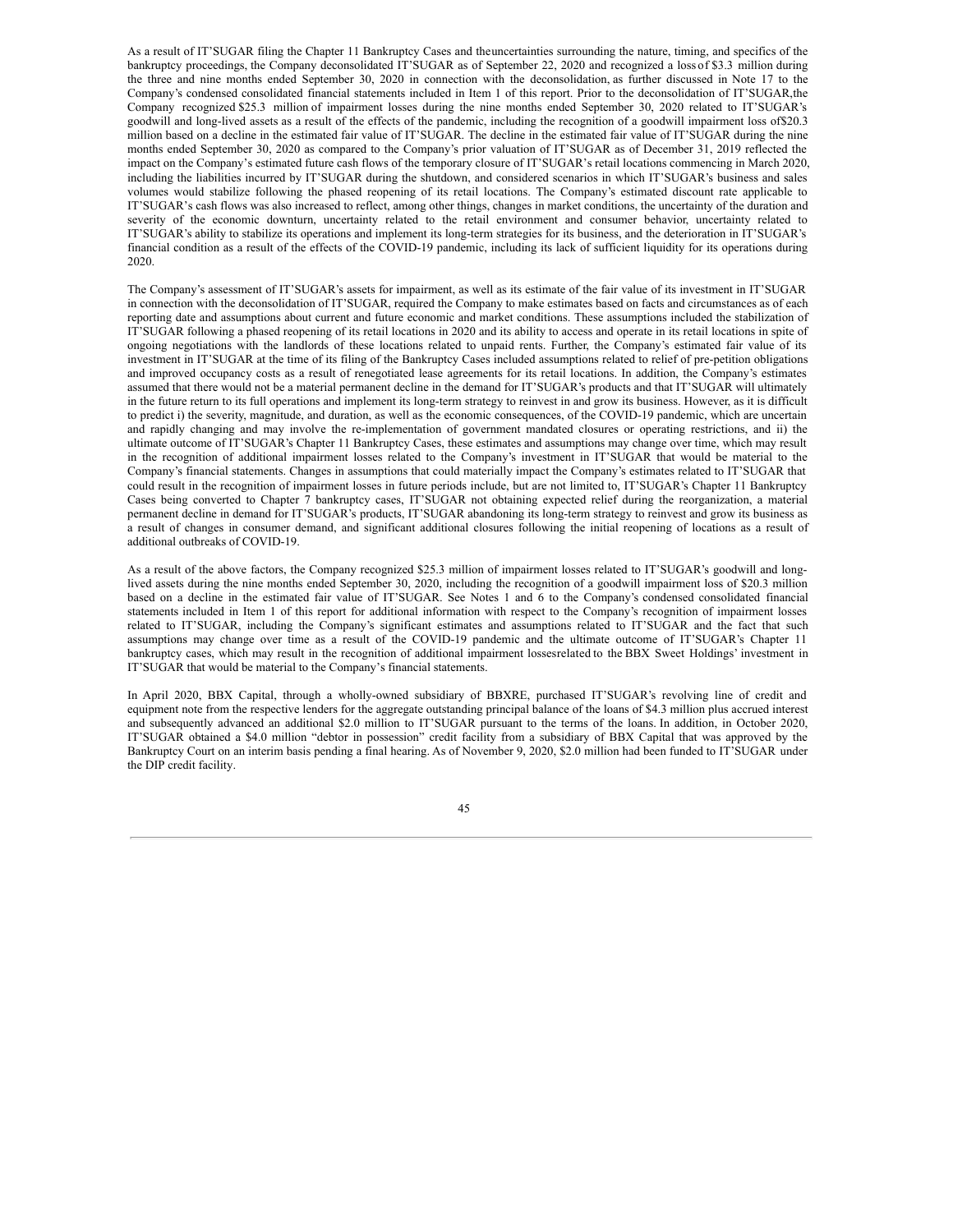As a result of IT'SUGAR filing the Chapter 11 Bankruptcy Cases and the uncertainties surrounding the nature, timing, and specifics of the bankruptcy proceedings, the Company deconsolidated IT'SUGAR as of September 22, 2020 and recognized a loss of $3.3 million during the three and nine months ended September 30, 2020 in connection with the deconsolidation, as further discussed in Note 17 to the Company's condensed consolidated financial statements included in Item 1 of this report. Prior to the deconsolidation of IT'SUGAR, the Company recognized $25.3 million of impairment losses during the nine months ended September 30, 2020 related to IT'SUGAR's goodwill and long-lived assets as a result of the effects of the pandemic, including the recognition of a goodwill impairment loss of $20.3 million based on a decline in the estimated fair value of IT'SUGAR. The decline in the estimated fair value of IT'SUGAR during the nine months ended September 30, 2020 as compared to the Company's prior valuation of IT'SUGAR as of December 31, 2019 reflected the impact on the Company's estimated future cash flows of the temporary closure of IT'SUGAR's retail locations commencing in March 2020, including the liabilities incurred by IT'SUGAR during the shutdown, and considered scenarios in which IT'SUGAR's business and sales volumes would stabilize following the phased reopening of its retail locations. The Company's estimated discount rate applicable to IT'SUGAR's cash flows was also increased to reflect, among other things, changes in market conditions, the uncertainty of the duration and severity of the economic downturn, uncertainty related to the retail environment and consumer behavior, uncertainty related to IT'SUGAR's ability to stabilize its operations and implement its long-term strategies for its business, and the deterioration in IT'SUGAR's financial condition as a result of the effects of the COVID-19 pandemic, including its lack of sufficient liquidity for its operations during 2020.

The Company's assessment of IT'SUGAR's assets for impairment, as well as its estimate of the fair value of its investment in IT'SUGAR in connection with the deconsolidation of IT'SUGAR, required the Company to make estimates based on facts and circumstances as of each reporting date and assumptions about current and future economic and market conditions. These assumptions included the stabilization of IT'SUGAR following a phased reopening of its retail locations in 2020 and its ability to access and operate in its retail locations in spite of ongoing negotiations with the landlords of these locations related to unpaid rents. Further, the Company's estimated fair value of its investment in IT'SUGAR at the time of its filing of the Bankruptcy Cases included assumptions related to relief of pre-petition obligations and improved occupancy costs as a result of renegotiated lease agreements for its retail locations. In addition, the Company's estimates assumed that there would not be a material permanent decline in the demand for IT'SUGAR's products and that IT'SUGAR will ultimately in the future return to its full operations and implement its long-term strategy to reinvest in and grow its business. However, as it is difficult to predict i) the severity, magnitude, and duration, as well as the economic consequences, of the COVID-19 pandemic, which are uncertain and rapidly changing and may involve the re-implementation of government mandated closures or operating restrictions, and ii) the ultimate outcome of IT'SUGAR's Chapter 11 Bankruptcy Cases, these estimates and assumptions may change over time, which may result in the recognition of additional impairment losses related to the Company's investment in IT'SUGAR that would be material to the Company's financial statements. Changes in assumptions that could materially impact the Company's estimates related to IT'SUGAR that could result in the recognition of impairment losses in future periods include, but are not limited to, IT'SUGAR's Chapter 11 Bankruptcy Cases being converted to Chapter 7 bankruptcy cases, IT'SUGAR not obtaining expected relief during the reorganization, a material permanent decline in demand for IT'SUGAR's products, IT'SUGAR abandoning its long-term strategy to reinvest and grow its business as a result of changes in consumer demand, and significant additional closures following the initial reopening of locations as a result of additional outbreaks of COVID-19.

As a result of the above factors, the Company recognized $25.3 million of impairment losses related to IT'SUGAR's goodwill and long-lived assets during the nine months ended September 30, 2020, including the recognition of a goodwill impairment loss of $20.3 million based on a decline in the estimated fair value of IT'SUGAR. See Notes 1 and 6 to the Company's condensed consolidated financial statements included in Item 1 of this report for additional information with respect to the Company's recognition of impairment losses related to IT'SUGAR, including the Company's significant estimates and assumptions related to IT'SUGAR and the fact that such assumptions may change over time as a result of the COVID-19 pandemic and the ultimate outcome of IT'SUGAR's Chapter 11 bankruptcy cases, which may result in the recognition of additional impairment losses related to the BBX Sweet Holdings' investment in IT'SUGAR that would be material to the Company's financial statements.

In April 2020, BBX Capital, through a wholly-owned subsidiary of BBXRE, purchased IT'SUGAR's revolving line of credit and equipment note from the respective lenders for the aggregate outstanding principal balance of the loans of $4.3 million plus accrued interest and subsequently advanced an additional $2.0 million to IT'SUGAR pursuant to the terms of the loans. In addition, in October 2020, IT'SUGAR obtained a $4.0 million "debtor in possession" credit facility from a subsidiary of BBX Capital that was approved by the Bankruptcy Court on an interim basis pending a final hearing. As of November 9, 2020, $2.0 million had been funded to IT'SUGAR under the DIP credit facility.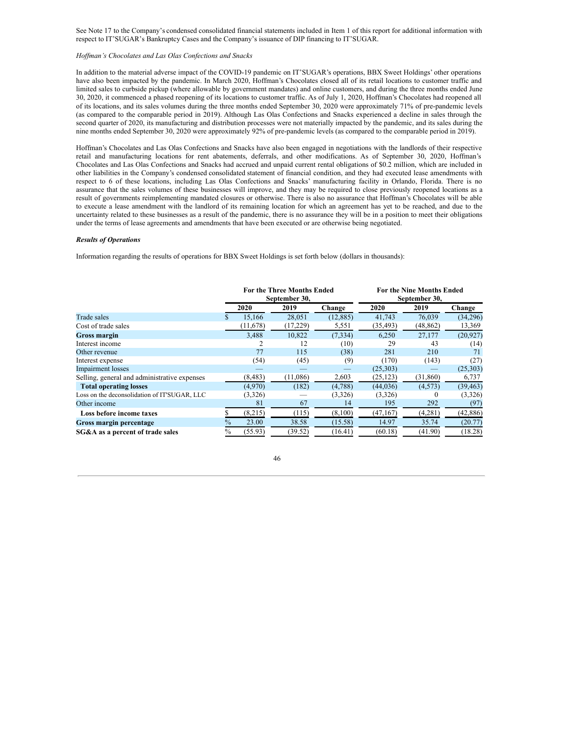See Note 17 to the Company's condensed consolidated financial statements included in Item 1 of this report for additional information with respect to IT'SUGAR's Bankruptcy Cases and the Company's issuance of DIP financing to IT'SUGAR.

*Hoffman's Chocolates and Las Olas Confections and Snacks*

In addition to the material adverse impact of the COVID-19 pandemic on IT'SUGAR's operations, BBX Sweet Holdings' other operations have also been impacted by the pandemic. In March 2020, Hoffman's Chocolates closed all of its retail locations to customer traffic and limited sales to curbside pickup (where allowable by government mandates) and online customers, and during the three months ended June 30, 2020, it commenced a phased reopening of its locations to customer traffic. As of July 1, 2020, Hoffman's Chocolates had reopened all of its locations, and its sales volumes during the three months ended September 30, 2020 were approximately 71% of pre-pandemic levels (as compared to the comparable period in 2019). Although Las Olas Confections and Snacks experienced a decline in sales through the second quarter of 2020, its manufacturing and distribution processes were not materially impacted by the pandemic, and its sales during the nine months ended September 30, 2020 were approximately 92% of pre-pandemic levels (as compared to the comparable period in 2019).

Hoffman's Chocolates and Las Olas Confections and Snacks have also been engaged in negotiations with the landlords of their respective retail and manufacturing locations for rent abatements, deferrals, and other modifications. As of September 30, 2020, Hoffman's Chocolates and Las Olas Confections and Snacks had accrued and unpaid current rental obligations of $0.2 million, which are included in other liabilities in the Company's condensed consolidated statement of financial condition, and they had executed lease amendments with respect to 6 of these locations, including Las Olas Confections and Snacks' manufacturing facility in Orlando, Florida. There is no assurance that the sales volumes of these businesses will improve, and they may be required to close previously reopened locations as a result of governments reimplementing mandated closures or otherwise. There is also no assurance that Hoffman's Chocolates will be able to execute a lease amendment with the landlord of its remaining location for which an agreement has yet to be reached, and due to the uncertainty related to these businesses as a result of the pandemic, there is no assurance they will be in a position to meet their obligations under the terms of lease agreements and amendments that have been executed or are otherwise being negotiated.

***Results of Operations***

Information regarding the results of operations for BBX Sweet Holdings is set forth below (dollars in thousands):

| | For the Three Months Ended September 30, | | | For the Nine Months Ended September 30, | | |
|---|---|---|---|---|---|---|
| | 2020 | 2019 | Change | 2020 | 2019 | Change |
| Trade sales | $ 15,166 | 28,051 | (12,885) | 41,743 | 76,039 | (34,296) |
| Cost of trade sales | (11,678) | (17,229) | 5,551 | (35,493) | (48,862) | 13,369 |
| **Gross margin** | 3,488 | 10,822 | (7,334) | 6,250 | 27,177 | (20,927) |
| Interest income | 2 | 12 | (10) | 29 | 43 | (14) |
| Other revenue | 77 | 115 | (38) | 281 | 210 | 71 |
| Interest expense | (54) | (45) | (9) | (170) | (143) | (27) |
| Impairment losses | — | — | — | (25,303) | — | (25,303) |
| Selling, general and administrative expenses | (8,483) | (11,086) | 2,603 | (25,123) | (31,860) | 6,737 |
| **Total operating losses** | (4,970) | (182) | (4,788) | (44,036) | (4,573) | (39,463) |
| Loss on the deconsolidation of IT'SUGAR, LLC | (3,326) | — | (3,326) | (3,326) | 0 | (3,326) |
| Other income | 81 | 67 | 14 | 195 | 292 | (97) |
| **Loss before income taxes** | $ (8,215) | (115) | (8,100) | (47,167) | (4,281) | (42,886) |
| **Gross margin percentage** | % 23.00 | 38.58 | (15.58) | 14.97 | 35.74 | (20.77) |
| **SG&A as a percent of trade sales** | % (55.93) | (39.52) | (16.41) | (60.18) | (41.90) | (18.28) |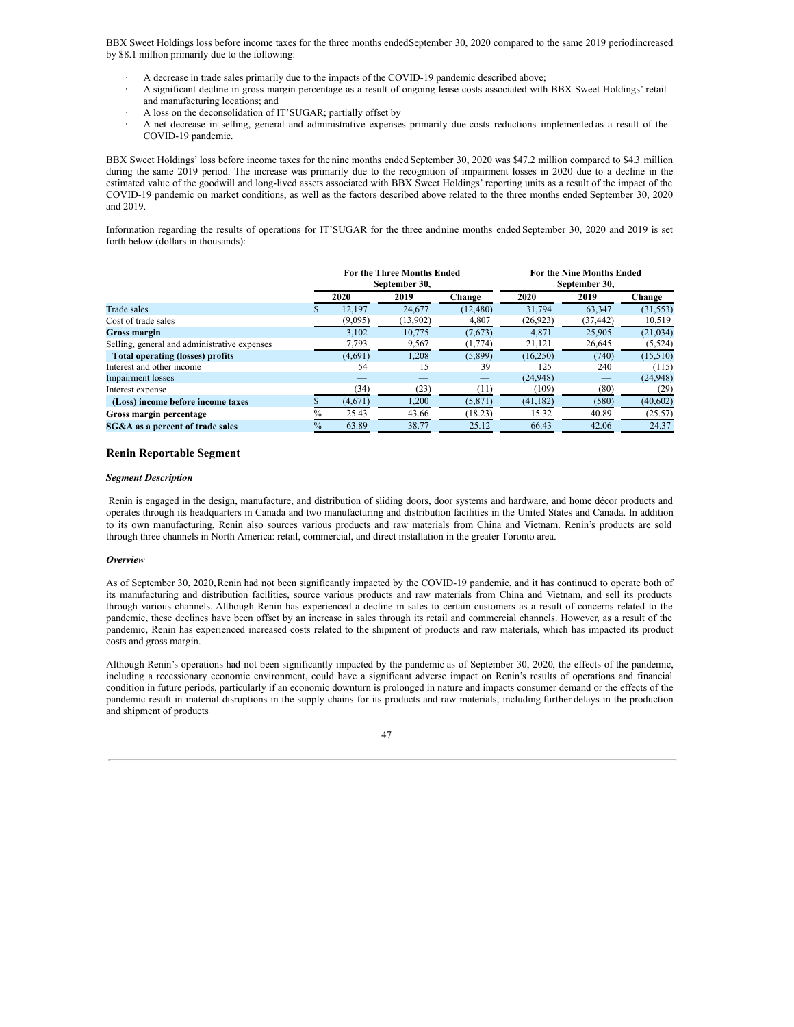BBX Sweet Holdings loss before income taxes for the three months ended September 30, 2020 compared to the same 2019 period increased by $8.1 million primarily due to the following:

- A decrease in trade sales primarily due to the impacts of the COVID-19 pandemic described above;
- A significant decline in gross margin percentage as a result of ongoing lease costs associated with BBX Sweet Holdings' retail and manufacturing locations; and
- A loss on the deconsolidation of IT'SUGAR; partially offset by
- A net decrease in selling, general and administrative expenses primarily due costs reductions implemented as a result of the COVID-19 pandemic.

BBX Sweet Holdings' loss before income taxes for the nine months ended September 30, 2020 was $47.2 million compared to $4.3 million during the same 2019 period. The increase was primarily due to the recognition of impairment losses in 2020 due to a decline in the estimated value of the goodwill and long-lived assets associated with BBX Sweet Holdings' reporting units as a result of the impact of the COVID-19 pandemic on market conditions, as well as the factors described above related to the three months ended September 30, 2020 and 2019.

Information regarding the results of operations for IT'SUGAR for the three and nine months ended September 30, 2020 and 2019 is set forth below (dollars in thousands):

| | For the Three Months Ended September 30, | | | For the Nine Months Ended September 30, | | |
|---|---|---|---|---|---|---|
| | 2020 | 2019 | Change | 2020 | 2019 | Change |
| Trade sales | $ 12,197 | 24,677 | (12,480) | 31,794 | 63,347 | (31,553) |
| Cost of trade sales | (9,095) | (13,902) | 4,807 | (26,923) | (37,442) | 10,519 |
| **Gross margin** | 3,102 | 10,775 | (7,673) | 4,871 | 25,905 | (21,034) |
| Selling, general and administrative expenses | 7,793 | 9,567 | (1,774) | 21,121 | 26,645 | (5,524) |
| **Total operating (losses) profits** | (4,691) | 1,208 | (5,899) | (16,250) | (740) | (15,510) |
| Interest and other income | 54 | 15 | 39 | 125 | 240 | (115) |
| Impairment losses | — | — | — | (24,948) | — | (24,948) |
| Interest expense | (34) | (23) | (11) | (109) | (80) | (29) |
| **(Loss) income before income taxes** | $ (4,671) | 1,200 | (5,871) | (41,182) | (580) | (40,602) |
| **Gross margin percentage** | % 25.43 | 43.66 | (18.23) | 15.32 | 40.89 | (25.57) |
| **SG&A as a percent of trade sales** | % 63.89 | 38.77 | 25.12 | 66.43 | 42.06 | 24.37 |

## Renin Reportable Segment

***Segment Description***

Renin is engaged in the design, manufacture, and distribution of sliding doors, door systems and hardware, and home décor products and operates through its headquarters in Canada and two manufacturing and distribution facilities in the United States and Canada. In addition to its own manufacturing, Renin also sources various products and raw materials from China and Vietnam. Renin's products are sold through three channels in North America: retail, commercial, and direct installation in the greater Toronto area.

***Overview***

As of September 30, 2020, Renin had not been significantly impacted by the COVID-19 pandemic, and it has continued to operate both of its manufacturing and distribution facilities, source various products and raw materials from China and Vietnam, and sell its products through various channels. Although Renin has experienced a decline in sales to certain customers as a result of concerns related to the pandemic, these declines have been offset by an increase in sales through its retail and commercial channels. However, as a result of the pandemic, Renin has experienced increased costs related to the shipment of products and raw materials, which has impacted its product costs and gross margin.

Although Renin's operations had not been significantly impacted by the pandemic as of September 30, 2020, the effects of the pandemic, including a recessionary economic environment, could have a significant adverse impact on Renin's results of operations and financial condition in future periods, particularly if an economic downturn is prolonged in nature and impacts consumer demand or the effects of the pandemic result in material disruptions in the supply chains for its products and raw materials, including further delays in the production and shipment of products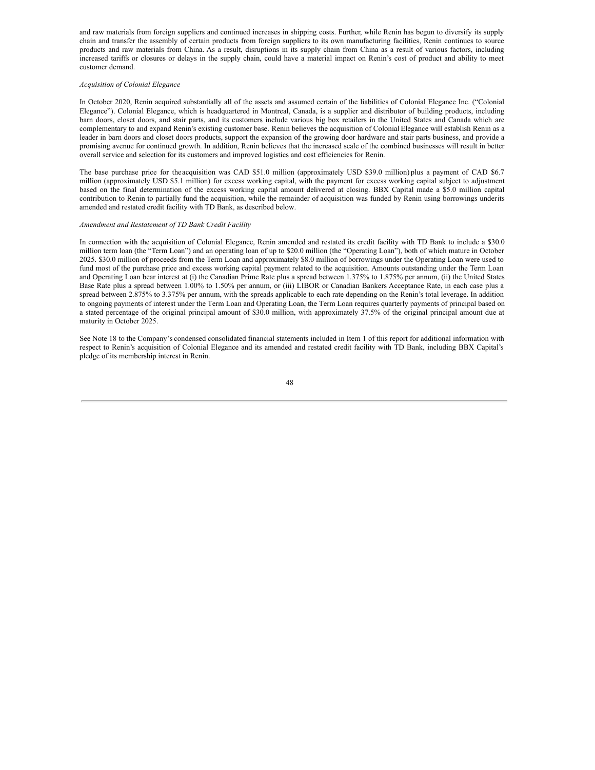and raw materials from foreign suppliers and continued increases in shipping costs. Further, while Renin has begun to diversify its supply chain and transfer the assembly of certain products from foreign suppliers to its own manufacturing facilities, Renin continues to source products and raw materials from China. As a result, disruptions in its supply chain from China as a result of various factors, including increased tariffs or closures or delays in the supply chain, could have a material impact on Renin's cost of product and ability to meet customer demand.

*Acquisition of Colonial Elegance*

In October 2020, Renin acquired substantially all of the assets and assumed certain of the liabilities of Colonial Elegance Inc. ("Colonial Elegance"). Colonial Elegance, which is headquartered in Montreal, Canada, is a supplier and distributor of building products, including barn doors, closet doors, and stair parts, and its customers include various big box retailers in the United States and Canada which are complementary to and expand Renin's existing customer base. Renin believes the acquisition of Colonial Elegance will establish Renin as a leader in barn doors and closet doors products, support the expansion of the growing door hardware and stair parts business, and provide a promising avenue for continued growth. In addition, Renin believes that the increased scale of the combined businesses will result in better overall service and selection for its customers and improved logistics and cost efficiencies for Renin.

The base purchase price for the acquisition was CAD $51.0 million (approximately USD $39.0 million) plus a payment of CAD $6.7 million (approximately USD $5.1 million) for excess working capital, with the payment for excess working capital subject to adjustment based on the final determination of the excess working capital amount delivered at closing. BBX Capital made a $5.0 million capital contribution to Renin to partially fund the acquisition, while the remainder of acquisition was funded by Renin using borrowings under its amended and restated credit facility with TD Bank, as described below.

*Amendment and Restatement of TD Bank Credit Facility*

In connection with the acquisition of Colonial Elegance, Renin amended and restated its credit facility with TD Bank to include a $30.0 million term loan (the "Term Loan") and an operating loan of up to $20.0 million (the "Operating Loan"), both of which mature in October 2025. $30.0 million of proceeds from the Term Loan and approximately $8.0 million of borrowings under the Operating Loan were used to fund most of the purchase price and excess working capital payment related to the acquisition. Amounts outstanding under the Term Loan and Operating Loan bear interest at (i) the Canadian Prime Rate plus a spread between 1.375% to 1.875% per annum, (ii) the United States Base Rate plus a spread between 1.00% to 1.50% per annum, or (iii) LIBOR or Canadian Bankers Acceptance Rate, in each case plus a spread between 2.875% to 3.375% per annum, with the spreads applicable to each rate depending on the Renin's total leverage. In addition to ongoing payments of interest under the Term Loan and Operating Loan, the Term Loan requires quarterly payments of principal based on a stated percentage of the original principal amount of $30.0 million, with approximately 37.5% of the original principal amount due at maturity in October 2025.

See Note 18 to the Company's condensed consolidated financial statements included in Item 1 of this report for additional information with respect to Renin's acquisition of Colonial Elegance and its amended and restated credit facility with TD Bank, including BBX Capital's pledge of its membership interest in Renin.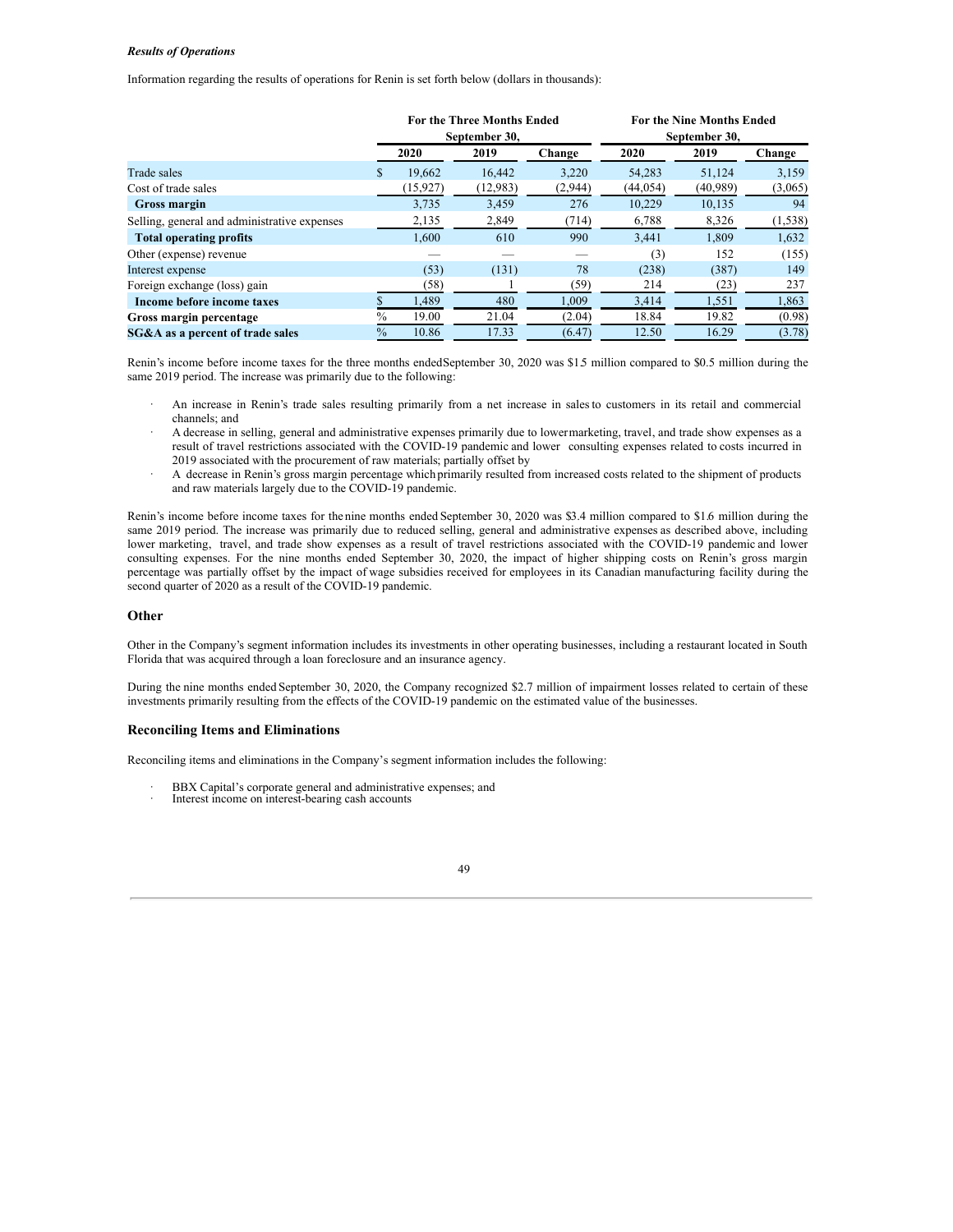***Results of Operations***

Information regarding the results of operations for Renin is set forth below (dollars in thousands):

| | For the Three Months Ended September 30, | | | For the Nine Months Ended September 30, | | |
|---|---|---|---|---|---|---|
| | 2020 | 2019 | Change | 2020 | 2019 | Change |
| Trade sales | $ 19,662 | 16,442 | 3,220 | 54,283 | 51,124 | 3,159 |
| Cost of trade sales | (15,927) | (12,983) | (2,944) | (44,054) | (40,989) | (3,065) |
| **Gross margin** | 3,735 | 3,459 | 276 | 10,229 | 10,135 | 94 |
| Selling, general and administrative expenses | 2,135 | 2,849 | (714) | 6,788 | 8,326 | (1,538) |
| **Total operating profits** | 1,600 | 610 | 990 | 3,441 | 1,809 | 1,632 |
| Other (expense) revenue | — | — | — | (3) | 152 | (155) |
| Interest expense | (53) | (131) | 78 | (238) | (387) | 149 |
| Foreign exchange (loss) gain | (58) | 1 | (59) | 214 | (23) | 237 |
| **Income before income taxes** | $ 1,489 | 480 | 1,009 | 3,414 | 1,551 | 1,863 |
| **Gross margin percentage** | % 19.00 | 21.04 | (2.04) | 18.84 | 19.82 | (0.98) |
| **SG&A as a percent of trade sales** | % 10.86 | 17.33 | (6.47) | 12.50 | 16.29 | (3.78) |

Renin's income before income taxes for the three months ended September 30, 2020 was $1.5 million compared to $0.5 million during the same 2019 period. The increase was primarily due to the following:

- An increase in Renin's trade sales resulting primarily from a net increase in sales to customers in its retail and commercial channels; and
- A decrease in selling, general and administrative expenses primarily due to lower marketing, travel, and trade show expenses as a result of travel restrictions associated with the COVID-19 pandemic and lower consulting expenses related to costs incurred in 2019 associated with the procurement of raw materials; partially offset by
- A decrease in Renin's gross margin percentage which primarily resulted from increased costs related to the shipment of products and raw materials largely due to the COVID-19 pandemic.

Renin's income before income taxes for the nine months ended September 30, 2020 was $3.4 million compared to $1.6 million during the same 2019 period. The increase was primarily due to reduced selling, general and administrative expenses as described above, including lower marketing, travel, and trade show expenses as a result of travel restrictions associated with the COVID-19 pandemic and lower consulting expenses. For the nine months ended September 30, 2020, the impact of higher shipping costs on Renin's gross margin percentage was partially offset by the impact of wage subsidies received for employees in its Canadian manufacturing facility during the second quarter of 2020 as a result of the COVID-19 pandemic.

## Other

Other in the Company's segment information includes its investments in other operating businesses, including a restaurant located in South Florida that was acquired through a loan foreclosure and an insurance agency.

During the nine months ended September 30, 2020, the Company recognized $2.7 million of impairment losses related to certain of these investments primarily resulting from the effects of the COVID-19 pandemic on the estimated value of the businesses.

## Reconciling Items and Eliminations

Reconciling items and eliminations in the Company's segment information includes the following:

- BBX Capital's corporate general and administrative expenses; and
- Interest income on interest-bearing cash accounts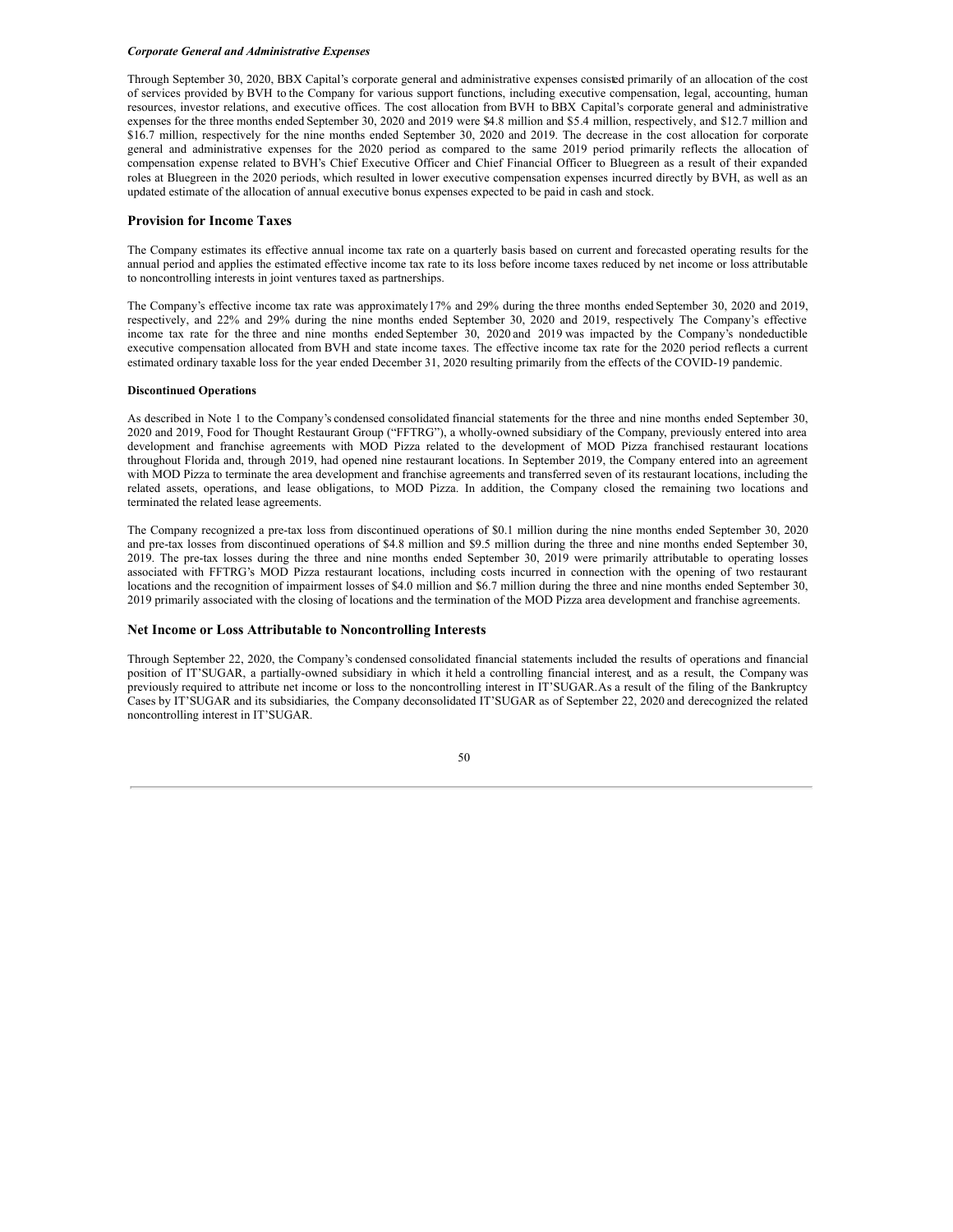***Corporate General and Administrative Expenses***

Through September 30, 2020, BBX Capital's corporate general and administrative expenses consisted primarily of an allocation of the cost of services provided by BVH to the Company for various support functions, including executive compensation, legal, accounting, human resources, investor relations, and executive offices. The cost allocation from BVH to BBX Capital's corporate general and administrative expenses for the three months ended September 30, 2020 and 2019 were $4.8 million and $5.4 million, respectively, and $12.7 million and $16.7 million, respectively for the nine months ended September 30, 2020 and 2019. The decrease in the cost allocation for corporate general and administrative expenses for the 2020 period as compared to the same 2019 period primarily reflects the allocation of compensation expense related to BVH's Chief Executive Officer and Chief Financial Officer to Bluegreen as a result of their expanded roles at Bluegreen in the 2020 periods, which resulted in lower executive compensation expenses incurred directly by BVH, as well as an updated estimate of the allocation of annual executive bonus expenses expected to be paid in cash and stock.

## Provision for Income Taxes

The Company estimates its effective annual income tax rate on a quarterly basis based on current and forecasted operating results for the annual period and applies the estimated effective income tax rate to its loss before income taxes reduced by net income or loss attributable to noncontrolling interests in joint ventures taxed as partnerships.

The Company's effective income tax rate was approximately 17% and 29% during the three months ended September 30, 2020 and 2019, respectively, and 22% and 29% during the nine months ended September 30, 2020 and 2019, respectively. The Company's effective income tax rate for the three and nine months ended September 30, 2020 and 2019 was impacted by the Company's nondeductible executive compensation allocated from BVH and state income taxes. The effective income tax rate for the 2020 period reflects a current estimated ordinary taxable loss for the year ended December 31, 2020 resulting primarily from the effects of the COVID-19 pandemic.

**Discontinued Operations**

As described in Note 1 to the Company's condensed consolidated financial statements for the three and nine months ended September 30, 2020 and 2019, Food for Thought Restaurant Group ("FFTRG"), a wholly-owned subsidiary of the Company, previously entered into area development and franchise agreements with MOD Pizza related to the development of MOD Pizza franchised restaurant locations throughout Florida and, through 2019, had opened nine restaurant locations. In September 2019, the Company entered into an agreement with MOD Pizza to terminate the area development and franchise agreements and transferred seven of its restaurant locations, including the related assets, operations, and lease obligations, to MOD Pizza. In addition, the Company closed the remaining two locations and terminated the related lease agreements.

The Company recognized a pre-tax loss from discontinued operations of $0.1 million during the nine months ended September 30, 2020 and pre-tax losses from discontinued operations of $4.8 million and $9.5 million during the three and nine months ended September 30, 2019. The pre-tax losses during the three and nine months ended September 30, 2019 were primarily attributable to operating losses associated with FFTRG's MOD Pizza restaurant locations, including costs incurred in connection with the opening of two restaurant locations and the recognition of impairment losses of $4.0 million and $6.7 million during the three and nine months ended September 30, 2019 primarily associated with the closing of locations and the termination of the MOD Pizza area development and franchise agreements.

## Net Income or Loss Attributable to Noncontrolling Interests

Through September 22, 2020, the Company's condensed consolidated financial statements included the results of operations and financial position of IT'SUGAR, a partially-owned subsidiary in which it held a controlling financial interest, and as a result, the Company was previously required to attribute net income or loss to the noncontrolling interest in IT'SUGAR. As a result of the filing of the Bankruptcy Cases by IT'SUGAR and its subsidiaries, the Company deconsolidated IT'SUGAR as of September 22, 2020 and derecognized the related noncontrolling interest in IT'SUGAR.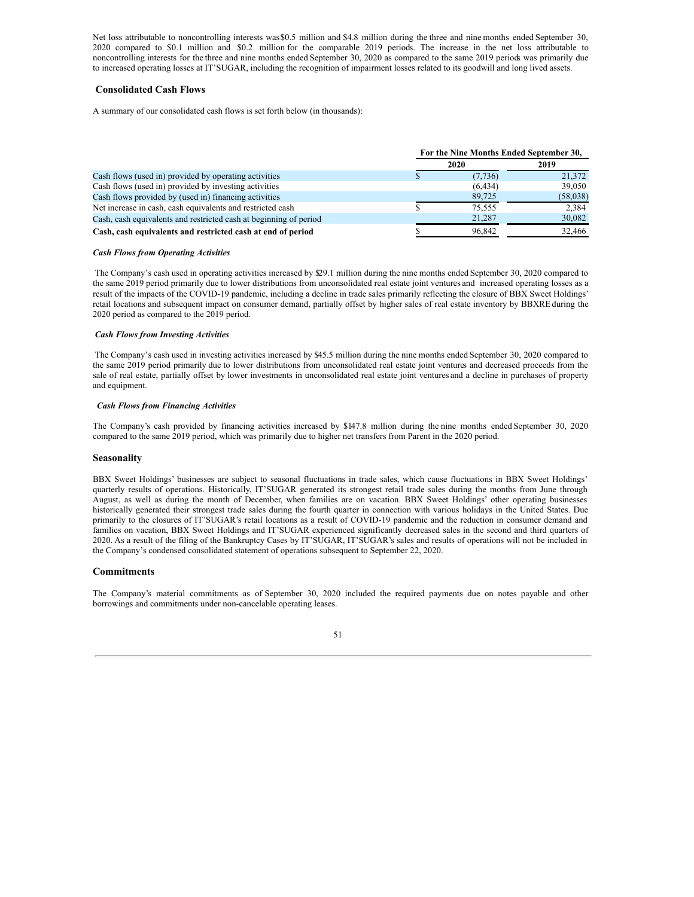Net loss attributable to noncontrolling interests was $0.5 million and $4.8 million during the three and nine months ended September 30, 2020 compared to $0.1 million and $0.2 million for the comparable 2019 periods. The increase in the net loss attributable to noncontrolling interests for the three and nine months ended September 30, 2020 as compared to the same 2019 periods was primarily due to increased operating losses at IT'SUGAR, including the recognition of impairment losses related to its goodwill and long lived assets.

## Consolidated Cash Flows

A summary of our consolidated cash flows is set forth below (in thousands):

| | For the Nine Months Ended September 30, | |
|---|---|---|
| | 2020 | 2019 |
| Cash flows (used in) provided by operating activities | $ (7,736) | 21,372 |
| Cash flows (used in) provided by investing activities | (6,434) | 39,050 |
| Cash flows provided by (used in) financing activities | 89,725 | (58,038) |
| Net increase in cash, cash equivalents and restricted cash | $ 75,555 | 2,384 |
| Cash, cash equivalents and restricted cash at beginning of period | 21,287 | 30,082 |
| **Cash, cash equivalents and restricted cash at end of period** | $ 96,842 | 32,466 |

***Cash Flows from Operating Activities***

The Company's cash used in operating activities increased by $29.1 million during the nine months ended September 30, 2020 compared to the same 2019 period primarily due to lower distributions from unconsolidated real estate joint ventures and increased operating losses as a result of the impacts of the COVID-19 pandemic, including a decline in trade sales primarily reflecting the closure of BBX Sweet Holdings' retail locations and subsequent impact on consumer demand, partially offset by higher sales of real estate inventory by BBXRE during the 2020 period as compared to the 2019 period.

***Cash Flows from Investing Activities***

The Company's cash used in investing activities increased by $45.5 million during the nine months ended September 30, 2020 compared to the same 2019 period primarily due to lower distributions from unconsolidated real estate joint ventures and decreased proceeds from the sale of real estate, partially offset by lower investments in unconsolidated real estate joint ventures and a decline in purchases of property and equipment.

***Cash Flows from Financing Activities***

The Company's cash provided by financing activities increased by $147.8 million during the nine months ended September 30, 2020 compared to the same 2019 period, which was primarily due to higher net transfers from Parent in the 2020 period.

## Seasonality

BBX Sweet Holdings' businesses are subject to seasonal fluctuations in trade sales, which cause fluctuations in BBX Sweet Holdings' quarterly results of operations. Historically, IT'SUGAR generated its strongest retail trade sales during the months from June through August, as well as during the month of December, when families are on vacation. BBX Sweet Holdings' other operating businesses historically generated their strongest trade sales during the fourth quarter in connection with various holidays in the United States. Due primarily to the closures of IT'SUGAR's retail locations as a result of COVID-19 pandemic and the reduction in consumer demand and families on vacation, BBX Sweet Holdings and IT'SUGAR experienced significantly decreased sales in the second and third quarters of 2020. As a result of the filing of the Bankruptcy Cases by IT'SUGAR, IT'SUGAR's sales and results of operations will not be included in the Company's condensed consolidated statement of operations subsequent to September 22, 2020.

## Commitments

The Company's material commitments as of September 30, 2020 included the required payments due on notes payable and other borrowings and commitments under non-cancelable operating leases.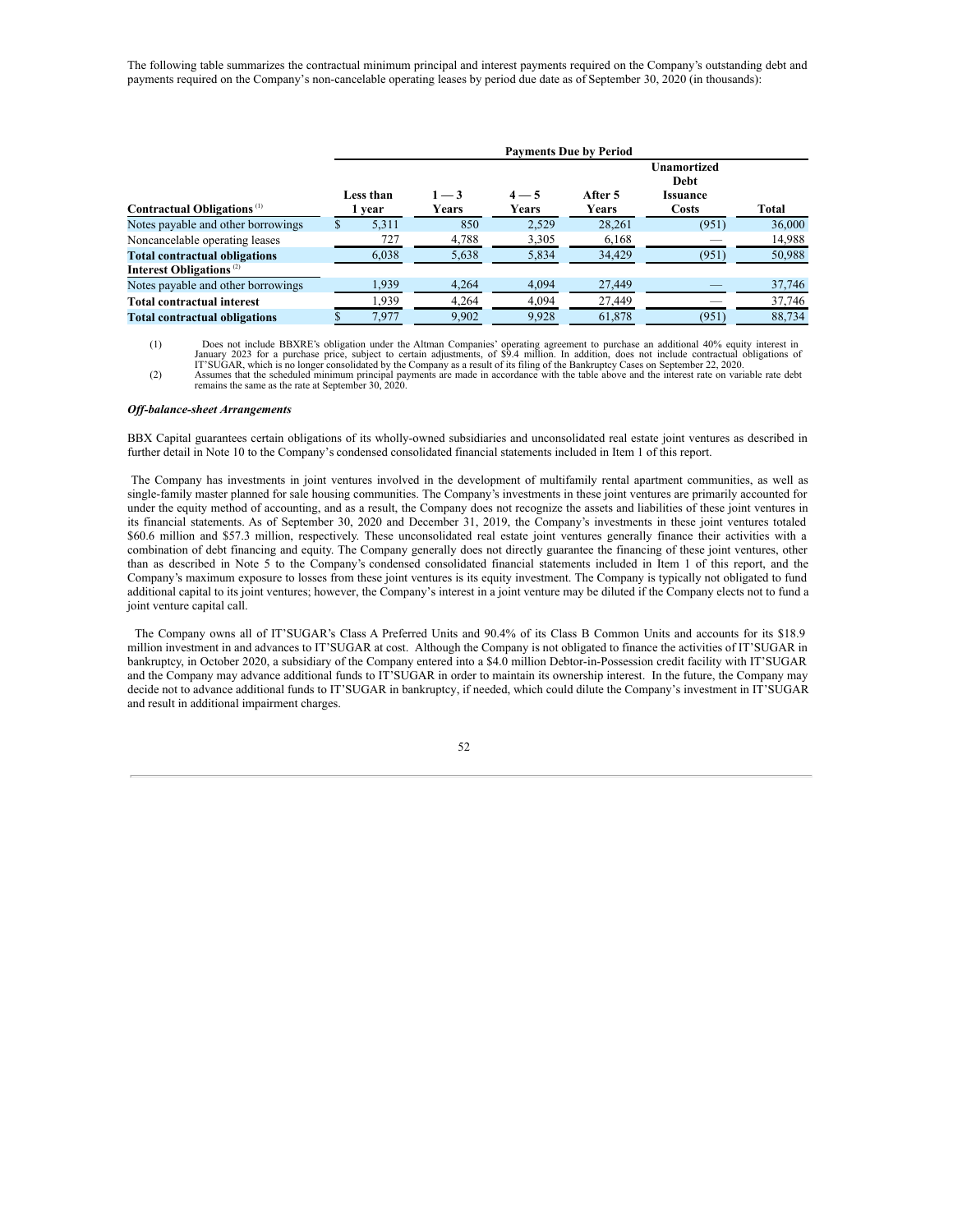The following table summarizes the contractual minimum principal and interest payments required on the Company's outstanding debt and payments required on the Company's non-cancelable operating leases by period due date as of September 30, 2020 (in thousands):

| | Payments Due by Period | | | | | |
|---|---|---|---|---|---|---|
| Contractual Obligations [(1)] | Less than 1 year | 1 — 3 Years | 4 — 5 Years | After 5 Years | Unamortized Debt Issuance Costs | Total |
| Notes payable and other borrowings | $ 5,311 | 850 | 2,529 | 28,261 | (951) | 36,000 |
| Noncancelable operating leases | 727 | 4,788 | 3,305 | 6,168 | — | 14,988 |
| **Total contractual obligations** | 6,038 | 5,638 | 5,834 | 34,429 | (951) | 50,988 |
| **Interest Obligations** [(2)] | | | | | | |
| Notes payable and other borrowings | 1,939 | 4,264 | 4,094 | 27,449 | — | 37,746 |
| **Total contractual interest** | 1,939 | 4,264 | 4,094 | 27,449 | — | 37,746 |
| **Total contractual obligations** | $ 7,977 | 9,902 | 9,928 | 61,878 | (951) | 88,734 |

(1) Does not include BBXRE's obligation under the Altman Companies' operating agreement to purchase an additional 40% equity interest in January 2023 for a purchase price, subject to certain adjustments, of $9.4 million. In addition, does not include contractual obligations of IT'SUGAR, which is no longer consolidated by the Company as a result of its filing of the Bankruptcy Cases on September 22, 2020.

(2) Assumes that the scheduled minimum principal payments are made in accordance with the table above and the interest rate on variable rate debt remains the same as the rate at September 30, 2020.

***Off-balance-sheet Arrangements***

BBX Capital guarantees certain obligations of its wholly-owned subsidiaries and unconsolidated real estate joint ventures as described in further detail in Note 10 to the Company's condensed consolidated financial statements included in Item 1 of this report.

The Company has investments in joint ventures involved in the development of multifamily rental apartment communities, as well as single-family master planned for sale housing communities. The Company's investments in these joint ventures are primarily accounted for under the equity method of accounting, and as a result, the Company does not recognize the assets and liabilities of these joint ventures in its financial statements. As of September 30, 2020 and December 31, 2019, the Company's investments in these joint ventures totaled $60.6 million and $57.3 million, respectively. These unconsolidated real estate joint ventures generally finance their activities with a combination of debt financing and equity. The Company generally does not directly guarantee the financing of these joint ventures, other than as described in Note 5 to the Company's condensed consolidated financial statements included in Item 1 of this report, and the Company's maximum exposure to losses from these joint ventures is its equity investment. The Company is typically not obligated to fund additional capital to its joint ventures; however, the Company's interest in a joint venture may be diluted if the Company elects not to fund a joint venture capital call.

The Company owns all of IT'SUGAR's Class A Preferred Units and 90.4% of its Class B Common Units and accounts for its $18.9 million investment in and advances to IT'SUGAR at cost. Although the Company is not obligated to finance the activities of IT'SUGAR in bankruptcy, in October 2020, a subsidiary of the Company entered into a $4.0 million Debtor-in-Possession credit facility with IT'SUGAR and the Company may advance additional funds to IT'SUGAR in order to maintain its ownership interest. In the future, the Company may decide not to advance additional funds to IT'SUGAR in bankruptcy, if needed, which could dilute the Company's investment in IT'SUGAR and result in additional impairment charges.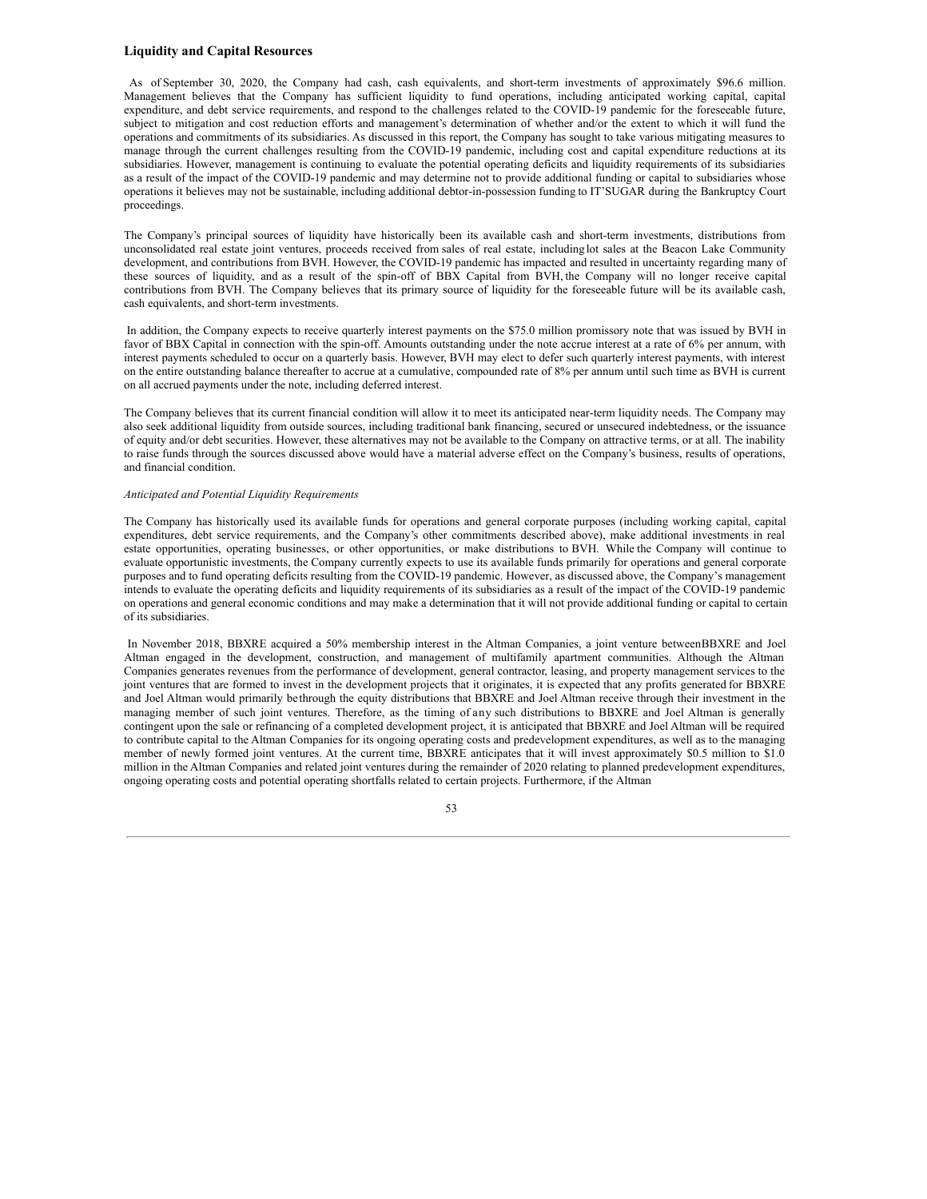## Liquidity and Capital Resources

As of September 30, 2020, the Company had cash, cash equivalents, and short-term investments of approximately $96.6 million. Management believes that the Company has sufficient liquidity to fund operations, including anticipated working capital, capital expenditure, and debt service requirements, and respond to the challenges related to the COVID-19 pandemic for the foreseeable future, subject to mitigation and cost reduction efforts and management's determination of whether and/or the extent to which it will fund the operations and commitments of its subsidiaries. As discussed in this report, the Company has sought to take various mitigating measures to manage through the current challenges resulting from the COVID-19 pandemic, including cost and capital expenditure reductions at its subsidiaries. However, management is continuing to evaluate the potential operating deficits and liquidity requirements of its subsidiaries as a result of the impact of the COVID-19 pandemic and may determine not to provide additional funding or capital to subsidiaries whose operations it believes may not be sustainable, including additional debtor-in-possession funding to IT'SUGAR during the Bankruptcy Court proceedings.

The Company's principal sources of liquidity have historically been its available cash and short-term investments, distributions from unconsolidated real estate joint ventures, proceeds received from sales of real estate, including lot sales at the Beacon Lake Community development, and contributions from BVH. However, the COVID-19 pandemic has impacted and resulted in uncertainty regarding many of these sources of liquidity, and as a result of the spin-off of BBX Capital from BVH, the Company will no longer receive capital contributions from BVH. The Company believes that its primary source of liquidity for the foreseeable future will be its available cash, cash equivalents, and short-term investments.

In addition, the Company expects to receive quarterly interest payments on the $75.0 million promissory note that was issued by BVH in favor of BBX Capital in connection with the spin-off. Amounts outstanding under the note accrue interest at a rate of 6% per annum, with interest payments scheduled to occur on a quarterly basis. However, BVH may elect to defer such quarterly interest payments, with interest on the entire outstanding balance thereafter to accrue at a cumulative, compounded rate of 8% per annum until such time as BVH is current on all accrued payments under the note, including deferred interest.

The Company believes that its current financial condition will allow it to meet its anticipated near-term liquidity needs. The Company may also seek additional liquidity from outside sources, including traditional bank financing, secured or unsecured indebtedness, or the issuance of equity and/or debt securities. However, these alternatives may not be available to the Company on attractive terms, or at all. The inability to raise funds through the sources discussed above would have a material adverse effect on the Company's business, results of operations, and financial condition.

*Anticipated and Potential Liquidity Requirements*

The Company has historically used its available funds for operations and general corporate purposes (including working capital, capital expenditures, debt service requirements, and the Company's other commitments described above), make additional investments in real estate opportunities, operating businesses, or other opportunities, or make distributions to BVH. While the Company will continue to evaluate opportunistic investments, the Company currently expects to use its available funds primarily for operations and general corporate purposes and to fund operating deficits resulting from the COVID-19 pandemic. However, as discussed above, the Company's management intends to evaluate the operating deficits and liquidity requirements of its subsidiaries as a result of the impact of the COVID-19 pandemic on operations and general economic conditions and may make a determination that it will not provide additional funding or capital to certain of its subsidiaries.

In November 2018, BBXRE acquired a 50% membership interest in the Altman Companies, a joint venture between BBXRE and Joel Altman engaged in the development, construction, and management of multifamily apartment communities. Although the Altman Companies generates revenues from the performance of development, general contractor, leasing, and property management services to the joint ventures that are formed to invest in the development projects that it originates, it is expected that any profits generated for BBXRE and Joel Altman would primarily be through the equity distributions that BBXRE and Joel Altman receive through their investment in the managing member of such joint ventures. Therefore, as the timing of any such distributions to BBXRE and Joel Altman is generally contingent upon the sale or refinancing of a completed development project, it is anticipated that BBXRE and Joel Altman will be required to contribute capital to the Altman Companies for its ongoing operating costs and predevelopment expenditures, as well as to the managing member of newly formed joint ventures. At the current time, BBXRE anticipates that it will invest approximately $0.5 million to $1.0 million in the Altman Companies and related joint ventures during the remainder of 2020 relating to planned predevelopment expenditures, ongoing operating costs and potential operating shortfalls related to certain projects. Furthermore, if the Altman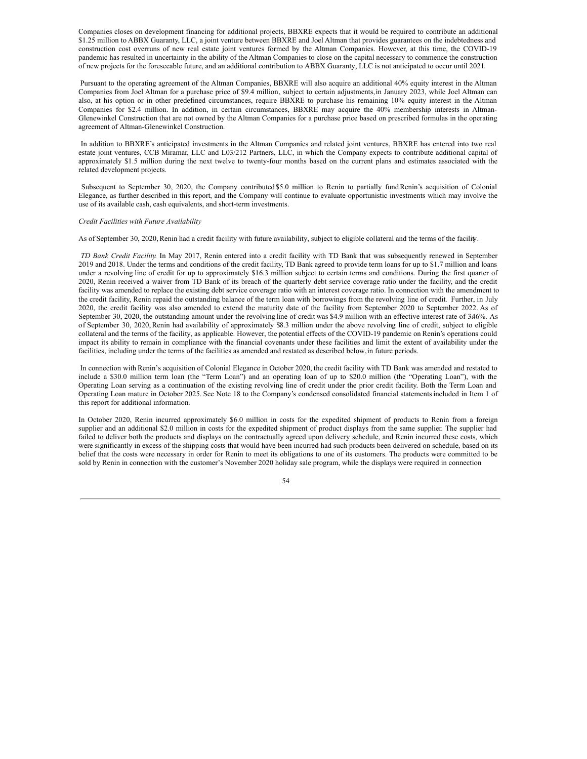Companies closes on development financing for additional projects, BBXRE expects that it would be required to contribute an additional $1.25 million to ABBX Guaranty, LLC, a joint venture between BBXRE and Joel Altman that provides guarantees on the indebtedness and construction cost overruns of new real estate joint ventures formed by the Altman Companies. However, at this time, the COVID-19 pandemic has resulted in uncertainty in the ability of the Altman Companies to close on the capital necessary to commence the construction of new projects for the foreseeable future, and an additional contribution to ABBX Guaranty, LLC is not anticipated to occur until 2021.

Pursuant to the operating agreement of the Altman Companies, BBXRE will also acquire an additional 40% equity interest in the Altman Companies from Joel Altman for a purchase price of $9.4 million, subject to certain adjustments, in January 2023, while Joel Altman can also, at his option or in other predefined circumstances, require BBXRE to purchase his remaining 10% equity interest in the Altman Companies for $2.4 million. In addition, in certain circumstances, BBXRE may acquire the 40% membership interests in Altman-Glenewinkel Construction that are not owned by the Altman Companies for a purchase price based on prescribed formulas in the operating agreement of Altman-Glenewinkel Construction.

In addition to BBXRE's anticipated investments in the Altman Companies and related joint ventures, BBXRE has entered into two real estate joint ventures, CCB Miramar, LLC and L03/212 Partners, LLC, in which the Company expects to contribute additional capital of approximately $1.5 million during the next twelve to twenty-four months based on the current plans and estimates associated with the related development projects.

Subsequent to September 30, 2020, the Company contributed $5.0 million to Renin to partially fund Renin's acquisition of Colonial Elegance, as further described in this report, and the Company will continue to evaluate opportunistic investments which may involve the use of its available cash, cash equivalents, and short-term investments.

*Credit Facilities with Future Availability*

As of September 30, 2020, Renin had a credit facility with future availability, subject to eligible collateral and the terms of the facility.

*TD Bank Credit Facility.* In May 2017, Renin entered into a credit facility with TD Bank that was subsequently renewed in September 2019 and 2018. Under the terms and conditions of the credit facility, TD Bank agreed to provide term loans for up to $1.7 million and loans under a revolving line of credit for up to approximately $16.3 million subject to certain terms and conditions. During the first quarter of 2020, Renin received a waiver from TD Bank of its breach of the quarterly debt service coverage ratio under the facility, and the credit facility was amended to replace the existing debt service coverage ratio with an interest coverage ratio. In connection with the amendment to the credit facility, Renin repaid the outstanding balance of the term loan with borrowings from the revolving line of credit. Further, in July 2020, the credit facility was also amended to extend the maturity date of the facility from September 2020 to September 2022. As of September 30, 2020, the outstanding amount under the revolving line of credit was $4.9 million with an effective interest rate of 3.46%. As of September 30, 2020, Renin had availability of approximately $8.3 million under the above revolving line of credit, subject to eligible collateral and the terms of the facility, as applicable. However, the potential effects of the COVID-19 pandemic on Renin's operations could impact its ability to remain in compliance with the financial covenants under these facilities and limit the extent of availability under the facilities, including under the terms of the facilities as amended and restated as described below, in future periods.

In connection with Renin's acquisition of Colonial Elegance in October 2020, the credit facility with TD Bank was amended and restated to include a $30.0 million term loan (the "Term Loan") and an operating loan of up to $20.0 million (the "Operating Loan"), with the Operating Loan serving as a continuation of the existing revolving line of credit under the prior credit facility. Both the Term Loan and Operating Loan mature in October 2025. See Note 18 to the Company's condensed consolidated financial statements included in Item 1 of this report for additional information.

In October 2020, Renin incurred approximately $6.0 million in costs for the expedited shipment of products to Renin from a foreign supplier and an additional $2.0 million in costs for the expedited shipment of product displays from the same supplier. The supplier had failed to deliver both the products and displays on the contractually agreed upon delivery schedule, and Renin incurred these costs, which were significantly in excess of the shipping costs that would have been incurred had such products been delivered on schedule, based on its belief that the costs were necessary in order for Renin to meet its obligations to one of its customers. The products were committed to be sold by Renin in connection with the customer's November 2020 holiday sale program, while the displays were required in connection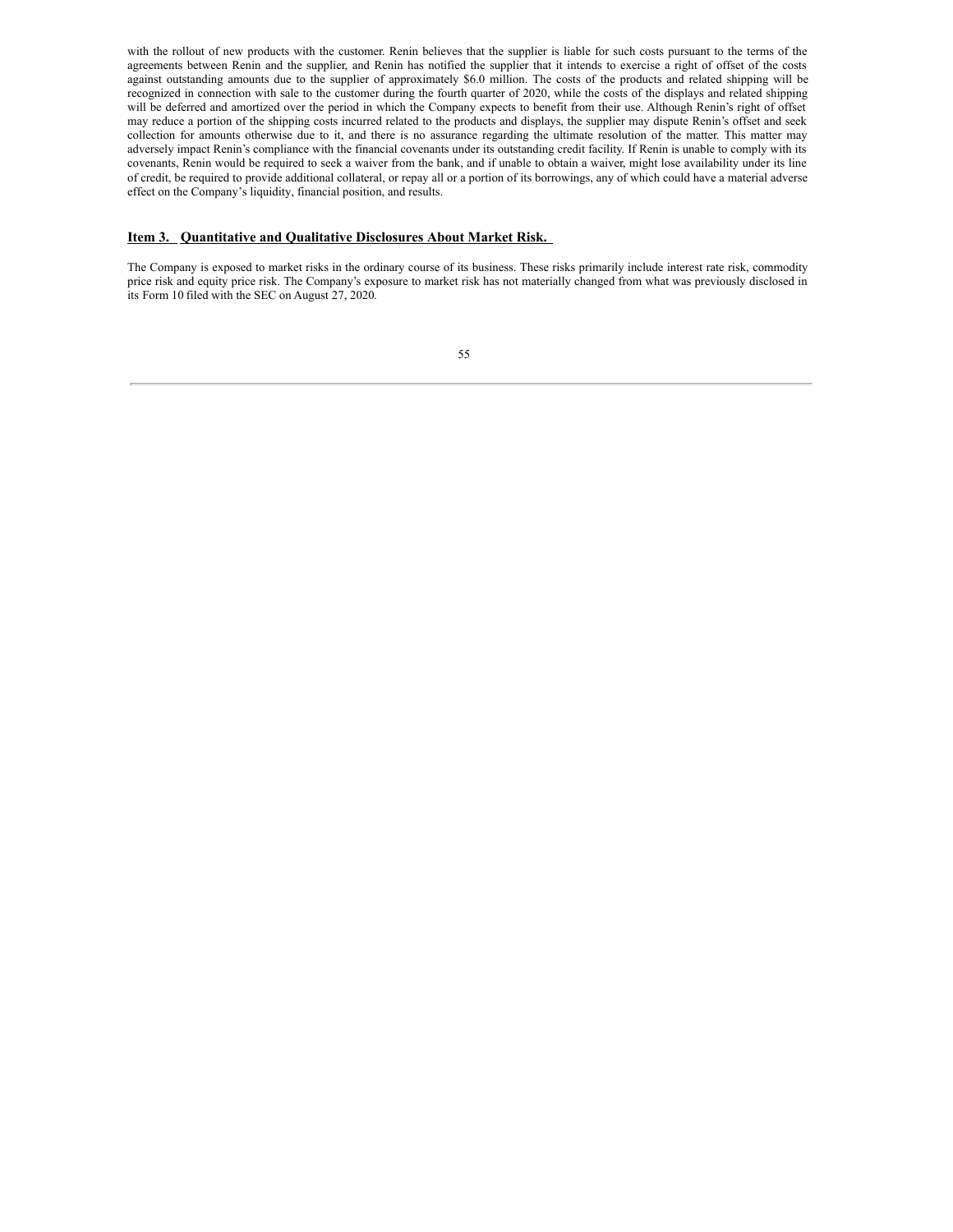with the rollout of new products with the customer. Renin believes that the supplier is liable for such costs pursuant to the terms of the agreements between Renin and the supplier, and Renin has notified the supplier that it intends to exercise a right of offset of the costs against outstanding amounts due to the supplier of approximately $6.0 million. The costs of the products and related shipping will be recognized in connection with sale to the customer during the fourth quarter of 2020, while the costs of the displays and related shipping will be deferred and amortized over the period in which the Company expects to benefit from their use. Although Renin's right of offset may reduce a portion of the shipping costs incurred related to the products and displays, the supplier may dispute Renin's offset and seek collection for amounts otherwise due to it, and there is no assurance regarding the ultimate resolution of the matter. This matter may adversely impact Renin's compliance with the financial covenants under its outstanding credit facility. If Renin is unable to comply with its covenants, Renin would be required to seek a waiver from the bank, and if unable to obtain a waiver, might lose availability under its line of credit, be required to provide additional collateral, or repay all or a portion of its borrowings, any of which could have a material adverse effect on the Company's liquidity, financial position, and results.

## Item 3. Quantitative and Qualitative Disclosures About Market Risk.

The Company is exposed to market risks in the ordinary course of its business. These risks primarily include interest rate risk, commodity price risk and equity price risk. The Company's exposure to market risk has not materially changed from what was previously disclosed in its Form 10 filed with the SEC on August 27, 2020.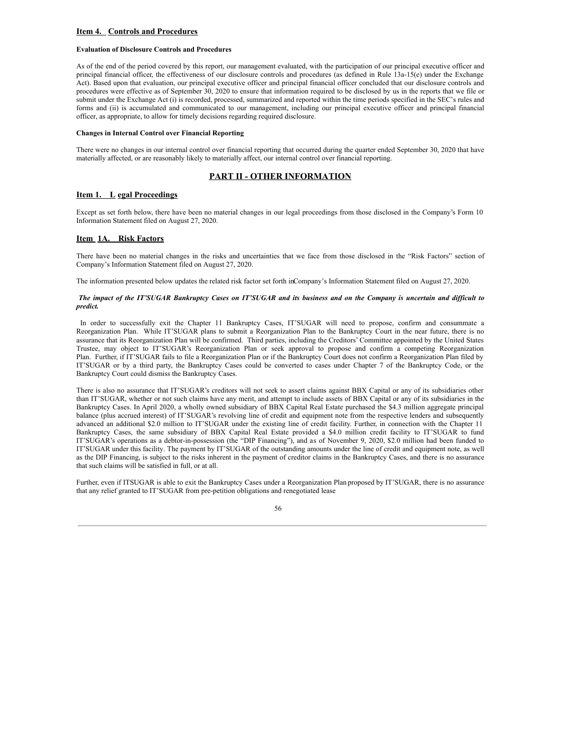## Item 4. Controls and Procedures

**Evaluation of Disclosure Controls and Procedures**

As of the end of the period covered by this report, our management evaluated, with the participation of our principal executive officer and principal financial officer, the effectiveness of our disclosure controls and procedures (as defined in Rule 13a-15(e) under the Exchange Act). Based upon that evaluation, our principal executive officer and principal financial officer concluded that our disclosure controls and procedures were effective as of September 30, 2020 to ensure that information required to be disclosed by us in the reports that we file or submit under the Exchange Act (i) is recorded, processed, summarized and reported within the time periods specified in the SEC's rules and forms and (ii) is accumulated and communicated to our management, including our principal executive officer and principal financial officer, as appropriate, to allow for timely decisions regarding required disclosure.

**Changes in Internal Control over Financial Reporting**

There were no changes in our internal control over financial reporting that occurred during the quarter ended September 30, 2020 that have materially affected, or are reasonably likely to materially affect, our internal control over financial reporting.

# PART II - OTHER INFORMATION

## Item 1. Legal Proceedings

Except as set forth below, there have been no material changes in our legal proceedings from those disclosed in the Company's Form 10 Information Statement filed on August 27, 2020.

## Item 1A. Risk Factors

There have been no material changes in the risks and uncertainties that we face from those disclosed in the "Risk Factors" section of Company's Information Statement filed on August 27, 2020.

The information presented below updates the related risk factor set forth inCompany's Information Statement filed on August 27, 2020.

***The impact of the IT'SUGAR Bankruptcy Cases on IT'SUGAR and its business and on the Company is uncertain and difficult to predict.***

In order to successfully exit the Chapter 11 Bankruptcy Cases, IT'SUGAR will need to propose, confirm and consummate a Reorganization Plan. While IT'SUGAR plans to submit a Reorganization Plan to the Bankruptcy Court in the near future, there is no assurance that its Reorganization Plan will be confirmed. Third parties, including the Creditors' Committee appointed by the United States Trustee, may object to IT'SUGAR's Reorganization Plan or seek approval to propose and confirm a competing Reorganization Plan. Further, if IT'SUGAR fails to file a Reorganization Plan or if the Bankruptcy Court does not confirm a Reorganization Plan filed by IT'SUGAR or by a third party, the Bankruptcy Cases could be converted to cases under Chapter 7 of the Bankruptcy Code, or the Bankruptcy Court could dismiss the Bankruptcy Cases.

There is also no assurance that IT'SUGAR's creditors will not seek to assert claims against BBX Capital or any of its subsidiaries other than IT'SUGAR, whether or not such claims have any merit, and attempt to include assets of BBX Capital or any of its subsidiaries in the Bankruptcy Cases. In April 2020, a wholly owned subsidiary of BBX Capital Real Estate purchased the \$4.3 million aggregate principal balance (plus accrued interest) of IT'SUGAR's revolving line of credit and equipment note from the respective lenders and subsequently advanced an additional \$2.0 million to IT'SUGAR under the existing line of credit facility. Further, in connection with the Chapter 11 Bankruptcy Cases, the same subsidiary of BBX Capital Real Estate provided a \$4.0 million credit facility to IT'SUGAR to fund IT'SUGAR's operations as a debtor-in-possession (the "DIP Financing"), and as of November 9, 2020, \$2.0 million had been funded to IT'SUGAR under this facility. The payment by IT'SUGAR of the outstanding amounts under the line of credit and equipment note, as well as the DIP Financing, is subject to the risks inherent in the payment of creditor claims in the Bankruptcy Cases, and there is no assurance that such claims will be satisfied in full, or at all.

Further, even if ITSUGAR is able to exit the Bankruptcy Cases under a Reorganization Plan proposed by IT'SUGAR, there is no assurance that any relief granted to IT'SUGAR from pre-petition obligations and renegotiated lease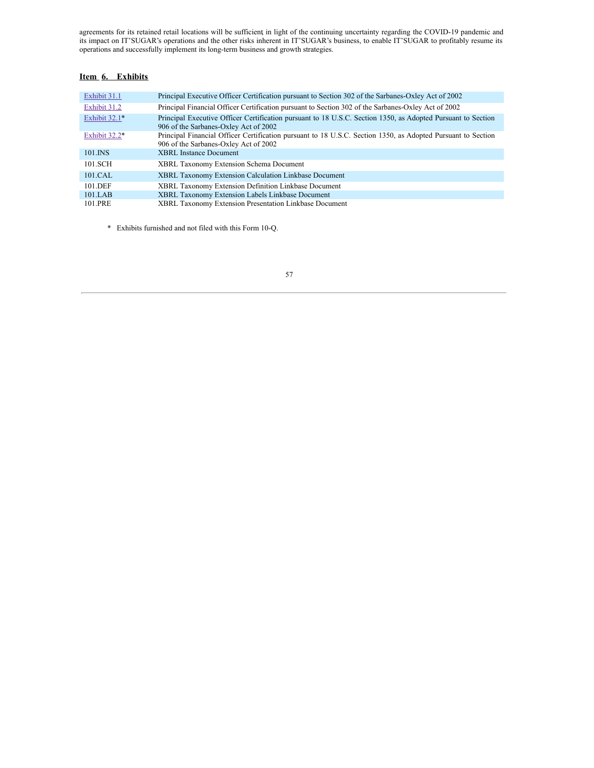agreements for its retained retail locations will be sufficient, in light of the continuing uncertainty regarding the COVID-19 pandemic and its impact on IT'SUGAR's operations and the other risks inherent in IT'SUGAR's business, to enable IT'SUGAR to profitably resume its operations and successfully implement its long-term business and growth strategies.

## Item 6. Exhibits

| | |
|---|---|
| Exhibit 31.1 | Principal Executive Officer Certification pursuant to Section 302 of the Sarbanes-Oxley Act of 2002 |
| Exhibit 31.2 | Principal Financial Officer Certification pursuant to Section 302 of the Sarbanes-Oxley Act of 2002 |
| Exhibit 32.1* | Principal Executive Officer Certification pursuant to 18 U.S.C. Section 1350, as Adopted Pursuant to Section 906 of the Sarbanes-Oxley Act of 2002 |
| Exhibit 32.2* | Principal Financial Officer Certification pursuant to 18 U.S.C. Section 1350, as Adopted Pursuant to Section 906 of the Sarbanes-Oxley Act of 2002 |
| 101.INS | XBRL Instance Document |
| 101.SCH | XBRL Taxonomy Extension Schema Document |
| 101.CAL | XBRL Taxonomy Extension Calculation Linkbase Document |
| 101.DEF | XBRL Taxonomy Extension Definition Linkbase Document |
| 101.LAB | XBRL Taxonomy Extension Labels Linkbase Document |
| 101.PRE | XBRL Taxonomy Extension Presentation Linkbase Document |

\* Exhibits furnished and not filed with this Form 10-Q.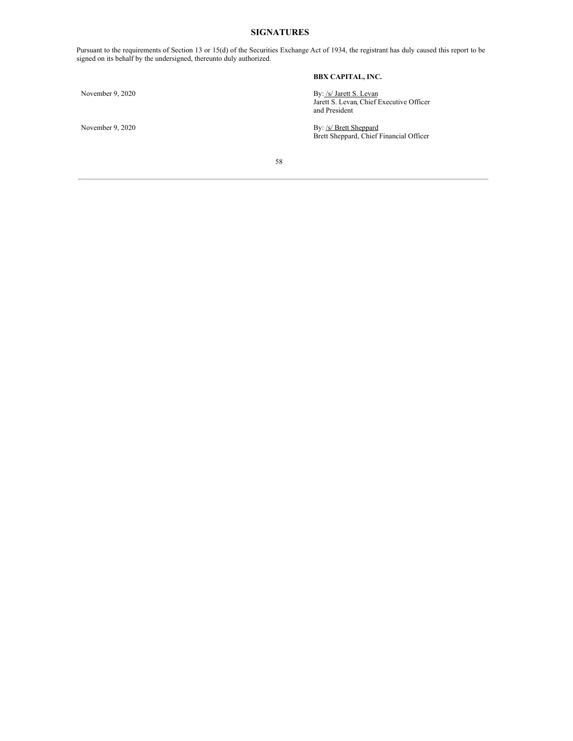## SIGNATURES

Pursuant to the requirements of Section 13 or 15(d) of the Securities Exchange Act of 1934, the registrant has duly caused this report to be signed on its behalf by the undersigned, thereunto duly authorized.

**BBX CAPITAL, INC.**

| | |
|---|---|
| November 9, 2020 | By: /s/ Jarett S. Levan<br>Jarett S. Levan, Chief Executive Officer and President |
| November 9, 2020 | By: /s/ Brett Sheppard<br>Brett Sheppard, Chief Financial Officer |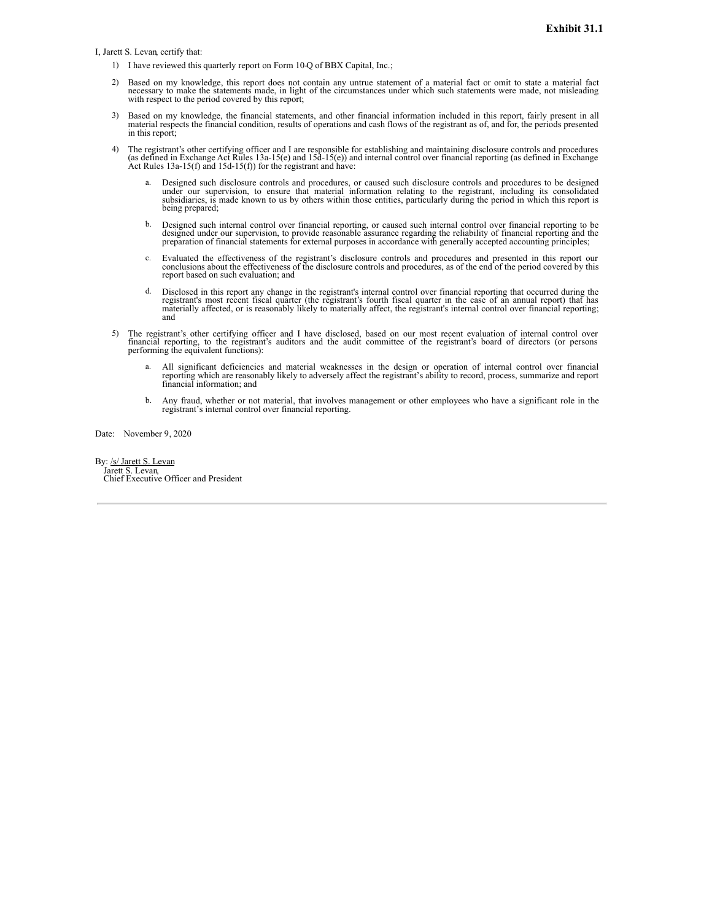**Exhibit 31.1**

I, Jarett S. Levan, certify that:

1) I have reviewed this quarterly report on Form 10-Q of BBX Capital, Inc.;

2) Based on my knowledge, this report does not contain any untrue statement of a material fact or omit to state a material fact necessary to make the statements made, in light of the circumstances under which such statements were made, not misleading with respect to the period covered by this report;

3) Based on my knowledge, the financial statements, and other financial information included in this report, fairly present in all material respects the financial condition, results of operations and cash flows of the registrant as of, and for, the periods presented in this report;

4) The registrant's other certifying officer and I are responsible for establishing and maintaining disclosure controls and procedures (as defined in Exchange Act Rules 13a-15(e) and 15d-15(e)) and internal control over financial reporting (as defined in Exchange Act Rules 13a-15(f) and 15d-15(f)) for the registrant and have:

   a. Designed such disclosure controls and procedures, or caused such disclosure controls and procedures to be designed under our supervision, to ensure that material information relating to the registrant, including its consolidated subsidiaries, is made known to us by others within those entities, particularly during the period in which this report is being prepared;

   b. Designed such internal control over financial reporting, or caused such internal control over financial reporting to be designed under our supervision, to provide reasonable assurance regarding the reliability of financial reporting and the preparation of financial statements for external purposes in accordance with generally accepted accounting principles;

   c. Evaluated the effectiveness of the registrant's disclosure controls and procedures and presented in this report our conclusions about the effectiveness of the disclosure controls and procedures, as of the end of the period covered by this report based on such evaluation; and

   d. Disclosed in this report any change in the registrant's internal control over financial reporting that occurred during the registrant's most recent fiscal quarter (the registrant's fourth fiscal quarter in the case of an annual report) that has materially affected, or is reasonably likely to materially affect, the registrant's internal control over financial reporting; and

5) The registrant's other certifying officer and I have disclosed, based on our most recent evaluation of internal control over financial reporting, to the registrant's auditors and the audit committee of the registrant's board of directors (or persons performing the equivalent functions):

   a. All significant deficiencies and material weaknesses in the design or operation of internal control over financial reporting which are reasonably likely to adversely affect the registrant's ability to record, process, summarize and report financial information; and

   b. Any fraud, whether or not material, that involves management or other employees who have a significant role in the registrant's internal control over financial reporting.

Date: November 9, 2020

By: /s/ Jarett S. Levan
Jarett S. Levan,
Chief Executive Officer and President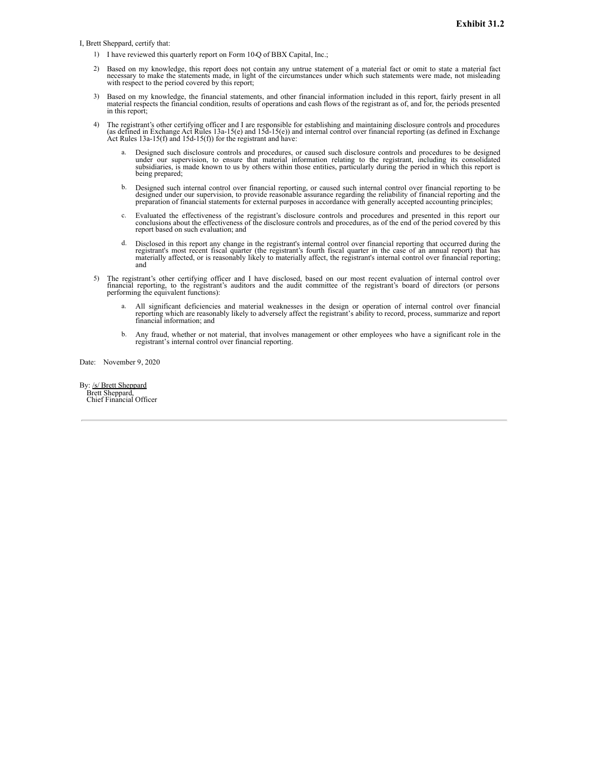**Exhibit 31.2**

I, Brett Sheppard, certify that:

1) I have reviewed this quarterly report on Form 10-Q of BBX Capital, Inc.;

2) Based on my knowledge, this report does not contain any untrue statement of a material fact or omit to state a material fact necessary to make the statements made, in light of the circumstances under which such statements were made, not misleading with respect to the period covered by this report;

3) Based on my knowledge, the financial statements, and other financial information included in this report, fairly present in all material respects the financial condition, results of operations and cash flows of the registrant as of, and for, the periods presented in this report;

4) The registrant's other certifying officer and I are responsible for establishing and maintaining disclosure controls and procedures (as defined in Exchange Act Rules 13a-15(e) and 15d-15(e)) and internal control over financial reporting (as defined in Exchange Act Rules 13a-15(f) and 15d-15(f)) for the registrant and have:

   a. Designed such disclosure controls and procedures, or caused such disclosure controls and procedures to be designed under our supervision, to ensure that material information relating to the registrant, including its consolidated subsidiaries, is made known to us by others within those entities, particularly during the period in which this report is being prepared;

   b. Designed such internal control over financial reporting, or caused such internal control over financial reporting to be designed under our supervision, to provide reasonable assurance regarding the reliability of financial reporting and the preparation of financial statements for external purposes in accordance with generally accepted accounting principles;

   c. Evaluated the effectiveness of the registrant's disclosure controls and procedures and presented in this report our conclusions about the effectiveness of the disclosure controls and procedures, as of the end of the period covered by this report based on such evaluation; and

   d. Disclosed in this report any change in the registrant's internal control over financial reporting that occurred during the registrant's most recent fiscal quarter (the registrant's fourth fiscal quarter in the case of an annual report) that has materially affected, or is reasonably likely to materially affect, the registrant's internal control over financial reporting; and

5) The registrant's other certifying officer and I have disclosed, based on our most recent evaluation of internal control over financial reporting, to the registrant's auditors and the audit committee of the registrant's board of directors (or persons performing the equivalent functions):

   a. All significant deficiencies and material weaknesses in the design or operation of internal control over financial reporting which are reasonably likely to adversely affect the registrant's ability to record, process, summarize and report financial information; and

   b. Any fraud, whether or not material, that involves management or other employees who have a significant role in the registrant's internal control over financial reporting.

Date: November 9, 2020

By: /s/ Brett Sheppard
Brett Sheppard,
Chief Financial Officer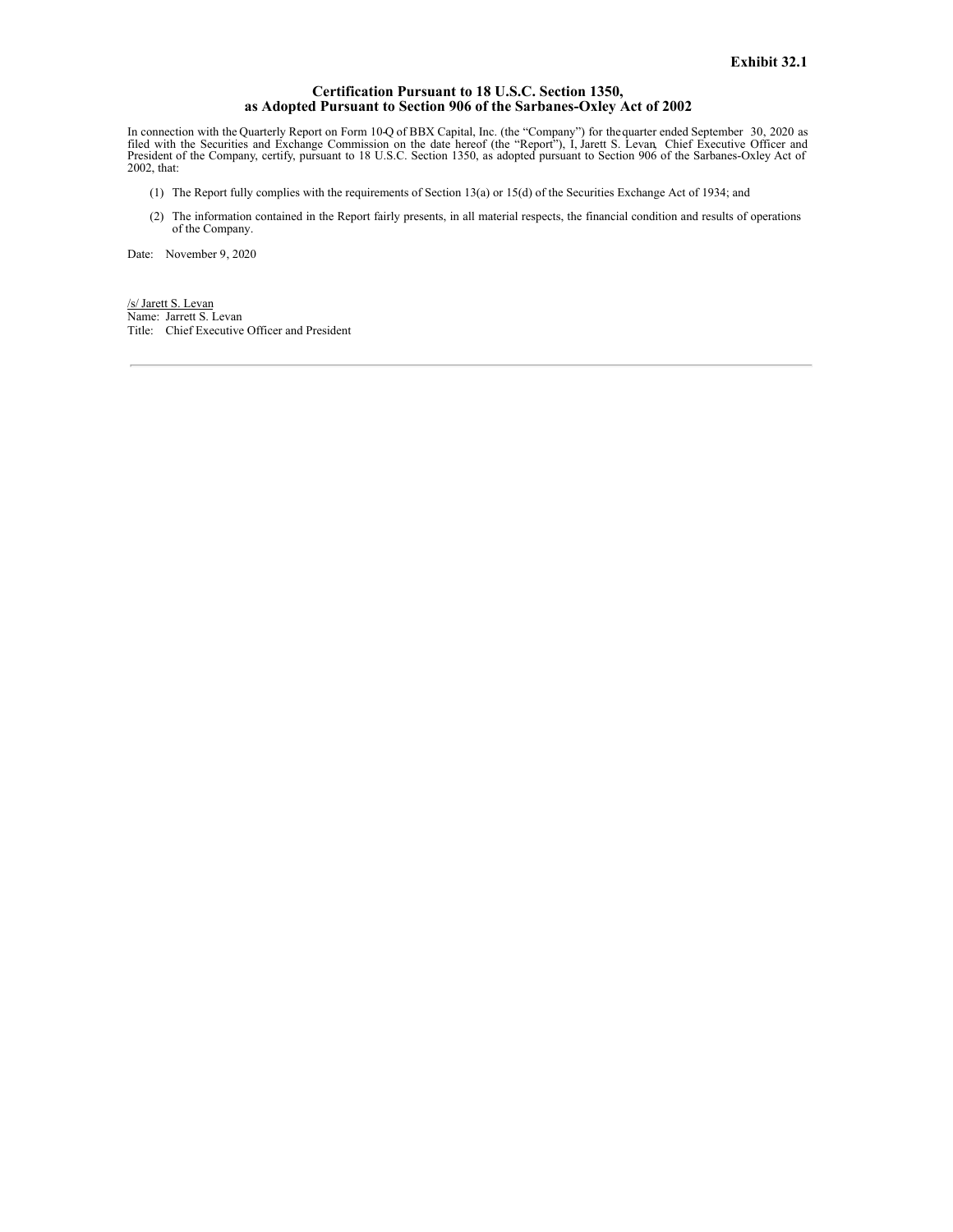**Exhibit 32.1**

## Certification Pursuant to 18 U.S.C. Section 1350, as Adopted Pursuant to Section 906 of the Sarbanes-Oxley Act of 2002

In connection with the Quarterly Report on Form 10-Q of BBX Capital, Inc. (the "Company") for the quarter ended September 30, 2020 as filed with the Securities and Exchange Commission on the date hereof (the "Report"), I, Jarett S. Levan, Chief Executive Officer and President of the Company, certify, pursuant to 18 U.S.C. Section 1350, as adopted pursuant to Section 906 of the Sarbanes-Oxley Act of 2002, that:

(1) The Report fully complies with the requirements of Section 13(a) or 15(d) of the Securities Exchange Act of 1934; and

(2) The information contained in the Report fairly presents, in all material respects, the financial condition and results of operations of the Company.

Date: November 9, 2020

/s/ Jarett S. Levan
Name: Jarrett S. Levan
Title: Chief Executive Officer and President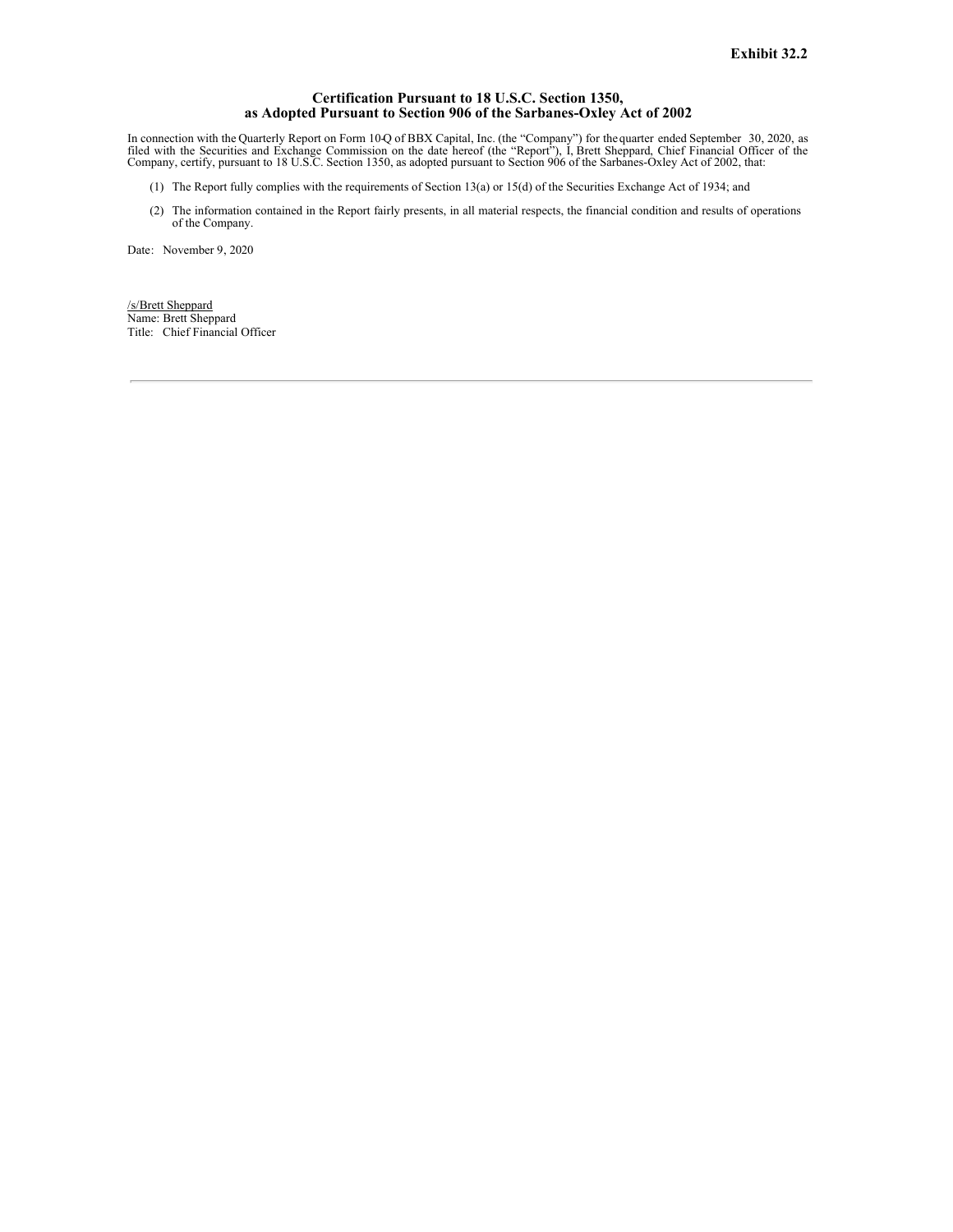**Exhibit 32.2**

## Certification Pursuant to 18 U.S.C. Section 1350, as Adopted Pursuant to Section 906 of the Sarbanes-Oxley Act of 2002

In connection with the Quarterly Report on Form 10-Q of BBX Capital, Inc. (the "Company") for the quarter ended September 30, 2020, as filed with the Securities and Exchange Commission on the date hereof (the "Report"), I, Brett Sheppard, Chief Financial Officer of the Company, certify, pursuant to 18 U.S.C. Section 1350, as adopted pursuant to Section 906 of the Sarbanes-Oxley Act of 2002, that:

(1) The Report fully complies with the requirements of Section 13(a) or 15(d) of the Securities Exchange Act of 1934; and

(2) The information contained in the Report fairly presents, in all material respects, the financial condition and results of operations of the Company.

Date: November 9, 2020

/s/Brett Sheppard
Name: Brett Sheppard
Title: Chief Financial Officer